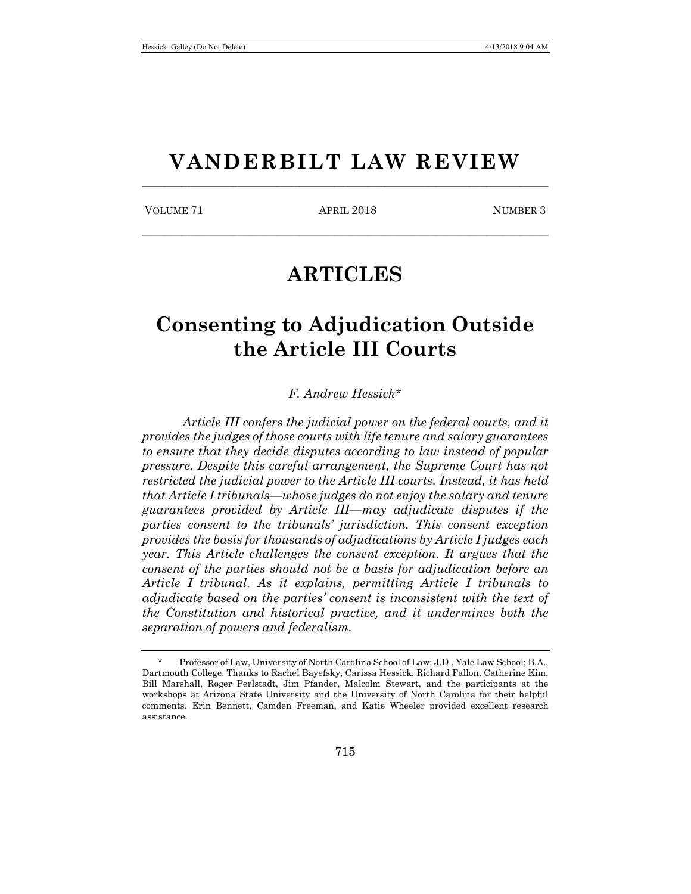# VANDERBILT LAW REVIEW

VOLUME 71 — APRIL 2018 — NUMBER 3

## ARTICLES

# Consenting to Adjudication Outside the Article III Courts

*F. Andrew Hessick**

*Article III confers the judicial power on the federal courts, and it provides the judges of those courts with life tenure and salary guarantees to ensure that they decide disputes according to law instead of popular pressure. Despite this careful arrangement, the Supreme Court has not restricted the judicial power to the Article III courts. Instead, it has held that Article I tribunals—whose judges do not enjoy the salary and tenure guarantees provided by Article III—may adjudicate disputes if the parties consent to the tribunals' jurisdiction. This consent exception provides the basis for thousands of adjudications by Article I judges each year. This Article challenges the consent exception. It argues that the consent of the parties should not be a basis for adjudication before an Article I tribunal. As it explains, permitting Article I tribunals to adjudicate based on the parties' consent is inconsistent with the text of the Constitution and historical practice, and it undermines both the separation of powers and federalism.*

---

\* Professor of Law, University of North Carolina School of Law; J.D., Yale Law School; B.A., Dartmouth College. Thanks to Rachel Bayefsky, Carissa Hessick, Richard Fallon, Catherine Kim, Bill Marshall, Roger Perlstadt, Jim Pfander, Malcolm Stewart, and the participants at the workshops at Arizona State University and the University of North Carolina for their helpful comments. Erin Bennett, Camden Freeman, and Katie Wheeler provided excellent research assistance.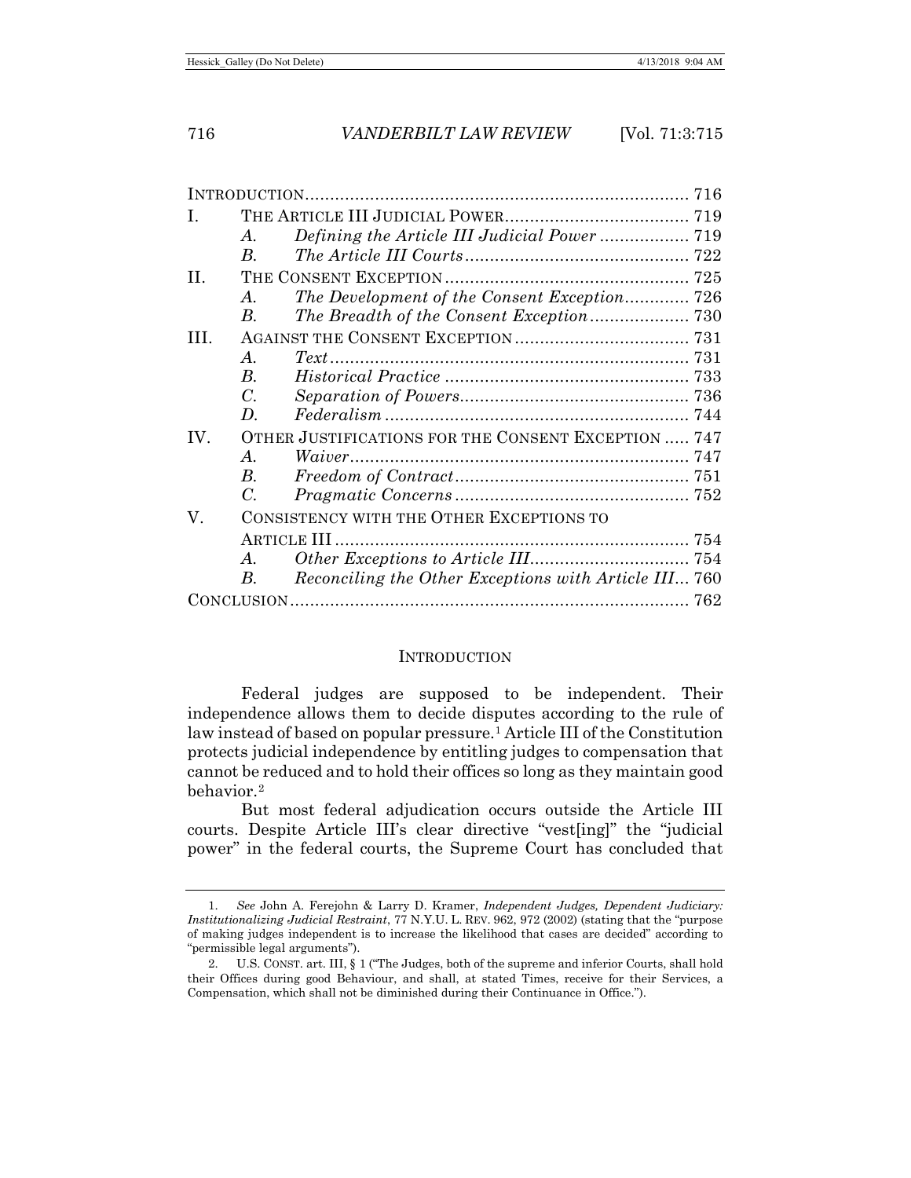| | | | |
|---|---|---|---|
| INTRODUCTION | | | 716 |
| I. | THE ARTICLE III JUDICIAL POWER | | 719 |
| | *A.* | *Defining the Article III Judicial Power* | 719 |
| | *B.* | *The Article III Courts* | 722 |
| II. | THE CONSENT EXCEPTION | | 725 |
| | *A.* | *The Development of the Consent Exception* | 726 |
| | *B.* | *The Breadth of the Consent Exception* | 730 |
| III. | AGAINST THE CONSENT EXCEPTION | | 731 |
| | *A.* | *Text* | 731 |
| | *B.* | *Historical Practice* | 733 |
| | *C.* | *Separation of Powers* | 736 |
| | *D.* | *Federalism* | 744 |
| IV. | OTHER JUSTIFICATIONS FOR THE CONSENT EXCEPTION | | 747 |
| | *A.* | *Waiver* | 747 |
| | *B.* | *Freedom of Contract* | 751 |
| | *C.* | *Pragmatic Concerns* | 752 |
| V. | CONSISTENCY WITH THE OTHER EXCEPTIONS TO ARTICLE III | | 754 |
| | *A.* | *Other Exceptions to Article III* | 754 |
| | *B.* | *Reconciling the Other Exceptions with Article III* | 760 |
| CONCLUSION | | | 762 |

## INTRODUCTION

Federal judges are supposed to be independent. Their independence allows them to decide disputes according to the rule of law instead of based on popular pressure.[1] Article III of the Constitution protects judicial independence by entitling judges to compensation that cannot be reduced and to hold their offices so long as they maintain good behavior.[2]

But most federal adjudication occurs outside the Article III courts. Despite Article III's clear directive "vest[ing]" the "judicial power" in the federal courts, the Supreme Court has concluded that

---

1. *See* John A. Ferejohn & Larry D. Kramer, *Independent Judges, Dependent Judiciary: Institutionalizing Judicial Restraint*, 77 N.Y.U. L. REV. 962, 972 (2002) (stating that the "purpose of making judges independent is to increase the likelihood that cases are decided" according to "permissible legal arguments").

2. U.S. CONST. art. III, § 1 ("The Judges, both of the supreme and inferior Courts, shall hold their Offices during good Behaviour, and shall, at stated Times, receive for their Services, a Compensation, which shall not be diminished during their Continuance in Office.").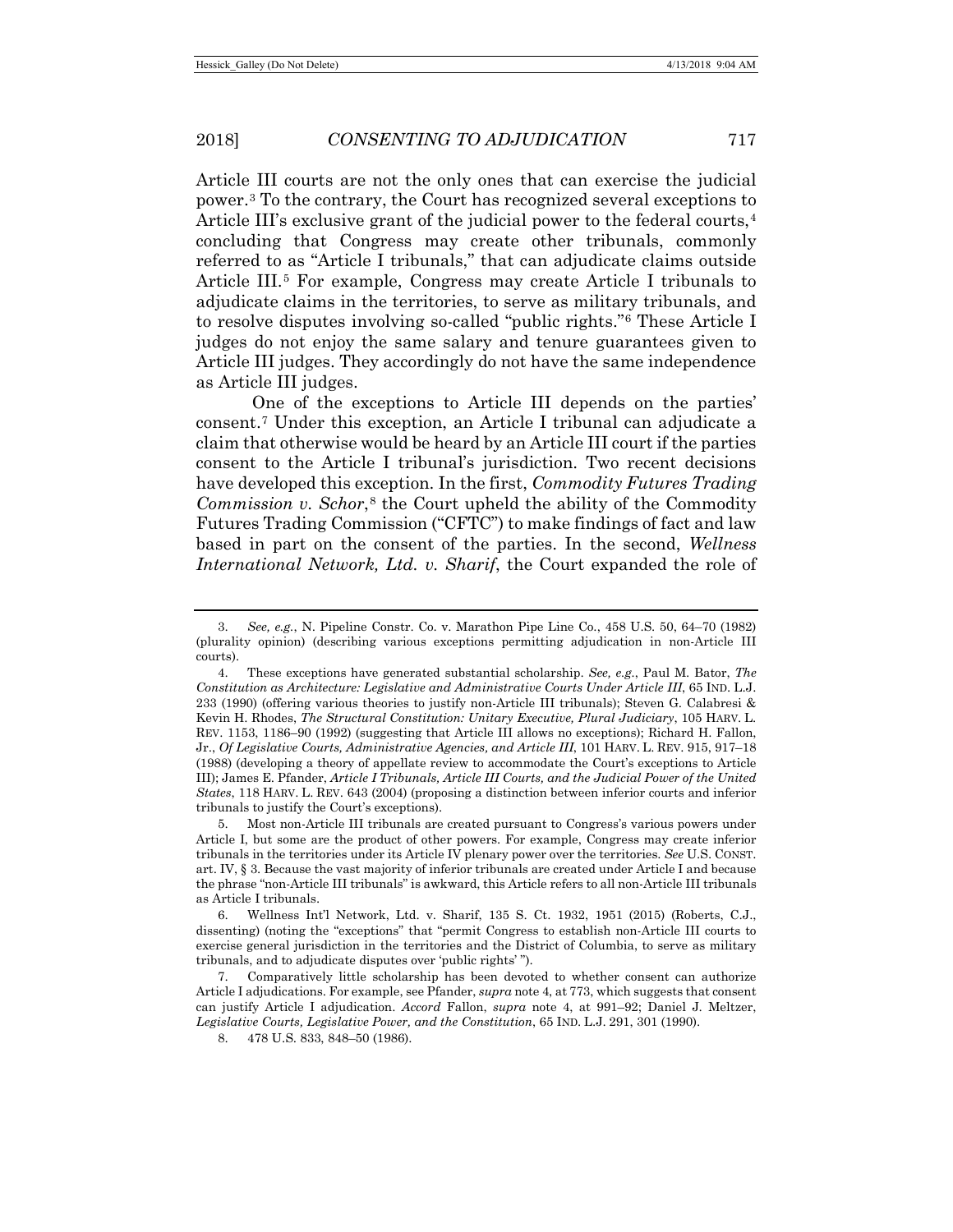Article III courts are not the only ones that can exercise the judicial power.[3] To the contrary, the Court has recognized several exceptions to Article III's exclusive grant of the judicial power to the federal courts,[4] concluding that Congress may create other tribunals, commonly referred to as "Article I tribunals," that can adjudicate claims outside Article III.[5] For example, Congress may create Article I tribunals to adjudicate claims in the territories, to serve as military tribunals, and to resolve disputes involving so-called "public rights."[6] These Article I judges do not enjoy the same salary and tenure guarantees given to Article III judges. They accordingly do not have the same independence as Article III judges.

One of the exceptions to Article III depends on the parties' consent.[7] Under this exception, an Article I tribunal can adjudicate a claim that otherwise would be heard by an Article III court if the parties consent to the Article I tribunal's jurisdiction. Two recent decisions have developed this exception. In the first, *Commodity Futures Trading Commission v. Schor*,[8] the Court upheld the ability of the Commodity Futures Trading Commission ("CFTC") to make findings of fact and law based in part on the consent of the parties. In the second, *Wellness International Network, Ltd. v. Sharif*, the Court expanded the role of

---

3. *See, e.g.*, N. Pipeline Constr. Co. v. Marathon Pipe Line Co., 458 U.S. 50, 64–70 (1982) (plurality opinion) (describing various exceptions permitting adjudication in non-Article III courts).

4. These exceptions have generated substantial scholarship. *See, e.g.*, Paul M. Bator, *The Constitution as Architecture: Legislative and Administrative Courts Under Article III*, 65 IND. L.J. 233 (1990) (offering various theories to justify non-Article III tribunals); Steven G. Calabresi & Kevin H. Rhodes, *The Structural Constitution: Unitary Executive, Plural Judiciary*, 105 HARV. L. REV. 1153, 1186–90 (1992) (suggesting that Article III allows no exceptions); Richard H. Fallon, Jr., *Of Legislative Courts, Administrative Agencies, and Article III*, 101 HARV. L. REV. 915, 917–18 (1988) (developing a theory of appellate review to accommodate the Court's exceptions to Article III); James E. Pfander, *Article I Tribunals, Article III Courts, and the Judicial Power of the United States*, 118 HARV. L. REV. 643 (2004) (proposing a distinction between inferior courts and inferior tribunals to justify the Court's exceptions).

5. Most non-Article III tribunals are created pursuant to Congress's various powers under Article I, but some are the product of other powers. For example, Congress may create inferior tribunals in the territories under its Article IV plenary power over the territories. *See* U.S. CONST. art. IV, § 3. Because the vast majority of inferior tribunals are created under Article I and because the phrase "non-Article III tribunals" is awkward, this Article refers to all non-Article III tribunals as Article I tribunals.

6. Wellness Int'l Network, Ltd. v. Sharif, 135 S. Ct. 1932, 1951 (2015) (Roberts, C.J., dissenting) (noting the "exceptions" that "permit Congress to establish non-Article III courts to exercise general jurisdiction in the territories and the District of Columbia, to serve as military tribunals, and to adjudicate disputes over 'public rights' ").

7. Comparatively little scholarship has been devoted to whether consent can authorize Article I adjudications. For example, see Pfander, *supra* note 4, at 773, which suggests that consent can justify Article I adjudication. *Accord* Fallon, *supra* note 4, at 991–92; Daniel J. Meltzer, *Legislative Courts, Legislative Power, and the Constitution*, 65 IND. L.J. 291, 301 (1990).

8. 478 U.S. 833, 848–50 (1986).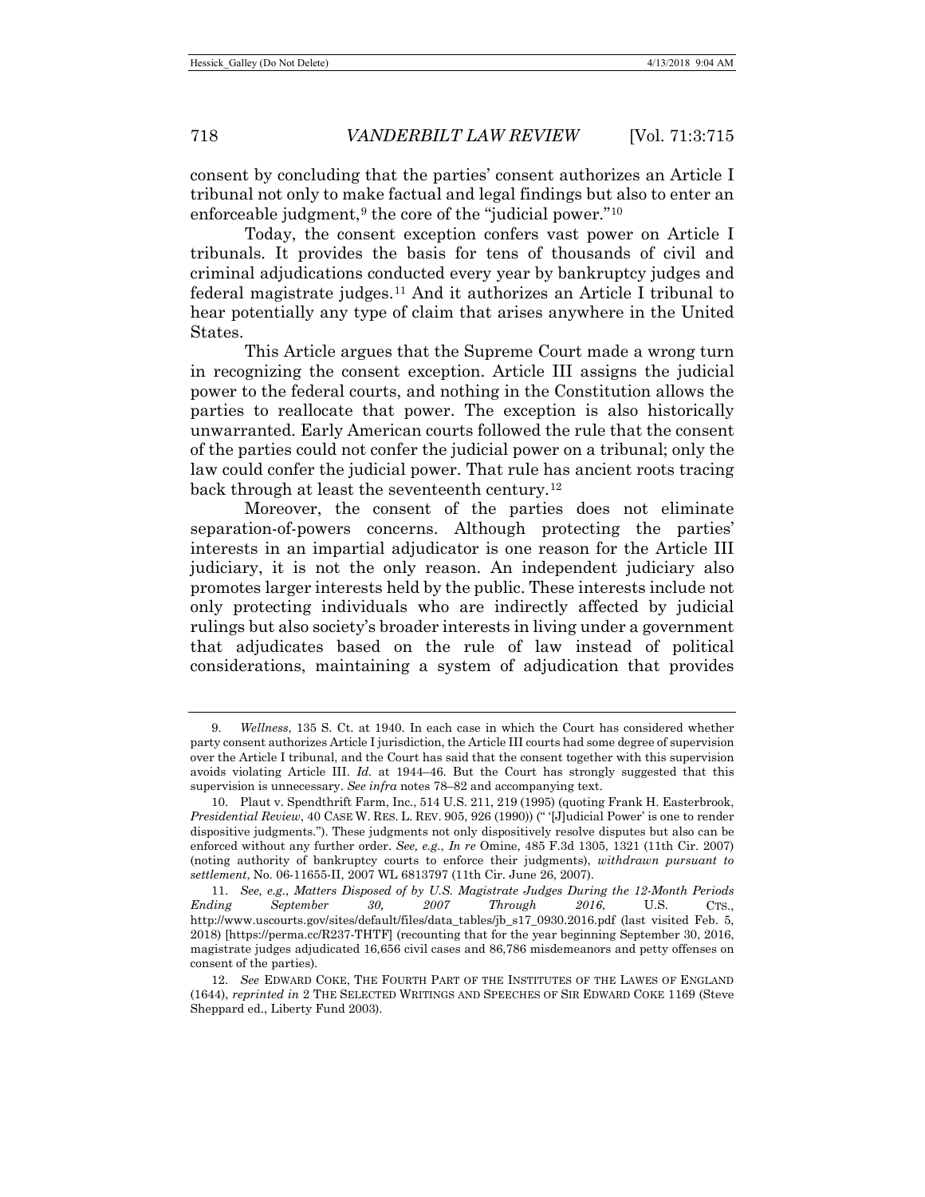consent by concluding that the parties' consent authorizes an Article I tribunal not only to make factual and legal findings but also to enter an enforceable judgment,[9] the core of the "judicial power."[10]

Today, the consent exception confers vast power on Article I tribunals. It provides the basis for tens of thousands of civil and criminal adjudications conducted every year by bankruptcy judges and federal magistrate judges.[11] And it authorizes an Article I tribunal to hear potentially any type of claim that arises anywhere in the United States.

This Article argues that the Supreme Court made a wrong turn in recognizing the consent exception. Article III assigns the judicial power to the federal courts, and nothing in the Constitution allows the parties to reallocate that power. The exception is also historically unwarranted. Early American courts followed the rule that the consent of the parties could not confer the judicial power on a tribunal; only the law could confer the judicial power. That rule has ancient roots tracing back through at least the seventeenth century.[12]

Moreover, the consent of the parties does not eliminate separation-of-powers concerns. Although protecting the parties' interests in an impartial adjudicator is one reason for the Article III judiciary, it is not the only reason. An independent judiciary also promotes larger interests held by the public. These interests include not only protecting individuals who are indirectly affected by judicial rulings but also society's broader interests in living under a government that adjudicates based on the rule of law instead of political considerations, maintaining a system of adjudication that provides

---

9. *Wellness*, 135 S. Ct. at 1940. In each case in which the Court has considered whether party consent authorizes Article I jurisdiction, the Article III courts had some degree of supervision over the Article I tribunal, and the Court has said that the consent together with this supervision avoids violating Article III. *Id.* at 1944–46. But the Court has strongly suggested that this supervision is unnecessary. *See infra* notes 78–82 and accompanying text.

10. Plaut v. Spendthrift Farm, Inc., 514 U.S. 211, 219 (1995) (quoting Frank H. Easterbrook, *Presidential Review*, 40 CASE W. RES. L. REV. 905, 926 (1990)) ("'[J]udicial Power' is one to render dispositive judgments."). These judgments not only dispositively resolve disputes but also can be enforced without any further order. *See, e.g.*, *In re* Omine, 485 F.3d 1305, 1321 (11th Cir. 2007) (noting authority of bankruptcy courts to enforce their judgments), *withdrawn pursuant to settlement*, No. 06-11655-II, 2007 WL 6813797 (11th Cir. June 26, 2007).

11. *See, e.g.*, *Matters Disposed of by U.S. Magistrate Judges During the 12-Month Periods Ending September 30, 2007 Through 2016*, U.S. CTS., http://www.uscourts.gov/sites/default/files/data_tables/jb_s17_0930.2016.pdf (last visited Feb. 5, 2018) [https://perma.cc/R237-THTF] (recounting that for the year beginning September 30, 2016, magistrate judges adjudicated 16,656 civil cases and 86,786 misdemeanors and petty offenses on consent of the parties).

12. *See* EDWARD COKE, THE FOURTH PART OF THE INSTITUTES OF THE LAWES OF ENGLAND (1644), *reprinted in* 2 THE SELECTED WRITINGS AND SPEECHES OF SIR EDWARD COKE 1169 (Steve Sheppard ed., Liberty Fund 2003).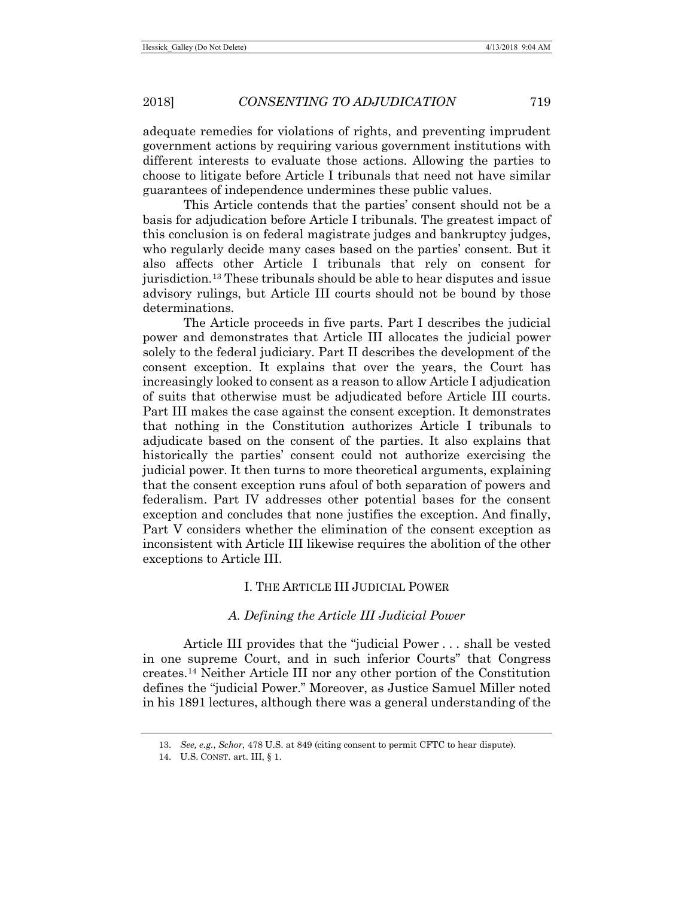adequate remedies for violations of rights, and preventing imprudent government actions by requiring various government institutions with different interests to evaluate those actions. Allowing the parties to choose to litigate before Article I tribunals that need not have similar guarantees of independence undermines these public values.

This Article contends that the parties' consent should not be a basis for adjudication before Article I tribunals. The greatest impact of this conclusion is on federal magistrate judges and bankruptcy judges, who regularly decide many cases based on the parties' consent. But it also affects other Article I tribunals that rely on consent for jurisdiction.[13] These tribunals should be able to hear disputes and issue advisory rulings, but Article III courts should not be bound by those determinations.

The Article proceeds in five parts. Part I describes the judicial power and demonstrates that Article III allocates the judicial power solely to the federal judiciary. Part II describes the development of the consent exception. It explains that over the years, the Court has increasingly looked to consent as a reason to allow Article I adjudication of suits that otherwise must be adjudicated before Article III courts. Part III makes the case against the consent exception. It demonstrates that nothing in the Constitution authorizes Article I tribunals to adjudicate based on the consent of the parties. It also explains that historically the parties' consent could not authorize exercising the judicial power. It then turns to more theoretical arguments, explaining that the consent exception runs afoul of both separation of powers and federalism. Part IV addresses other potential bases for the consent exception and concludes that none justifies the exception. And finally, Part V considers whether the elimination of the consent exception as inconsistent with Article III likewise requires the abolition of the other exceptions to Article III.

## I. THE ARTICLE III JUDICIAL POWER

### *A. Defining the Article III Judicial Power*

Article III provides that the "judicial Power . . . shall be vested in one supreme Court, and in such inferior Courts" that Congress creates.[14] Neither Article III nor any other portion of the Constitution defines the "judicial Power." Moreover, as Justice Samuel Miller noted in his 1891 lectures, although there was a general understanding of the

---

13. *See, e.g.*, *Schor*, 478 U.S. at 849 (citing consent to permit CFTC to hear dispute).

14. U.S. CONST. art. III, § 1.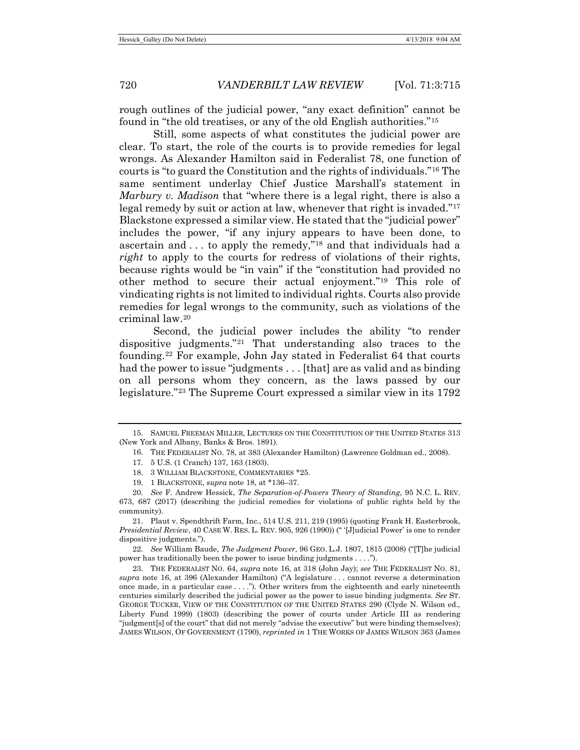rough outlines of the judicial power, "any exact definition" cannot be found in "the old treatises, or any of the old English authorities."[15]

Still, some aspects of what constitutes the judicial power are clear. To start, the role of the courts is to provide remedies for legal wrongs. As Alexander Hamilton said in Federalist 78, one function of courts is "to guard the Constitution and the rights of individuals."[16] The same sentiment underlay Chief Justice Marshall's statement in *Marbury v. Madison* that "where there is a legal right, there is also a legal remedy by suit or action at law, whenever that right is invaded."[17] Blackstone expressed a similar view. He stated that the "judicial power" includes the power, "if any injury appears to have been done, to ascertain and . . . to apply the remedy,"[18] and that individuals had a *right* to apply to the courts for redress of violations of their rights, because rights would be "in vain" if the "constitution had provided no other method to secure their actual enjoyment."[19] This role of vindicating rights is not limited to individual rights. Courts also provide remedies for legal wrongs to the community, such as violations of the criminal law.[20]

Second, the judicial power includes the ability "to render dispositive judgments."[21] That understanding also traces to the founding.[22] For example, John Jay stated in Federalist 64 that courts had the power to issue "judgments . . . [that] are as valid and as binding on all persons whom they concern, as the laws passed by our legislature."[23] The Supreme Court expressed a similar view in its 1792

---

15. SAMUEL FREEMAN MILLER, LECTURES ON THE CONSTITUTION OF THE UNITED STATES 313 (New York and Albany, Banks & Bros. 1891).

16. THE FEDERALIST NO. 78, at 383 (Alexander Hamilton) (Lawrence Goldman ed., 2008).

17. 5 U.S. (1 Cranch) 137, 163 (1803).

18. 3 WILLIAM BLACKSTONE, COMMENTARIES *25.

19. 1 BLACKSTONE, *supra* note 18, at *136–37.

20. *See* F. Andrew Hessick, *The Separation-of-Powers Theory of Standing*, 95 N.C. L. REV. 673, 687 (2017) (describing the judicial remedies for violations of public rights held by the community).

21. Plaut v. Spendthrift Farm, Inc., 514 U.S. 211, 219 (1995) (quoting Frank H. Easterbrook, *Presidential Review*, 40 CASE W. RES. L. REV. 905, 926 (1990)) ("'[J]udicial Power' is one to render dispositive judgments.").

22. *See* William Baude, *The Judgment Power*, 96 GEO. L.J. 1807, 1815 (2008) ("[T]he judicial power has traditionally been the power to issue binding judgments . . . .").

23. THE FEDERALIST NO. 64, *supra* note 16, at 318 (John Jay); *see* THE FEDERALIST NO. 81, *supra* note 16, at 396 (Alexander Hamilton) ("A legislature . . . cannot reverse a determination once made, in a particular case . . . ."). Other writers from the eighteenth and early nineteenth centuries similarly described the judicial power as the power to issue binding judgments. *See* ST. GEORGE TUCKER, VIEW OF THE CONSTITUTION OF THE UNITED STATES 290 (Clyde N. Wilson ed., Liberty Fund 1999) (1803) (describing the power of courts under Article III as rendering "judgment[s] of the court" that did not merely "advise the executive" but were binding themselves); JAMES WILSON, OF GOVERNMENT (1790), *reprinted in* 1 THE WORKS OF JAMES WILSON 363 (James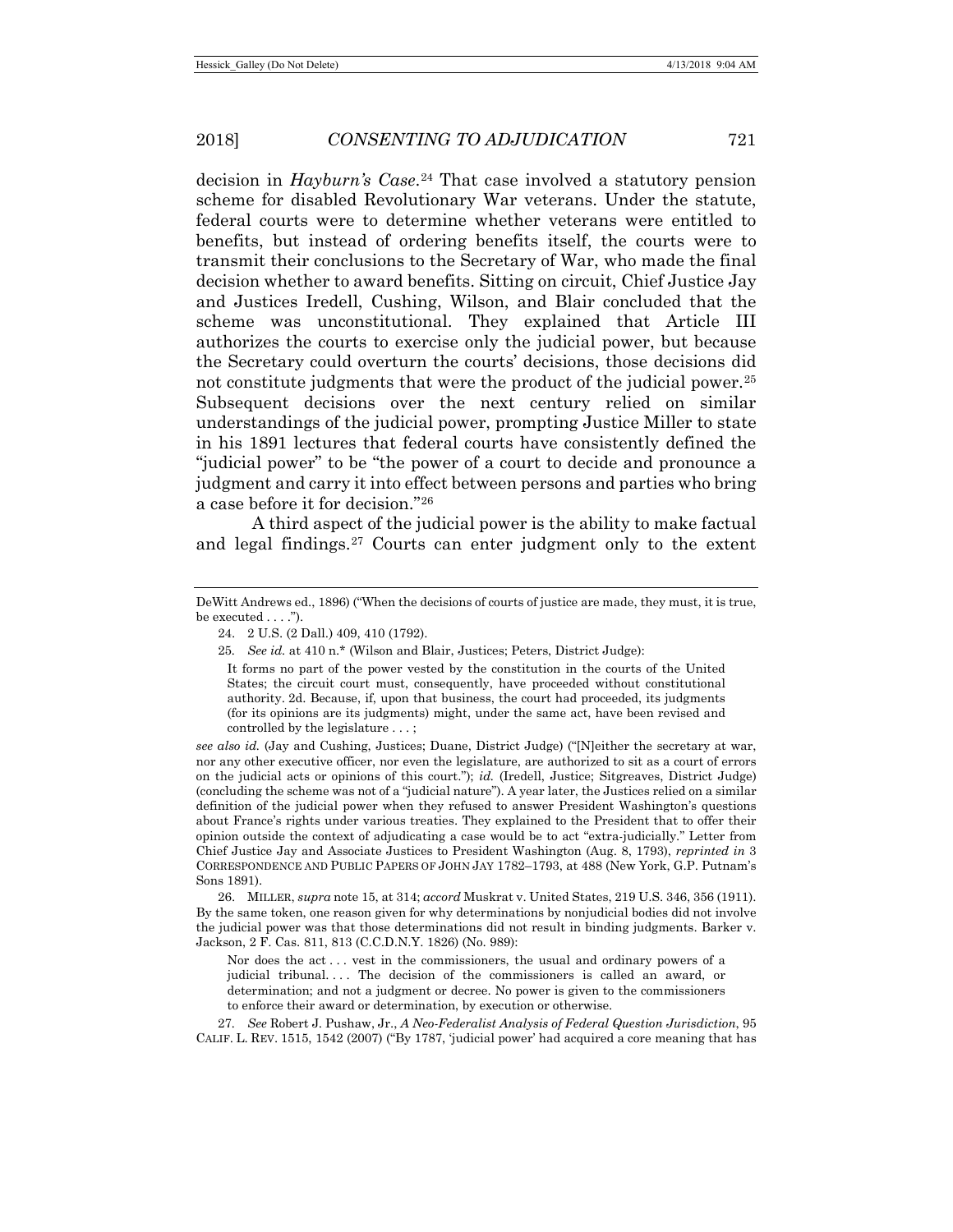decision in *Hayburn's Case*.[24] That case involved a statutory pension scheme for disabled Revolutionary War veterans. Under the statute, federal courts were to determine whether veterans were entitled to benefits, but instead of ordering benefits itself, the courts were to transmit their conclusions to the Secretary of War, who made the final decision whether to award benefits. Sitting on circuit, Chief Justice Jay and Justices Iredell, Cushing, Wilson, and Blair concluded that the scheme was unconstitutional. They explained that Article III authorizes the courts to exercise only the judicial power, but because the Secretary could overturn the courts' decisions, those decisions did not constitute judgments that were the product of the judicial power.[25] Subsequent decisions over the next century relied on similar understandings of the judicial power, prompting Justice Miller to state in his 1891 lectures that federal courts have consistently defined the "judicial power" to be "the power of a court to decide and pronounce a judgment and carry it into effect between persons and parties who bring a case before it for decision."[26]

A third aspect of the judicial power is the ability to make factual and legal findings.[27] Courts can enter judgment only to the extent

---

DeWitt Andrews ed., 1896) ("When the decisions of courts of justice are made, they must, it is true, be executed . . . .").

24. 2 U.S. (2 Dall.) 409, 410 (1792).

25. *See id.* at 410 n.* (Wilson and Blair, Justices; Peters, District Judge):

> It forms no part of the power vested by the constitution in the courts of the United States; the circuit court must, consequently, have proceeded without constitutional authority. 2d. Because, if, upon that business, the court had proceeded, its judgments (for its opinions are its judgments) might, under the same act, have been revised and controlled by the legislature . . . ;

*see also id.* (Jay and Cushing, Justices; Duane, District Judge) ("[N]either the secretary at war, nor any other executive officer, nor even the legislature, are authorized to sit as a court of errors on the judicial acts or opinions of this court."); *id.* (Iredell, Justice; Sitgreaves, District Judge) (concluding the scheme was not of a "judicial nature"). A year later, the Justices relied on a similar definition of the judicial power when they refused to answer President Washington's questions about France's rights under various treaties. They explained to the President that to offer their opinion outside the context of adjudicating a case would be to act "extra-judicially." Letter from Chief Justice Jay and Associate Justices to President Washington (Aug. 8, 1793), *reprinted in* 3 CORRESPONDENCE AND PUBLIC PAPERS OF JOHN JAY 1782–1793, at 488 (New York, G.P. Putnam's Sons 1891).

26. MILLER, *supra* note 15, at 314; *accord* Muskrat v. United States, 219 U.S. 346, 356 (1911). By the same token, one reason given for why determinations by nonjudicial bodies did not involve the judicial power was that those determinations did not result in binding judgments. Barker v. Jackson, 2 F. Cas. 811, 813 (C.C.D.N.Y. 1826) (No. 989):

> Nor does the act . . . vest in the commissioners, the usual and ordinary powers of a judicial tribunal. . . . The decision of the commissioners is called an award, or determination; and not a judgment or decree. No power is given to the commissioners to enforce their award or determination, by execution or otherwise.

27. *See* Robert J. Pushaw, Jr., *A Neo-Federalist Analysis of Federal Question Jurisdiction*, 95 CALIF. L. REV. 1515, 1542 (2007) ("By 1787, 'judicial power' had acquired a core meaning that has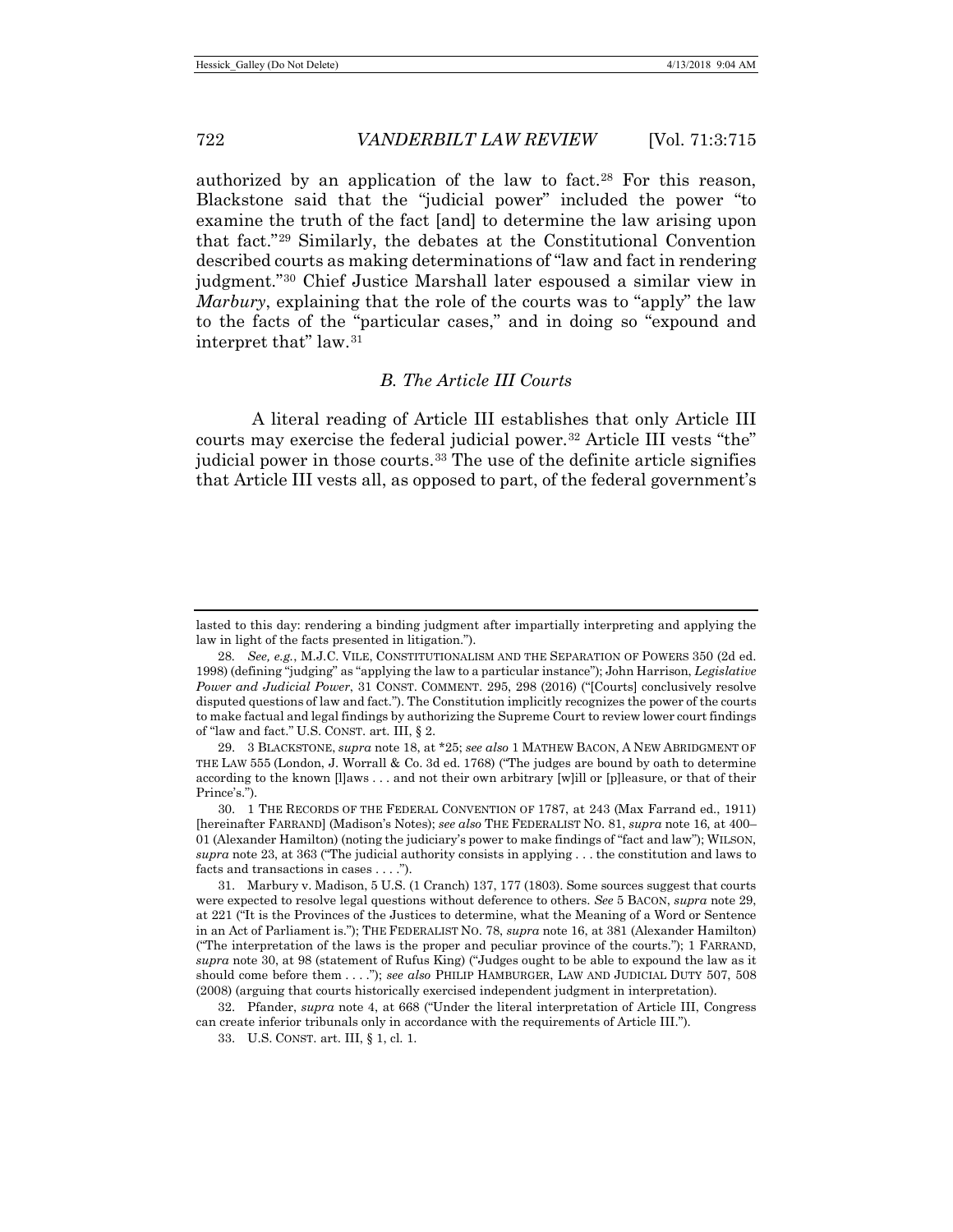authorized by an application of the law to fact.[28] For this reason, Blackstone said that the "judicial power" included the power "to examine the truth of the fact [and] to determine the law arising upon that fact."[29] Similarly, the debates at the Constitutional Convention described courts as making determinations of "law and fact in rendering judgment."[30] Chief Justice Marshall later espoused a similar view in *Marbury*, explaining that the role of the courts was to "apply" the law to the facts of the "particular cases," and in doing so "expound and interpret that" law.[31]

### *B. The Article III Courts*

A literal reading of Article III establishes that only Article III courts may exercise the federal judicial power.[32] Article III vests "the" judicial power in those courts.[33] The use of the definite article signifies that Article III vests all, as opposed to part, of the federal government's

---

lasted to this day: rendering a binding judgment after impartially interpreting and applying the law in light of the facts presented in litigation.").

28. *See, e.g.*, M.J.C. VILE, CONSTITUTIONALISM AND THE SEPARATION OF POWERS 350 (2d ed. 1998) (defining "judging" as "applying the law to a particular instance"); John Harrison, *Legislative Power and Judicial Power*, 31 CONST. COMMENT. 295, 298 (2016) ("[Courts] conclusively resolve disputed questions of law and fact."). The Constitution implicitly recognizes the power of the courts to make factual and legal findings by authorizing the Supreme Court to review lower court findings of "law and fact." U.S. CONST. art. III, § 2.

29. 3 BLACKSTONE, *supra* note 18, at *25; *see also* 1 MATHEW BACON, A NEW ABRIDGMENT OF THE LAW 555 (London, J. Worrall & Co. 3d ed. 1768) ("The judges are bound by oath to determine according to the known [l]aws . . . and not their own arbitrary [w]ill or [p]leasure, or that of their Prince's.").

30. 1 THE RECORDS OF THE FEDERAL CONVENTION OF 1787, at 243 (Max Farrand ed., 1911) [hereinafter FARRAND] (Madison's Notes); *see also* THE FEDERALIST NO. 81, *supra* note 16, at 400–01 (Alexander Hamilton) (noting the judiciary's power to make findings of "fact and law"); WILSON, *supra* note 23, at 363 ("The judicial authority consists in applying . . . the constitution and laws to facts and transactions in cases . . . .").

31. Marbury v. Madison, 5 U.S. (1 Cranch) 137, 177 (1803). Some sources suggest that courts were expected to resolve legal questions without deference to others. *See* 5 BACON, *supra* note 29, at 221 ("It is the Provinces of the Justices to determine, what the Meaning of a Word or Sentence in an Act of Parliament is."); THE FEDERALIST NO. 78, *supra* note 16, at 381 (Alexander Hamilton) ("The interpretation of the laws is the proper and peculiar province of the courts."); 1 FARRAND, *supra* note 30, at 98 (statement of Rufus King) ("Judges ought to be able to expound the law as it should come before them . . . ."); *see also* PHILIP HAMBURGER, LAW AND JUDICIAL DUTY 507, 508 (2008) (arguing that courts historically exercised independent judgment in interpretation).

32. Pfander, *supra* note 4, at 668 ("Under the literal interpretation of Article III, Congress can create inferior tribunals only in accordance with the requirements of Article III.").

33. U.S. CONST. art. III, § 1, cl. 1.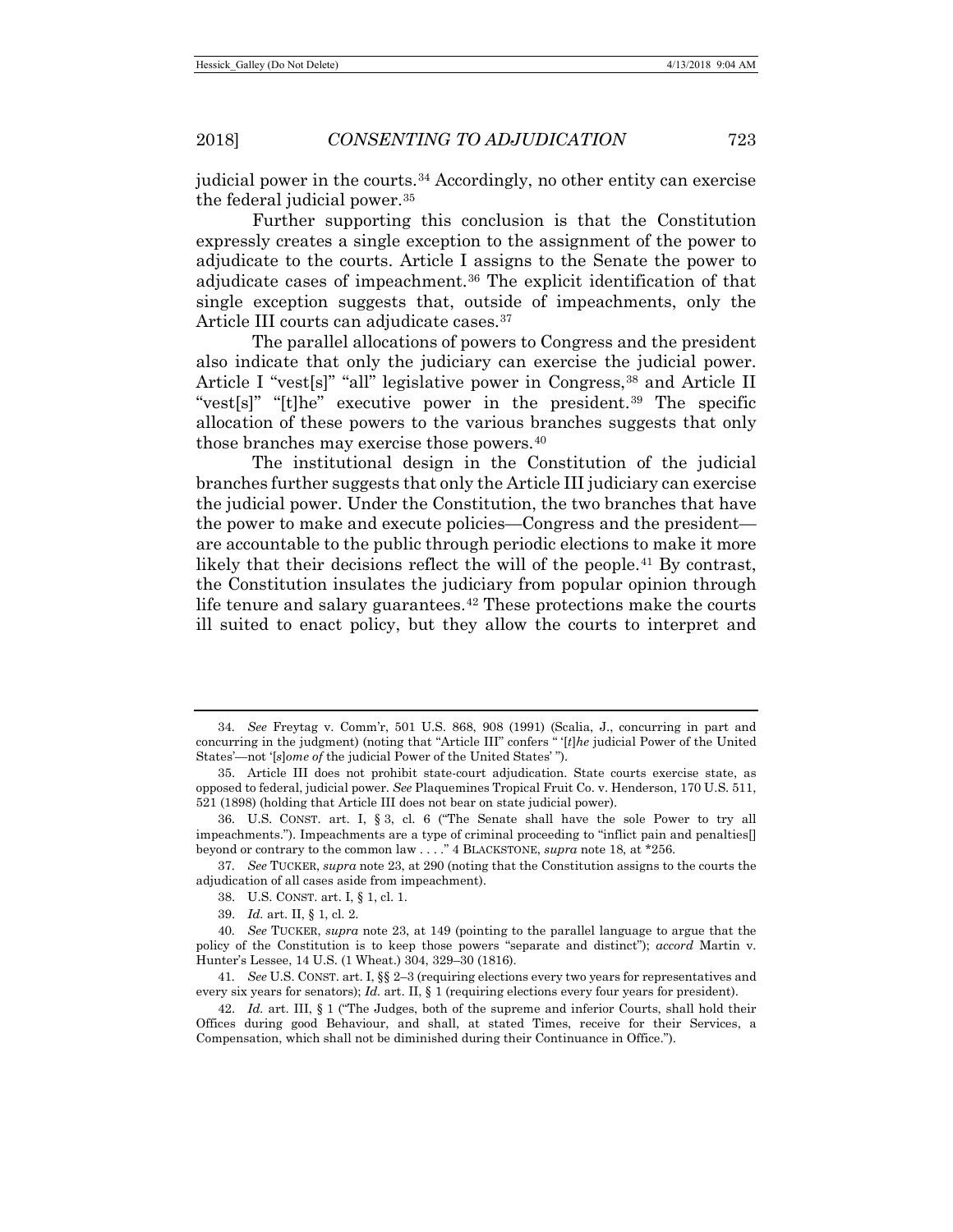judicial power in the courts.[34] Accordingly, no other entity can exercise the federal judicial power.[35]

Further supporting this conclusion is that the Constitution expressly creates a single exception to the assignment of the power to adjudicate to the courts. Article I assigns to the Senate the power to adjudicate cases of impeachment.[36] The explicit identification of that single exception suggests that, outside of impeachments, only the Article III courts can adjudicate cases.[37]

The parallel allocations of powers to Congress and the president also indicate that only the judiciary can exercise the judicial power. Article I "vest[s]" "all" legislative power in Congress,[38] and Article II "vest[s]" "[t]he" executive power in the president.[39] The specific allocation of these powers to the various branches suggests that only those branches may exercise those powers.[40]

The institutional design in the Constitution of the judicial branches further suggests that only the Article III judiciary can exercise the judicial power. Under the Constitution, the two branches that have the power to make and execute policies—Congress and the president—are accountable to the public through periodic elections to make it more likely that their decisions reflect the will of the people.[41] By contrast, the Constitution insulates the judiciary from popular opinion through life tenure and salary guarantees.[42] These protections make the courts ill suited to enact policy, but they allow the courts to interpret and

---

34. *See* Freytag v. Comm'r, 501 U.S. 868, 908 (1991) (Scalia, J., concurring in part and concurring in the judgment) (noting that "Article III" confers " '[*t*]*he* judicial Power of the United States'—not '[*s*]*ome of* the judicial Power of the United States' ").

35. Article III does not prohibit state-court adjudication. State courts exercise state, as opposed to federal, judicial power. *See* Plaquemines Tropical Fruit Co. v. Henderson, 170 U.S. 511, 521 (1898) (holding that Article III does not bear on state judicial power).

36. U.S. CONST. art. I, § 3, cl. 6 ("The Senate shall have the sole Power to try all impeachments."). Impeachments are a type of criminal proceeding to "inflict pain and penalties[] beyond or contrary to the common law . . . ." 4 BLACKSTONE, *supra* note 18, at *256.

37. *See* TUCKER, *supra* note 23, at 290 (noting that the Constitution assigns to the courts the adjudication of all cases aside from impeachment).

38. U.S. CONST. art. I, § 1, cl. 1.

39. *Id.* art. II, § 1, cl. 2.

40. *See* TUCKER, *supra* note 23, at 149 (pointing to the parallel language to argue that the policy of the Constitution is to keep those powers "separate and distinct"); *accord* Martin v. Hunter's Lessee, 14 U.S. (1 Wheat.) 304, 329–30 (1816).

41. *See* U.S. CONST. art. I, §§ 2–3 (requiring elections every two years for representatives and every six years for senators); *Id.* art. II, § 1 (requiring elections every four years for president).

42. *Id.* art. III, § 1 ("The Judges, both of the supreme and inferior Courts, shall hold their Offices during good Behaviour, and shall, at stated Times, receive for their Services, a Compensation, which shall not be diminished during their Continuance in Office.").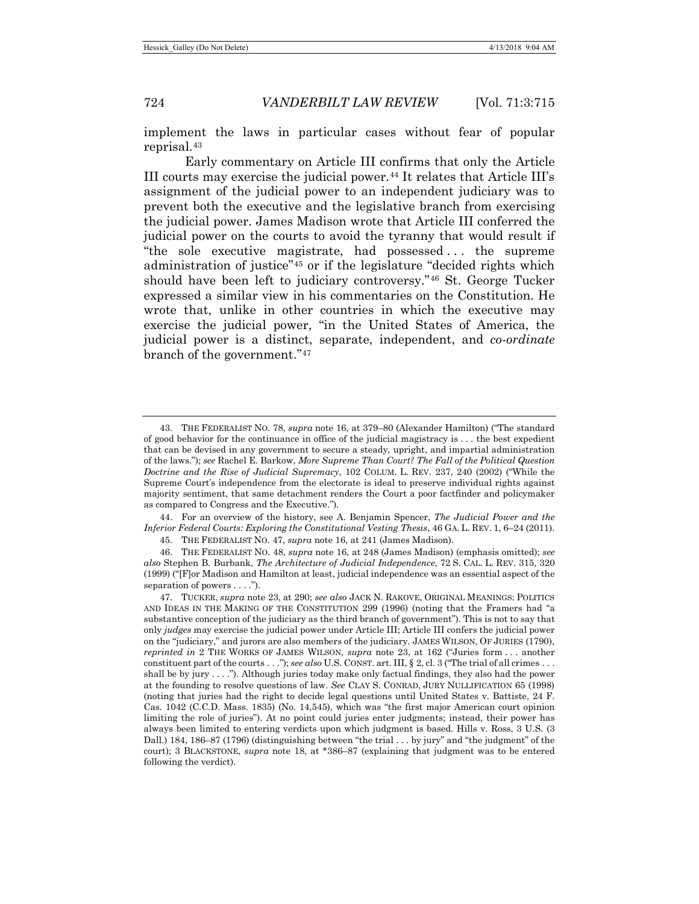implement the laws in particular cases without fear of popular reprisal.[43]

Early commentary on Article III confirms that only the Article III courts may exercise the judicial power.[44] It relates that Article III's assignment of the judicial power to an independent judiciary was to prevent both the executive and the legislative branch from exercising the judicial power. James Madison wrote that Article III conferred the judicial power on the courts to avoid the tyranny that would result if "the sole executive magistrate, had possessed . . . the supreme administration of justice"[45] or if the legislature "decided rights which should have been left to judiciary controversy."[46] St. George Tucker expressed a similar view in his commentaries on the Constitution. He wrote that, unlike in other countries in which the executive may exercise the judicial power, "in the United States of America, the judicial power is a distinct, separate, independent, and *co-ordinate* branch of the government."[47]

---

43. THE FEDERALIST NO. 78, *supra* note 16, at 379–80 (Alexander Hamilton) ("The standard of good behavior for the continuance in office of the judicial magistracy is . . . the best expedient that can be devised in any government to secure a steady, upright, and impartial administration of the laws."); *see* Rachel E. Barkow, *More Supreme Than Court? The Fall of the Political Question Doctrine and the Rise of Judicial Supremacy*, 102 COLUM. L. REV. 237, 240 (2002) ("While the Supreme Court's independence from the electorate is ideal to preserve individual rights against majority sentiment, that same detachment renders the Court a poor factfinder and policymaker as compared to Congress and the Executive.").

44. For an overview of the history, see A. Benjamin Spencer, *The Judicial Power and the Inferior Federal Courts: Exploring the Constitutional Vesting Thesis*, 46 GA. L. REV. 1, 6–24 (2011).

45. THE FEDERALIST NO. 47, *supra* note 16, at 241 (James Madison).

46. THE FEDERALIST NO. 48, *supra* note 16, at 248 (James Madison) (emphasis omitted); *see also* Stephen B. Burbank, *The Architecture of Judicial Independence*, 72 S. CAL. L. REV. 315, 320 (1999) ("[F]or Madison and Hamilton at least, judicial independence was an essential aspect of the separation of powers . . . .").

47. TUCKER, *supra* note 23, at 290; *see also* JACK N. RAKOVE, ORIGINAL MEANINGS: POLITICS AND IDEAS IN THE MAKING OF THE CONSTITUTION 299 (1996) (noting that the Framers had "a substantive conception of the judiciary as the third branch of government"). This is not to say that only *judges* may exercise the judicial power under Article III; Article III confers the judicial power on the "judiciary," and jurors are also members of the judiciary. JAMES WILSON, OF JURIES (1790), *reprinted in* 2 THE WORKS OF JAMES WILSON, *supra* note 23, at 162 ("Juries form . . . another constituent part of the courts . . ."); *see also* U.S. CONST. art. III, § 2, cl. 3 ("The trial of all crimes . . . shall be by jury . . . ."). Although juries today make only factual findings, they also had the power at the founding to resolve questions of law. *See* CLAY S. CONRAD, JURY NULLIFICATION 65 (1998) (noting that juries had the right to decide legal questions until United States v. Battiste, 24 F. Cas. 1042 (C.C.D. Mass. 1835) (No. 14,545), which was "the first major American court opinion limiting the role of juries"). At no point could juries enter judgments; instead, their power has always been limited to entering verdicts upon which judgment is based. Hills v. Ross, 3 U.S. (3 Dall.) 184, 186–87 (1796) (distinguishing between "the trial . . . by jury" and "the judgment" of the court); 3 BLACKSTONE, *supra* note 18, at *386–87 (explaining that judgment was to be entered following the verdict).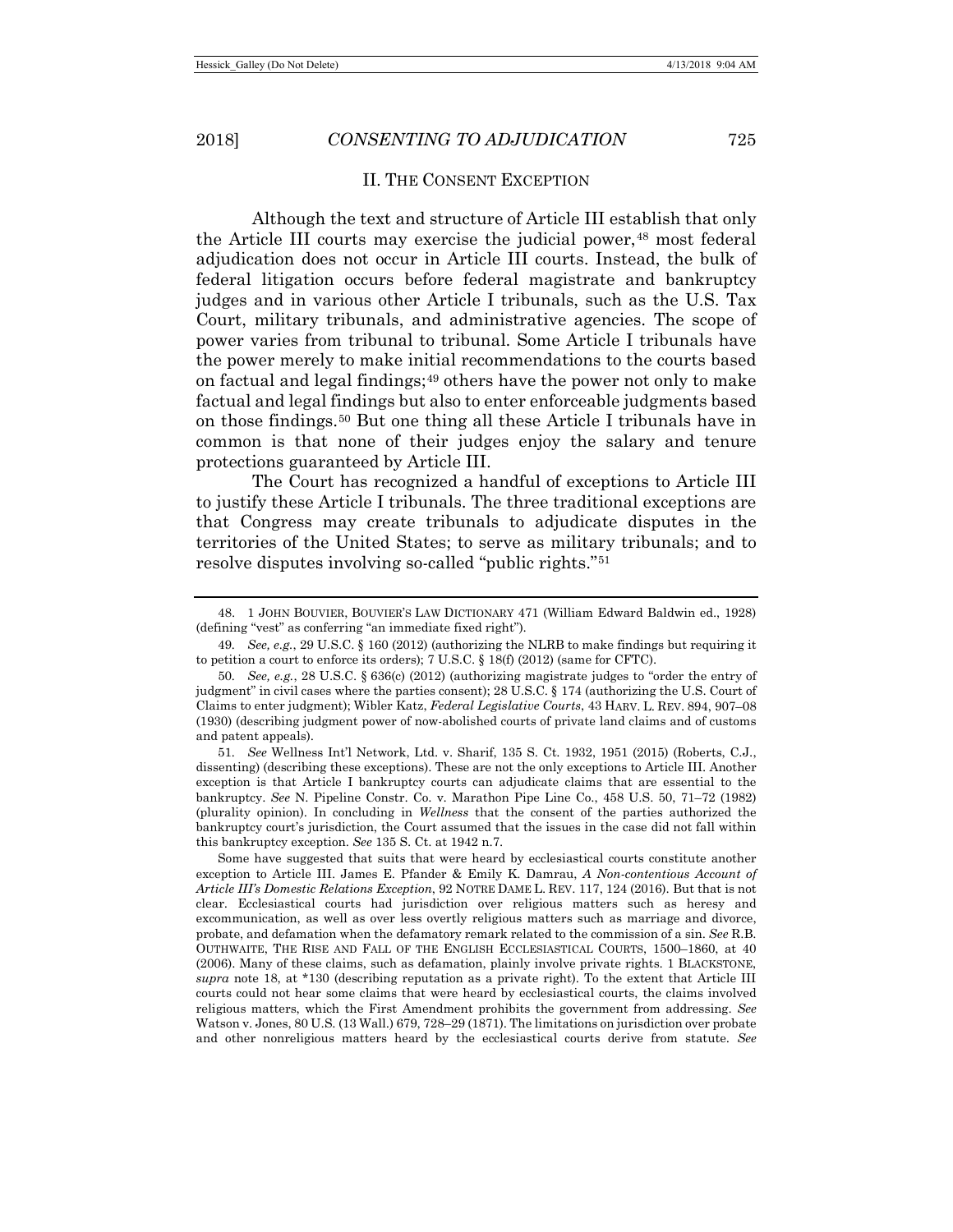## II. The Consent Exception

Although the text and structure of Article III establish that only the Article III courts may exercise the judicial power,[48] most federal adjudication does not occur in Article III courts. Instead, the bulk of federal litigation occurs before federal magistrate and bankruptcy judges and in various other Article I tribunals, such as the U.S. Tax Court, military tribunals, and administrative agencies. The scope of power varies from tribunal to tribunal. Some Article I tribunals have the power merely to make initial recommendations to the courts based on factual and legal findings;[49] others have the power not only to make factual and legal findings but also to enter enforceable judgments based on those findings.[50] But one thing all these Article I tribunals have in common is that none of their judges enjoy the salary and tenure protections guaranteed by Article III.

The Court has recognized a handful of exceptions to Article III to justify these Article I tribunals. The three traditional exceptions are that Congress may create tribunals to adjudicate disputes in the territories of the United States; to serve as military tribunals; and to resolve disputes involving so-called "public rights."[51]

---

48. 1 JOHN BOUVIER, BOUVIER'S LAW DICTIONARY 471 (William Edward Baldwin ed., 1928) (defining "vest" as conferring "an immediate fixed right").

49. *See, e.g.*, 29 U.S.C. § 160 (2012) (authorizing the NLRB to make findings but requiring it to petition a court to enforce its orders); 7 U.S.C. § 18(f) (2012) (same for CFTC).

50. *See, e.g.*, 28 U.S.C. § 636(c) (2012) (authorizing magistrate judges to "order the entry of judgment" in civil cases where the parties consent); 28 U.S.C. § 174 (authorizing the U.S. Court of Claims to enter judgment); Wibler Katz, *Federal Legislative Courts*, 43 HARV. L. REV. 894, 907–08 (1930) (describing judgment power of now-abolished courts of private land claims and of customs and patent appeals).

51. *See* Wellness Int'l Network, Ltd. v. Sharif, 135 S. Ct. 1932, 1951 (2015) (Roberts, C.J., dissenting) (describing these exceptions). These are not the only exceptions to Article III. Another exception is that Article I bankruptcy courts can adjudicate claims that are essential to the bankruptcy. *See* N. Pipeline Constr. Co. v. Marathon Pipe Line Co., 458 U.S. 50, 71–72 (1982) (plurality opinion). In concluding in *Wellness* that the consent of the parties authorized the bankruptcy court's jurisdiction, the Court assumed that the issues in the case did not fall within this bankruptcy exception. *See* 135 S. Ct. at 1942 n.7.

Some have suggested that suits that were heard by ecclesiastical courts constitute another exception to Article III. James E. Pfander & Emily K. Damrau, *A Non-contentious Account of Article III's Domestic Relations Exception*, 92 NOTRE DAME L. REV. 117, 124 (2016). But that is not clear. Ecclesiastical courts had jurisdiction over religious matters such as heresy and excommunication, as well as over less overtly religious matters such as marriage and divorce, probate, and defamation when the defamatory remark related to the commission of a sin. *See* R.B. OUTHWAITE, THE RISE AND FALL OF THE ENGLISH ECCLESIASTICAL COURTS, 1500–1860, at 40 (2006). Many of these claims, such as defamation, plainly involve private rights. 1 BLACKSTONE, *supra* note 18, at *130 (describing reputation as a private right). To the extent that Article III courts could not hear some claims that were heard by ecclesiastical courts, the claims involved religious matters, which the First Amendment prohibits the government from addressing. *See* Watson v. Jones, 80 U.S. (13 Wall.) 679, 728–29 (1871). The limitations on jurisdiction over probate and other nonreligious matters heard by the ecclesiastical courts derive from statute. *See*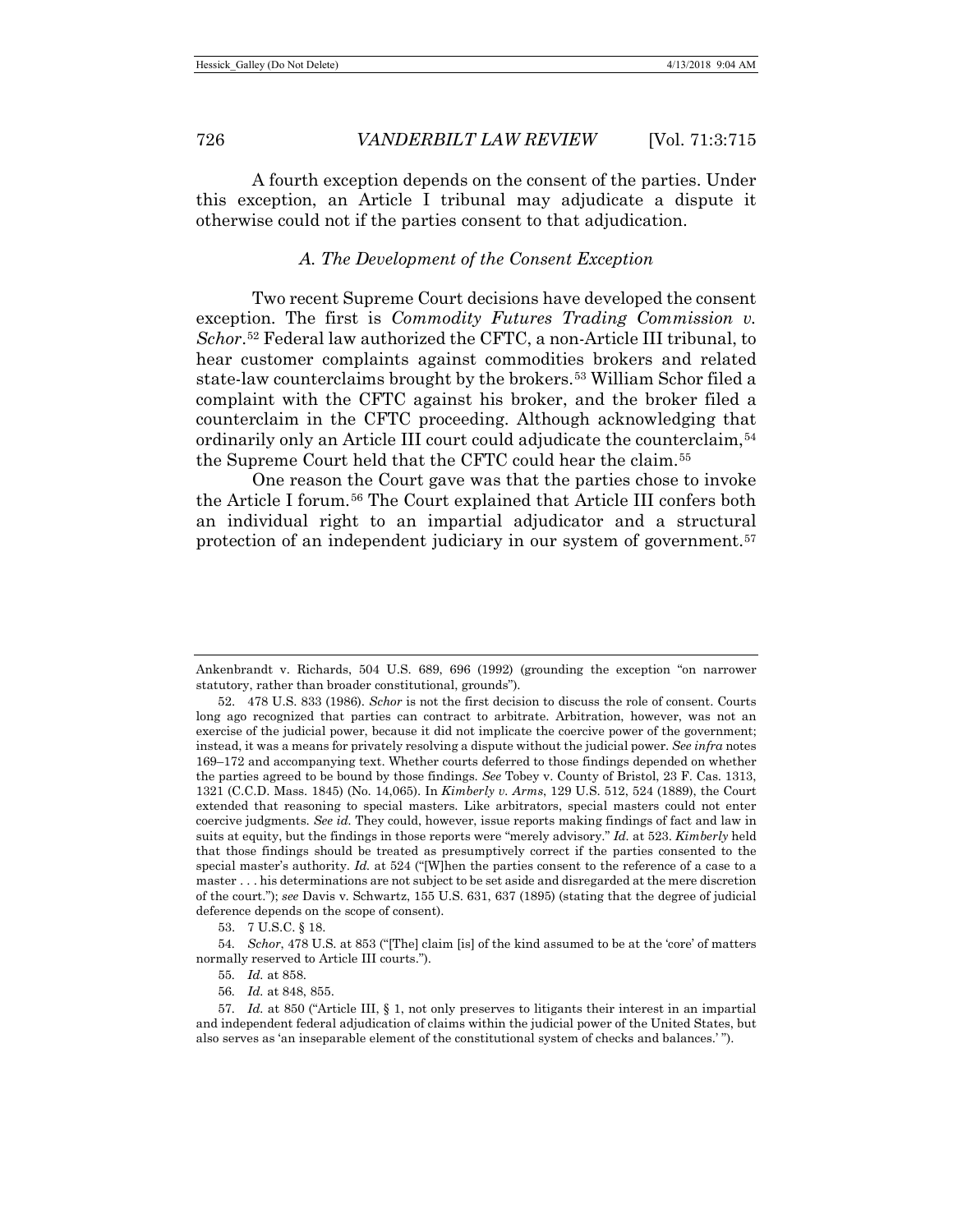A fourth exception depends on the consent of the parties. Under this exception, an Article I tribunal may adjudicate a dispute it otherwise could not if the parties consent to that adjudication.

### *A. The Development of the Consent Exception*

Two recent Supreme Court decisions have developed the consent exception. The first is *Commodity Futures Trading Commission v. Schor*.[52] Federal law authorized the CFTC, a non-Article III tribunal, to hear customer complaints against commodities brokers and related state-law counterclaims brought by the brokers.[53] William Schor filed a complaint with the CFTC against his broker, and the broker filed a counterclaim in the CFTC proceeding. Although acknowledging that ordinarily only an Article III court could adjudicate the counterclaim,[54] the Supreme Court held that the CFTC could hear the claim.[55]

One reason the Court gave was that the parties chose to invoke the Article I forum.[56] The Court explained that Article III confers both an individual right to an impartial adjudicator and a structural protection of an independent judiciary in our system of government.[57]

---

Ankenbrandt v. Richards, 504 U.S. 689, 696 (1992) (grounding the exception "on narrower statutory, rather than broader constitutional, grounds").

52. 478 U.S. 833 (1986). *Schor* is not the first decision to discuss the role of consent. Courts long ago recognized that parties can contract to arbitrate. Arbitration, however, was not an exercise of the judicial power, because it did not implicate the coercive power of the government; instead, it was a means for privately resolving a dispute without the judicial power. *See infra* notes 169–172 and accompanying text. Whether courts deferred to those findings depended on whether the parties agreed to be bound by those findings. *See* Tobey v. County of Bristol, 23 F. Cas. 1313, 1321 (C.C.D. Mass. 1845) (No. 14,065). In *Kimberly v. Arms*, 129 U.S. 512, 524 (1889), the Court extended that reasoning to special masters. Like arbitrators, special masters could not enter coercive judgments. *See id.* They could, however, issue reports making findings of fact and law in suits at equity, but the findings in those reports were "merely advisory." *Id.* at 523. *Kimberly* held that those findings should be treated as presumptively correct if the parties consented to the special master's authority. *Id.* at 524 ("[W]hen the parties consent to the reference of a case to a master . . . his determinations are not subject to be set aside and disregarded at the mere discretion of the court."); *see* Davis v. Schwartz, 155 U.S. 631, 637 (1895) (stating that the degree of judicial deference depends on the scope of consent).

53. 7 U.S.C. § 18.

54. *Schor*, 478 U.S. at 853 ("[The] claim [is] of the kind assumed to be at the 'core' of matters normally reserved to Article III courts.").

55. *Id.* at 858.

56. *Id.* at 848, 855.

57. *Id.* at 850 ("Article III, § 1, not only preserves to litigants their interest in an impartial and independent federal adjudication of claims within the judicial power of the United States, but also serves as 'an inseparable element of the constitutional system of checks and balances.' ").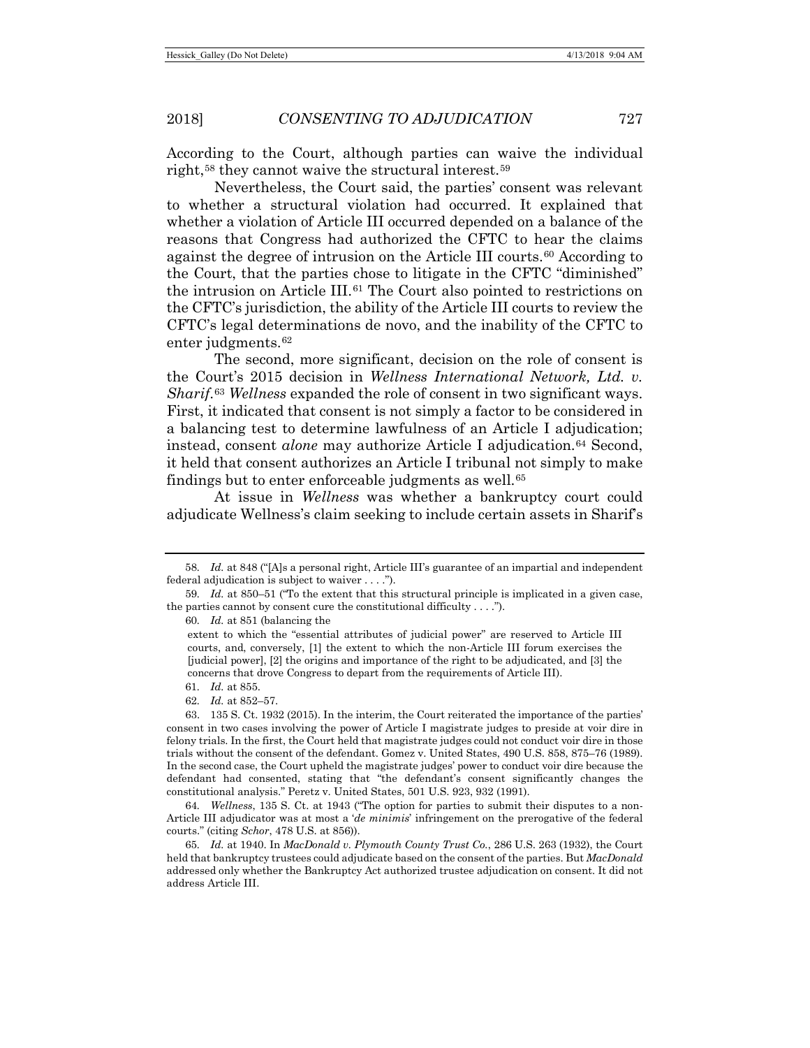According to the Court, although parties can waive the individual right,[58] they cannot waive the structural interest.[59]

Nevertheless, the Court said, the parties' consent was relevant to whether a structural violation had occurred. It explained that whether a violation of Article III occurred depended on a balance of the reasons that Congress had authorized the CFTC to hear the claims against the degree of intrusion on the Article III courts.[60] According to the Court, that the parties chose to litigate in the CFTC "diminished" the intrusion on Article III.[61] The Court also pointed to restrictions on the CFTC's jurisdiction, the ability of the Article III courts to review the CFTC's legal determinations de novo, and the inability of the CFTC to enter judgments.[62]

The second, more significant, decision on the role of consent is the Court's 2015 decision in *Wellness International Network, Ltd. v. Sharif*.[63] *Wellness* expanded the role of consent in two significant ways. First, it indicated that consent is not simply a factor to be considered in a balancing test to determine lawfulness of an Article I adjudication; instead, consent *alone* may authorize Article I adjudication.[64] Second, it held that consent authorizes an Article I tribunal not simply to make findings but to enter enforceable judgments as well.[65]

At issue in *Wellness* was whether a bankruptcy court could adjudicate Wellness's claim seeking to include certain assets in Sharif's

---

58. *Id.* at 848 ("[A]s a personal right, Article III's guarantee of an impartial and independent federal adjudication is subject to waiver . . . .").

59. *Id.* at 850–51 ("To the extent that this structural principle is implicated in a given case, the parties cannot by consent cure the constitutional difficulty . . . .").

60. *Id.* at 851 (balancing the

> extent to which the "essential attributes of judicial power" are reserved to Article III courts, and, conversely, [1] the extent to which the non-Article III forum exercises the [judicial power], [2] the origins and importance of the right to be adjudicated, and [3] the concerns that drove Congress to depart from the requirements of Article III).

61. *Id.* at 855.

62. *Id.* at 852–57.

63. 135 S. Ct. 1932 (2015). In the interim, the Court reiterated the importance of the parties' consent in two cases involving the power of Article I magistrate judges to preside at voir dire in felony trials. In the first, the Court held that magistrate judges could not conduct voir dire in those trials without the consent of the defendant. Gomez v. United States, 490 U.S. 858, 875–76 (1989). In the second case, the Court upheld the magistrate judges' power to conduct voir dire because the defendant had consented, stating that "the defendant's consent significantly changes the constitutional analysis." Peretz v. United States, 501 U.S. 923, 932 (1991).

64. *Wellness*, 135 S. Ct. at 1943 ("The option for parties to submit their disputes to a non-Article III adjudicator was at most a '*de minimis*' infringement on the prerogative of the federal courts." (citing *Schor*, 478 U.S. at 856)).

65. *Id.* at 1940. In *MacDonald v. Plymouth County Trust Co.*, 286 U.S. 263 (1932), the Court held that bankruptcy trustees could adjudicate based on the consent of the parties. But *MacDonald* addressed only whether the Bankruptcy Act authorized trustee adjudication on consent. It did not address Article III.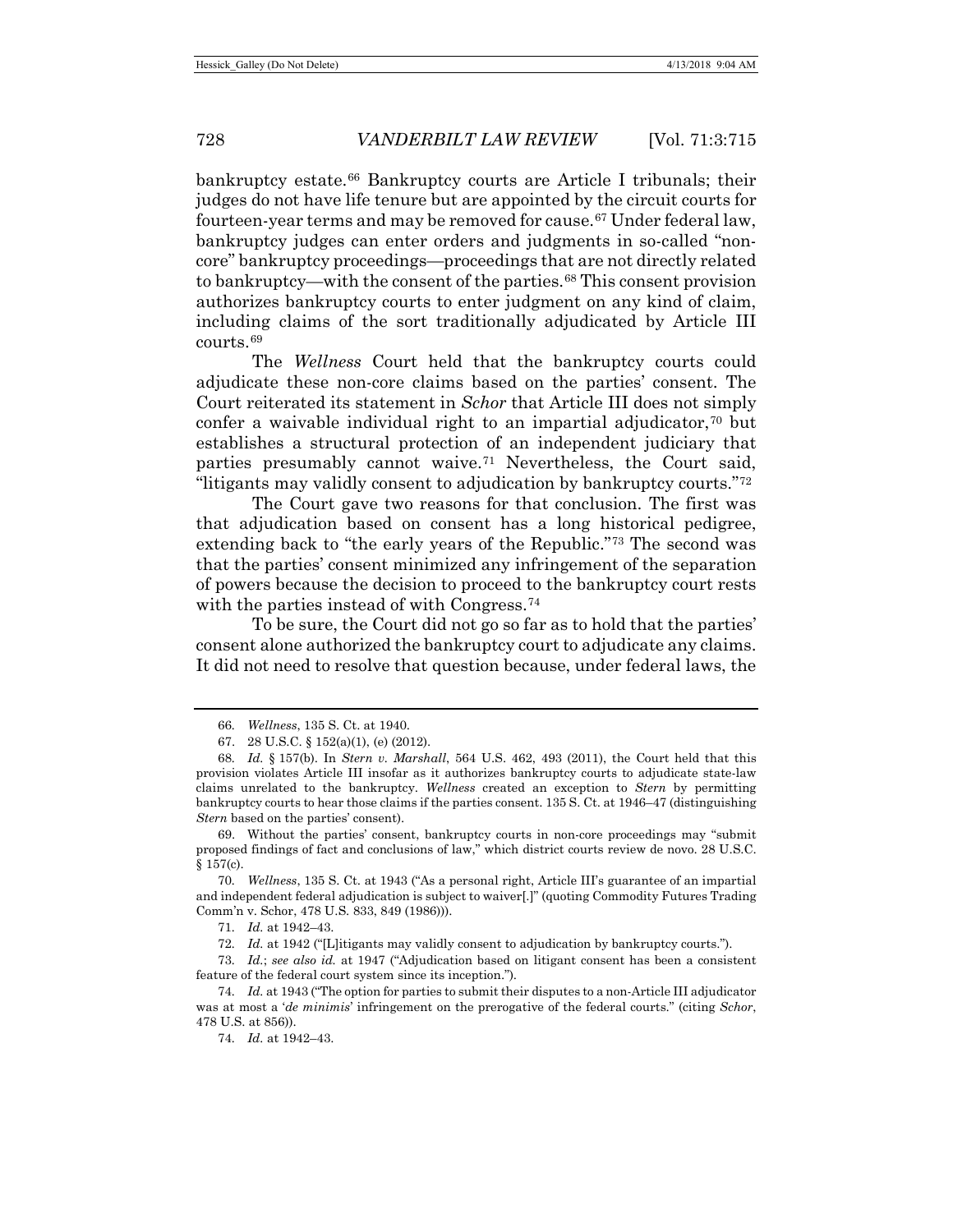bankruptcy estate.[66] Bankruptcy courts are Article I tribunals; their judges do not have life tenure but are appointed by the circuit courts for fourteen-year terms and may be removed for cause.[67] Under federal law, bankruptcy judges can enter orders and judgments in so-called "non-core" bankruptcy proceedings—proceedings that are not directly related to bankruptcy—with the consent of the parties.[68] This consent provision authorizes bankruptcy courts to enter judgment on any kind of claim, including claims of the sort traditionally adjudicated by Article III courts.[69]

The *Wellness* Court held that the bankruptcy courts could adjudicate these non-core claims based on the parties' consent. The Court reiterated its statement in *Schor* that Article III does not simply confer a waivable individual right to an impartial adjudicator,[70] but establishes a structural protection of an independent judiciary that parties presumably cannot waive.[71] Nevertheless, the Court said, "litigants may validly consent to adjudication by bankruptcy courts."[72]

The Court gave two reasons for that conclusion. The first was that adjudication based on consent has a long historical pedigree, extending back to "the early years of the Republic."[73] The second was that the parties' consent minimized any infringement of the separation of powers because the decision to proceed to the bankruptcy court rests with the parties instead of with Congress.[74]

To be sure, the Court did not go so far as to hold that the parties' consent alone authorized the bankruptcy court to adjudicate any claims. It did not need to resolve that question because, under federal laws, the

---

66. *Wellness*, 135 S. Ct. at 1940.

67. 28 U.S.C. § 152(a)(1), (e) (2012).

68. *Id.* § 157(b). In *Stern v. Marshall*, 564 U.S. 462, 493 (2011), the Court held that this provision violates Article III insofar as it authorizes bankruptcy courts to adjudicate state-law claims unrelated to the bankruptcy. *Wellness* created an exception to *Stern* by permitting bankruptcy courts to hear those claims if the parties consent. 135 S. Ct. at 1946–47 (distinguishing *Stern* based on the parties' consent).

69. Without the parties' consent, bankruptcy courts in non-core proceedings may "submit proposed findings of fact and conclusions of law," which district courts review de novo. 28 U.S.C. § 157(c).

70. *Wellness*, 135 S. Ct. at 1943 ("As a personal right, Article III's guarantee of an impartial and independent federal adjudication is subject to waiver[.]" (quoting Commodity Futures Trading Comm'n v. Schor, 478 U.S. 833, 849 (1986))).

71. *Id.* at 1942–43.

72. *Id.* at 1942 ("[L]itigants may validly consent to adjudication by bankruptcy courts.").

73. *Id.*; *see also id.* at 1947 ("Adjudication based on litigant consent has been a consistent feature of the federal court system since its inception.").

74. *Id.* at 1943 ("The option for parties to submit their disputes to a non-Article III adjudicator was at most a '*de minimis*' infringement on the prerogative of the federal courts." (citing *Schor*, 478 U.S. at 856)).

74. *Id.* at 1942–43.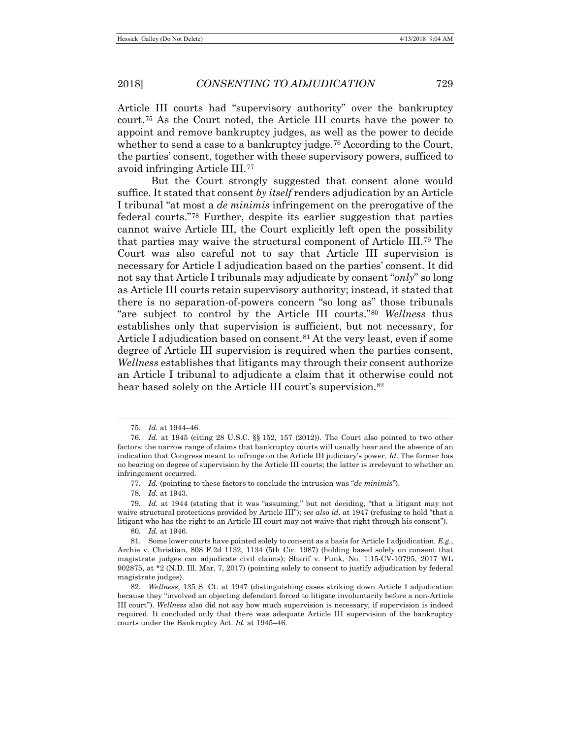Article III courts had "supervisory authority" over the bankruptcy court.[75] As the Court noted, the Article III courts have the power to appoint and remove bankruptcy judges, as well as the power to decide whether to send a case to a bankruptcy judge.[76] According to the Court, the parties' consent, together with these supervisory powers, sufficed to avoid infringing Article III.[77]

But the Court strongly suggested that consent alone would suffice. It stated that consent *by itself* renders adjudication by an Article I tribunal "at most a *de minimis* infringement on the prerogative of the federal courts."[78] Further, despite its earlier suggestion that parties cannot waive Article III, the Court explicitly left open the possibility that parties may waive the structural component of Article III.[79] The Court was also careful not to say that Article III supervision is necessary for Article I adjudication based on the parties' consent. It did not say that Article I tribunals may adjudicate by consent "*only*" so long as Article III courts retain supervisory authority; instead, it stated that there is no separation-of-powers concern "so long as" those tribunals "are subject to control by the Article III courts."[80] *Wellness* thus establishes only that supervision is sufficient, but not necessary, for Article I adjudication based on consent.[81] At the very least, even if some degree of Article III supervision is required when the parties consent, *Wellness* establishes that litigants may through their consent authorize an Article I tribunal to adjudicate a claim that it otherwise could not hear based solely on the Article III court's supervision.[82]

---

75. *Id.* at 1944–46.

76. *Id.* at 1945 (citing 28 U.S.C. §§ 152, 157 (2012)). The Court also pointed to two other factors: the narrow range of claims that bankruptcy courts will usually hear and the absence of an indication that Congress meant to infringe on the Article III judiciary's power. *Id.* The former has no bearing on degree of supervision by the Article III courts; the latter is irrelevant to whether an infringement occurred.

77. *Id.* (pointing to these factors to conclude the intrusion was "*de minimis*").

78. *Id.* at 1943.

79. *Id.* at 1944 (stating that it was "assuming," but not deciding, "that a litigant may not waive structural protections provided by Article III"); *see also id.* at 1947 (refusing to hold "that a litigant who has the right to an Article III court may not waive that right through his consent").

80. *Id.* at 1946.

81. Some lower courts have pointed solely to consent as a basis for Article I adjudication. *E.g.*, Archie v. Christian, 808 F.2d 1132, 1134 (5th Cir. 1987) (holding based solely on consent that magistrate judges can adjudicate civil claims); Sharif v. Funk, No. 1:15-CV-10795, 2017 WL 902875, at *2 (N.D. Ill. Mar. 7, 2017) (pointing solely to consent to justify adjudication by federal magistrate judges).

82. *Wellness*, 135 S. Ct. at 1947 (distinguishing cases striking down Article I adjudication because they "involved an objecting defendant forced to litigate involuntarily before a non-Article III court"). *Wellness* also did not say how much supervision is necessary, if supervision is indeed required. It concluded only that there was adequate Article III supervision of the bankruptcy courts under the Bankruptcy Act. *Id.* at 1945–46.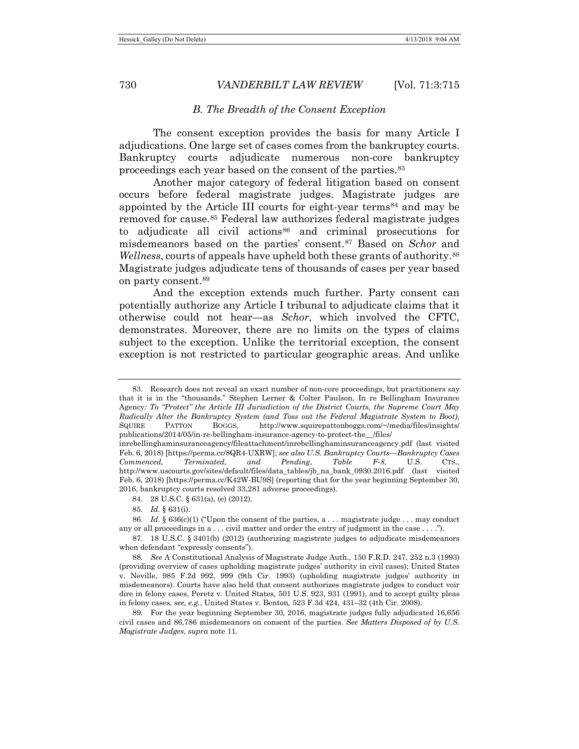### *B. The Breadth of the Consent Exception*

The consent exception provides the basis for many Article I adjudications. One large set of cases comes from the bankruptcy courts. Bankruptcy courts adjudicate numerous non-core bankruptcy proceedings each year based on the consent of the parties.[83]

Another major category of federal litigation based on consent occurs before federal magistrate judges. Magistrate judges are appointed by the Article III courts for eight-year terms[84] and may be removed for cause.[85] Federal law authorizes federal magistrate judges to adjudicate all civil actions[86] and criminal prosecutions for misdemeanors based on the parties' consent.[87] Based on *Schor* and *Wellness*, courts of appeals have upheld both these grants of authority.[88] Magistrate judges adjudicate tens of thousands of cases per year based on party consent.[89]

And the exception extends much further. Party consent can potentially authorize any Article I tribunal to adjudicate claims that it otherwise could not hear—as *Schor*, which involved the CFTC, demonstrates. Moreover, there are no limits on the types of claims subject to the exception. Unlike the territorial exception, the consent exception is not restricted to particular geographic areas. And unlike

---

83. Research does not reveal an exact number of non-core proceedings, but practitioners say that it is in the "thousands." Stephen Lerner & Colter Paulson, In re Bellingham Insurance Agency*: To "Protect" the Article III Jurisdiction of the District Courts, the Supreme Court May Radically Alter the Bankruptcy System (and Toss out the Federal Magistrate System to Boot)*, SQUIRE PATTON BOGGS, http://www.squirepattonboggs.com/~/media/files/insights/publications/2014/05/in-re-bellingham-insurance-agency-to-protect-the__/files/inrebellinghaminsuranceagency/fileattachment/inrebellinghaminsuranceagency.pdf (last visited Feb. 6, 2018) [https://perma.cc/8QR4-UXRW]; *see also U.S. Bankruptcy Courts—Bankruptcy Cases Commenced, Terminated, and Pending*, *Table F-8*, U.S. CTS., http://www.uscourts.gov/sites/default/files/data_tables/jb_na_bank_0930.2016.pdf (last visited Feb. 6, 2018) [https://perma.cc/K42W-BU9S] (reporting that for the year beginning September 30, 2016, bankruptcy courts resolved 33,281 adverse proceedings).

84. 28 U.S.C. § 631(a), (e) (2012).

85. *Id.* § 631(i).

86. *Id.* § 636(c)(1) ("Upon the consent of the parties, a . . . magistrate judge . . . may conduct any or all proceedings in a . . . civil matter and order the entry of judgment in the case . . . .").

87. 18 U.S.C. § 3401(b) (2012) (authorizing magistrate judges to adjudicate misdemeanors when defendant "expressly consents").

88. *See* A Constitutional Analysis of Magistrate Judge Auth., 150 F.R.D. 247, 252 n.3 (1993) (providing overview of cases upholding magistrate judges' authority in civil cases); United States v. Neville, 985 F.2d 992, 999 (9th Cir. 1993) (upholding magistrate judges' authority in misdemeanors). Courts have also held that consent authorizes magistrate judges to conduct voir dire in felony cases, Peretz v. United States, 501 U.S. 923, 931 (1991), and to accept guilty pleas in felony cases, *see, e.g.*, United States v. Benton, 523 F.3d 424, 431–32 (4th Cir. 2008).

89. For the year beginning September 30, 2016, magistrate judges fully adjudicated 16,656 civil cases and 86,786 misdemeanors on consent of the parties. *See Matters Disposed of by U.S. Magistrate Judges*, *supra* note 11.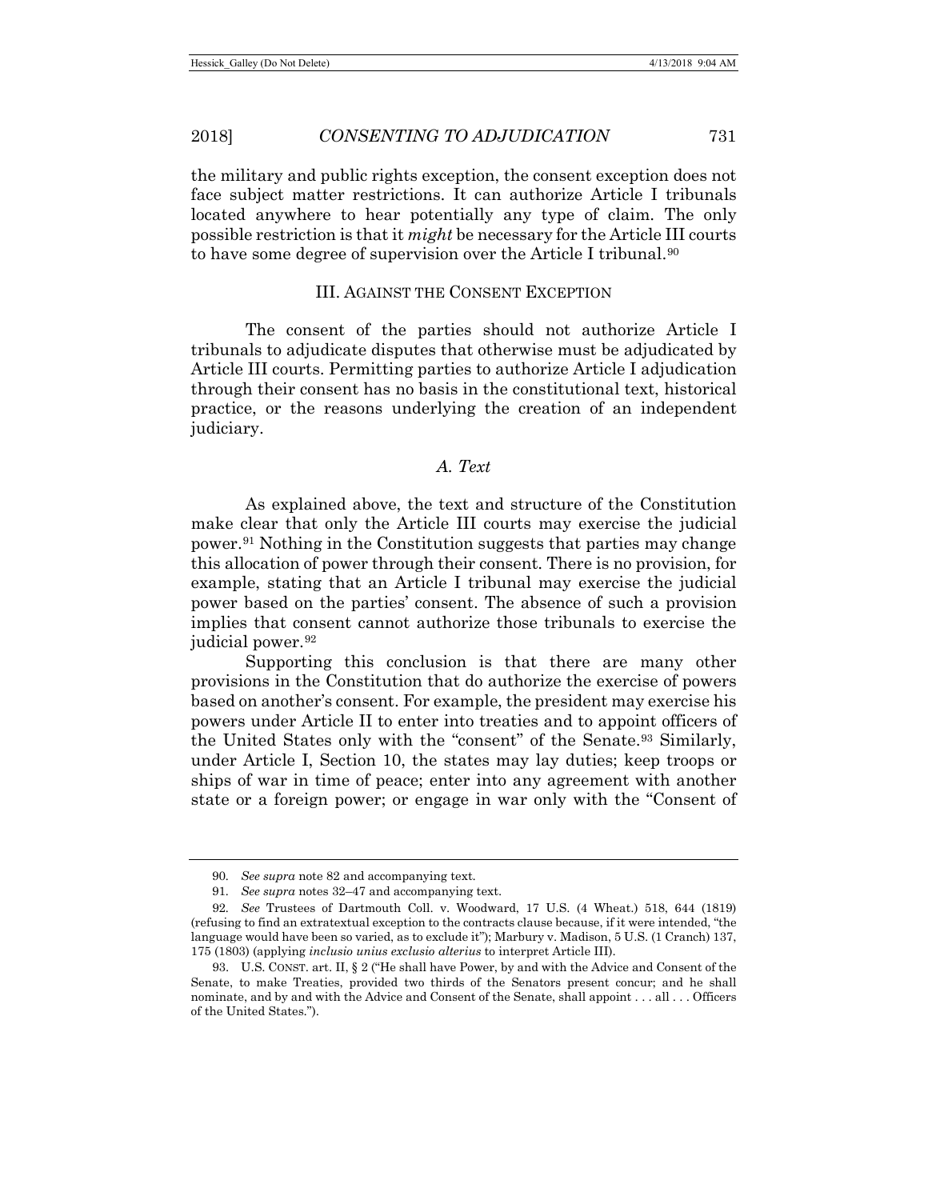the military and public rights exception, the consent exception does not face subject matter restrictions. It can authorize Article I tribunals located anywhere to hear potentially any type of claim. The only possible restriction is that it *might* be necessary for the Article III courts to have some degree of supervision over the Article I tribunal.[90]

## III. AGAINST THE CONSENT EXCEPTION

The consent of the parties should not authorize Article I tribunals to adjudicate disputes that otherwise must be adjudicated by Article III courts. Permitting parties to authorize Article I adjudication through their consent has no basis in the constitutional text, historical practice, or the reasons underlying the creation of an independent judiciary.

### *A. Text*

As explained above, the text and structure of the Constitution make clear that only the Article III courts may exercise the judicial power.[91] Nothing in the Constitution suggests that parties may change this allocation of power through their consent. There is no provision, for example, stating that an Article I tribunal may exercise the judicial power based on the parties' consent. The absence of such a provision implies that consent cannot authorize those tribunals to exercise the judicial power.[92]

Supporting this conclusion is that there are many other provisions in the Constitution that do authorize the exercise of powers based on another's consent. For example, the president may exercise his powers under Article II to enter into treaties and to appoint officers of the United States only with the "consent" of the Senate.[93] Similarly, under Article I, Section 10, the states may lay duties; keep troops or ships of war in time of peace; enter into any agreement with another state or a foreign power; or engage in war only with the "Consent of

---

90. *See supra* note 82 and accompanying text.

91. *See supra* notes 32–47 and accompanying text.

92. *See* Trustees of Dartmouth Coll. v. Woodward, 17 U.S. (4 Wheat.) 518, 644 (1819) (refusing to find an extratextual exception to the contracts clause because, if it were intended, "the language would have been so varied, as to exclude it"); Marbury v. Madison, 5 U.S. (1 Cranch) 137, 175 (1803) (applying *inclusio unius exclusio alterius* to interpret Article III).

93. U.S. CONST. art. II, § 2 ("He shall have Power, by and with the Advice and Consent of the Senate, to make Treaties, provided two thirds of the Senators present concur; and he shall nominate, and by and with the Advice and Consent of the Senate, shall appoint . . . all . . . Officers of the United States.").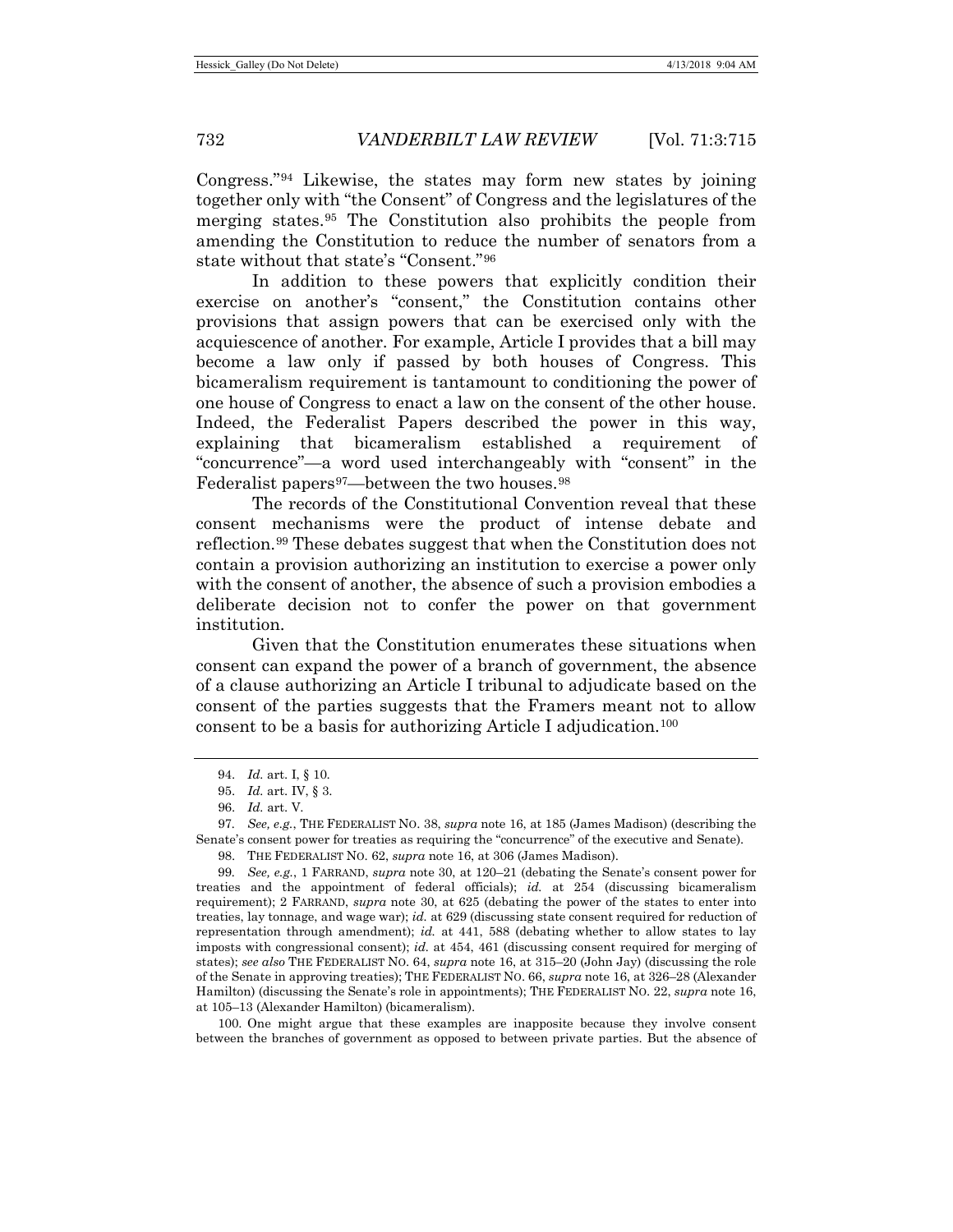Congress."[94] Likewise, the states may form new states by joining together only with "the Consent" of Congress and the legislatures of the merging states.[95] The Constitution also prohibits the people from amending the Constitution to reduce the number of senators from a state without that state's "Consent."[96]

In addition to these powers that explicitly condition their exercise on another's "consent," the Constitution contains other provisions that assign powers that can be exercised only with the acquiescence of another. For example, Article I provides that a bill may become a law only if passed by both houses of Congress. This bicameralism requirement is tantamount to conditioning the power of one house of Congress to enact a law on the consent of the other house. Indeed, the Federalist Papers described the power in this way, explaining that bicameralism established a requirement of "concurrence"—a word used interchangeably with "consent" in the Federalist papers[97]—between the two houses.[98]

The records of the Constitutional Convention reveal that these consent mechanisms were the product of intense debate and reflection.[99] These debates suggest that when the Constitution does not contain a provision authorizing an institution to exercise a power only with the consent of another, the absence of such a provision embodies a deliberate decision not to confer the power on that government institution.

Given that the Constitution enumerates these situations when consent can expand the power of a branch of government, the absence of a clause authorizing an Article I tribunal to adjudicate based on the consent of the parties suggests that the Framers meant not to allow consent to be a basis for authorizing Article I adjudication.[100]

---

94. *Id.* art. I, § 10.

95. *Id.* art. IV, § 3.

96. *Id.* art. V.

97. *See, e.g.*, THE FEDERALIST NO. 38, *supra* note 16, at 185 (James Madison) (describing the Senate's consent power for treaties as requiring the "concurrence" of the executive and Senate).

98. THE FEDERALIST NO. 62, *supra* note 16, at 306 (James Madison).

99. *See, e.g.*, 1 FARRAND, *supra* note 30, at 120–21 (debating the Senate's consent power for treaties and the appointment of federal officials); *id.* at 254 (discussing bicameralism requirement); 2 FARRAND, *supra* note 30, at 625 (debating the power of the states to enter into treaties, lay tonnage, and wage war); *id.* at 629 (discussing state consent required for reduction of representation through amendment); *id.* at 441, 588 (debating whether to allow states to lay imposts with congressional consent); *id.* at 454, 461 (discussing consent required for merging of states); *see also* THE FEDERALIST NO. 64, *supra* note 16, at 315–20 (John Jay) (discussing the role of the Senate in approving treaties); THE FEDERALIST NO. 66, *supra* note 16, at 326–28 (Alexander Hamilton) (discussing the Senate's role in appointments); THE FEDERALIST NO. 22, *supra* note 16, at 105–13 (Alexander Hamilton) (bicameralism).

100. One might argue that these examples are inapposite because they involve consent between the branches of government as opposed to between private parties. But the absence of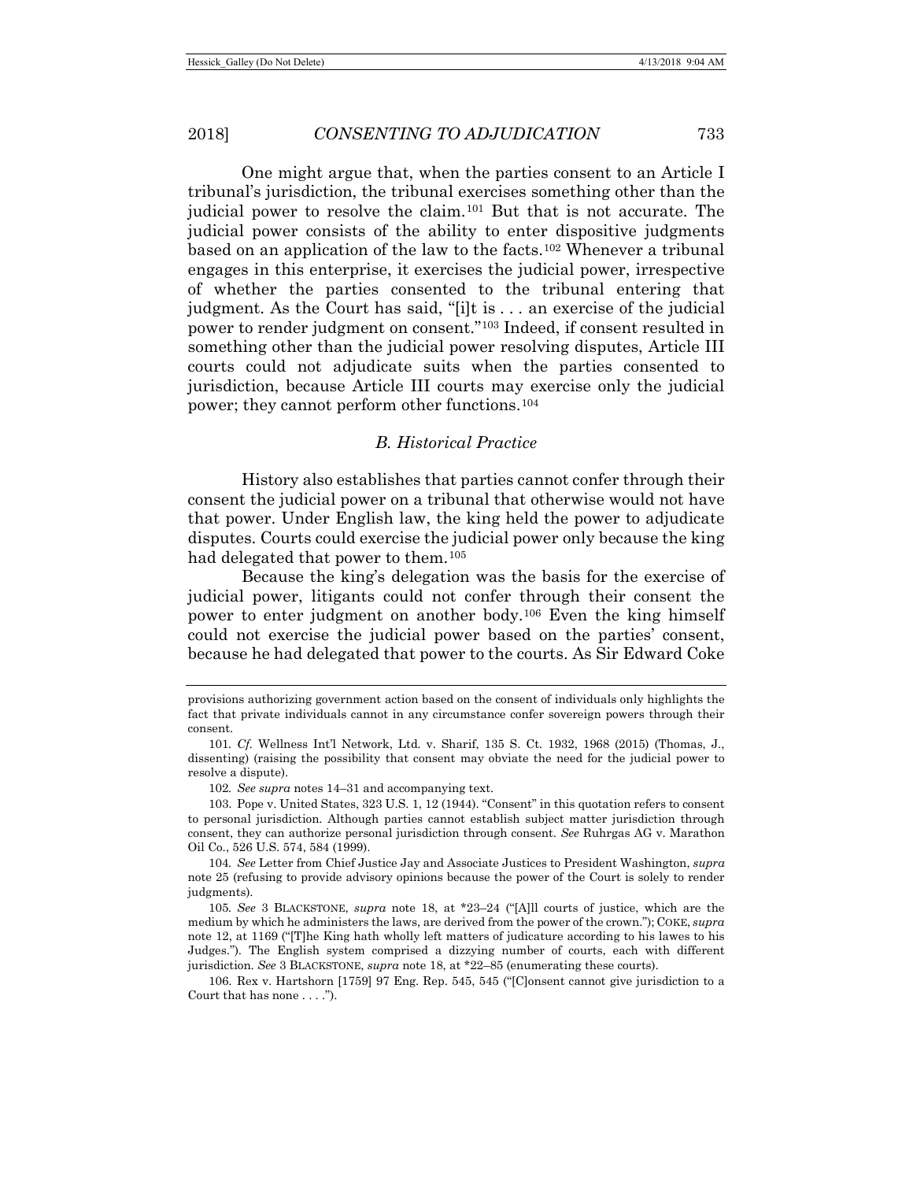One might argue that, when the parties consent to an Article I tribunal's jurisdiction, the tribunal exercises something other than the judicial power to resolve the claim.[101] But that is not accurate. The judicial power consists of the ability to enter dispositive judgments based on an application of the law to the facts.[102] Whenever a tribunal engages in this enterprise, it exercises the judicial power, irrespective of whether the parties consented to the tribunal entering that judgment. As the Court has said, "[i]t is . . . an exercise of the judicial power to render judgment on consent."[103] Indeed, if consent resulted in something other than the judicial power resolving disputes, Article III courts could not adjudicate suits when the parties consented to jurisdiction, because Article III courts may exercise only the judicial power; they cannot perform other functions.[104]

### *B. Historical Practice*

History also establishes that parties cannot confer through their consent the judicial power on a tribunal that otherwise would not have that power. Under English law, the king held the power to adjudicate disputes. Courts could exercise the judicial power only because the king had delegated that power to them.[105]

Because the king's delegation was the basis for the exercise of judicial power, litigants could not confer through their consent the power to enter judgment on another body.[106] Even the king himself could not exercise the judicial power based on the parties' consent, because he had delegated that power to the courts. As Sir Edward Coke

---

provisions authorizing government action based on the consent of individuals only highlights the fact that private individuals cannot in any circumstance confer sovereign powers through their consent.

101. *Cf.* Wellness Int'l Network, Ltd. v. Sharif, 135 S. Ct. 1932, 1968 (2015) (Thomas, J., dissenting) (raising the possibility that consent may obviate the need for the judicial power to resolve a dispute).

102. *See supra* notes 14–31 and accompanying text.

103. Pope v. United States, 323 U.S. 1, 12 (1944). "Consent" in this quotation refers to consent to personal jurisdiction. Although parties cannot establish subject matter jurisdiction through consent, they can authorize personal jurisdiction through consent. *See* Ruhrgas AG v. Marathon Oil Co., 526 U.S. 574, 584 (1999).

104. *See* Letter from Chief Justice Jay and Associate Justices to President Washington, *supra* note 25 (refusing to provide advisory opinions because the power of the Court is solely to render judgments).

105. *See* 3 BLACKSTONE, *supra* note 18, at \*23–24 ("[A]ll courts of justice, which are the medium by which he administers the laws, are derived from the power of the crown."); COKE, *supra* note 12, at 1169 ("[T]he King hath wholly left matters of judicature according to his lawes to his Judges."). The English system comprised a dizzying number of courts, each with different jurisdiction. *See* 3 BLACKSTONE, *supra* note 18, at \*22–85 (enumerating these courts).

106. Rex v. Hartshorn [1759] 97 Eng. Rep. 545, 545 ("[C]onsent cannot give jurisdiction to a Court that has none . . . .").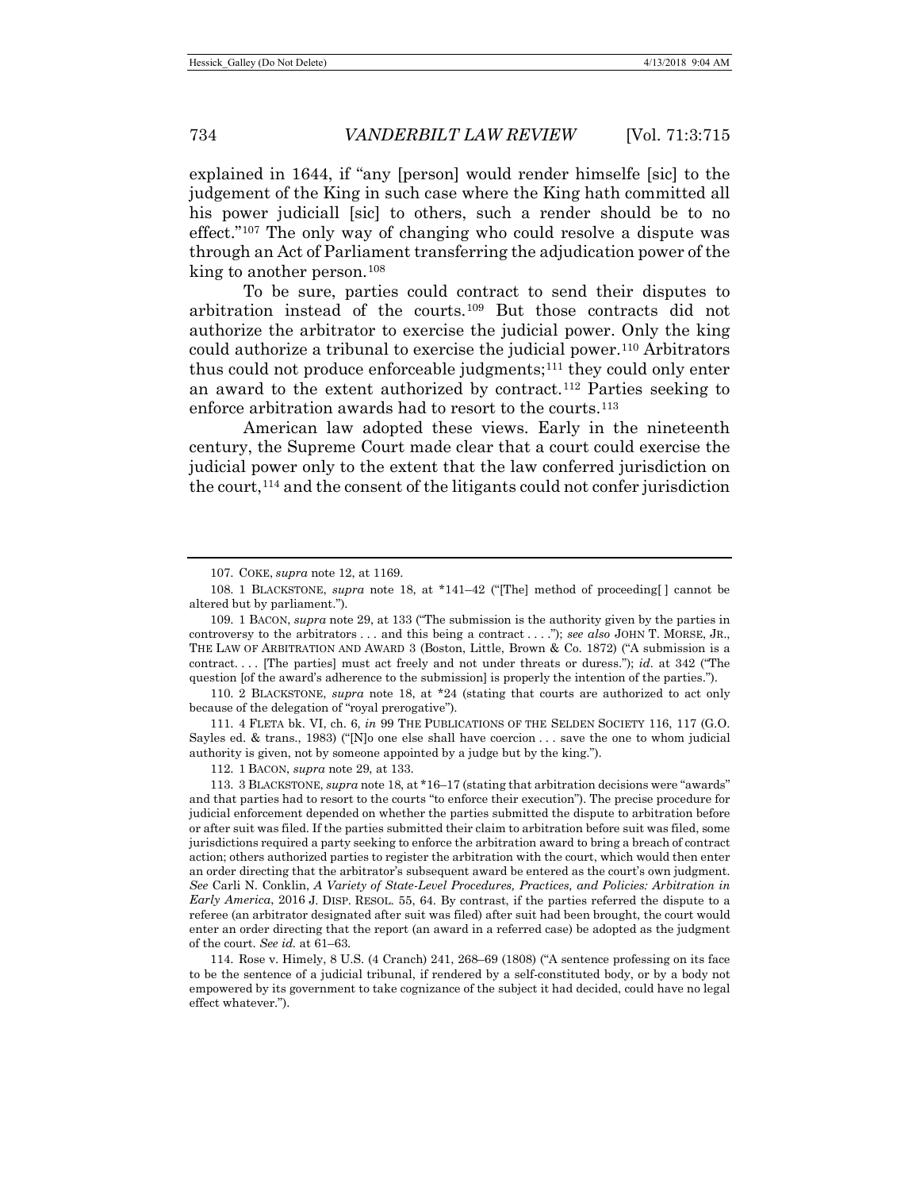explained in 1644, if "any [person] would render himselfe [sic] to the judgement of the King in such case where the King hath committed all his power judiciall [sic] to others, such a render should be to no effect."[107] The only way of changing who could resolve a dispute was through an Act of Parliament transferring the adjudication power of the king to another person.[108]

To be sure, parties could contract to send their disputes to arbitration instead of the courts.[109] But those contracts did not authorize the arbitrator to exercise the judicial power. Only the king could authorize a tribunal to exercise the judicial power.[110] Arbitrators thus could not produce enforceable judgments;[111] they could only enter an award to the extent authorized by contract.[112] Parties seeking to enforce arbitration awards had to resort to the courts.[113]

American law adopted these views. Early in the nineteenth century, the Supreme Court made clear that a court could exercise the judicial power only to the extent that the law conferred jurisdiction on the court,[114] and the consent of the litigants could not confer jurisdiction

---

107. COKE, *supra* note 12, at 1169.

108. 1 BLACKSTONE, *supra* note 18, at *141–42 ("[The] method of proceeding[ ] cannot be altered but by parliament.").

109. 1 BACON, *supra* note 29, at 133 ("The submission is the authority given by the parties in controversy to the arbitrators . . . and this being a contract . . . ."); *see also* JOHN T. MORSE, JR., THE LAW OF ARBITRATION AND AWARD 3 (Boston, Little, Brown & Co. 1872) ("A submission is a contract. . . . [The parties] must act freely and not under threats or duress."); *id.* at 342 ("The question [of the award's adherence to the submission] is properly the intention of the parties.").

110. 2 BLACKSTONE, *supra* note 18, at *24 (stating that courts are authorized to act only because of the delegation of "royal prerogative").

111. 4 FLETA bk. VI, ch. 6, *in* 99 THE PUBLICATIONS OF THE SELDEN SOCIETY 116, 117 (G.O. Sayles ed. & trans., 1983) ("[N]o one else shall have coercion . . . save the one to whom judicial authority is given, not by someone appointed by a judge but by the king.").

112. 1 BACON, *supra* note 29, at 133.

113. 3 BLACKSTONE, *supra* note 18, at *16–17 (stating that arbitration decisions were "awards" and that parties had to resort to the courts "to enforce their execution"). The precise procedure for judicial enforcement depended on whether the parties submitted the dispute to arbitration before or after suit was filed. If the parties submitted their claim to arbitration before suit was filed, some jurisdictions required a party seeking to enforce the arbitration award to bring a breach of contract action; others authorized parties to register the arbitration with the court, which would then enter an order directing that the arbitrator's subsequent award be entered as the court's own judgment. *See* Carli N. Conklin, *A Variety of State-Level Procedures, Practices, and Policies: Arbitration in Early America*, 2016 J. DISP. RESOL. 55, 64. By contrast, if the parties referred the dispute to a referee (an arbitrator designated after suit was filed) after suit had been brought, the court would enter an order directing that the report (an award in a referred case) be adopted as the judgment of the court. *See id.* at 61–63.

114. Rose v. Himely, 8 U.S. (4 Cranch) 241, 268–69 (1808) ("A sentence professing on its face to be the sentence of a judicial tribunal, if rendered by a self-constituted body, or by a body not empowered by its government to take cognizance of the subject it had decided, could have no legal effect whatever.").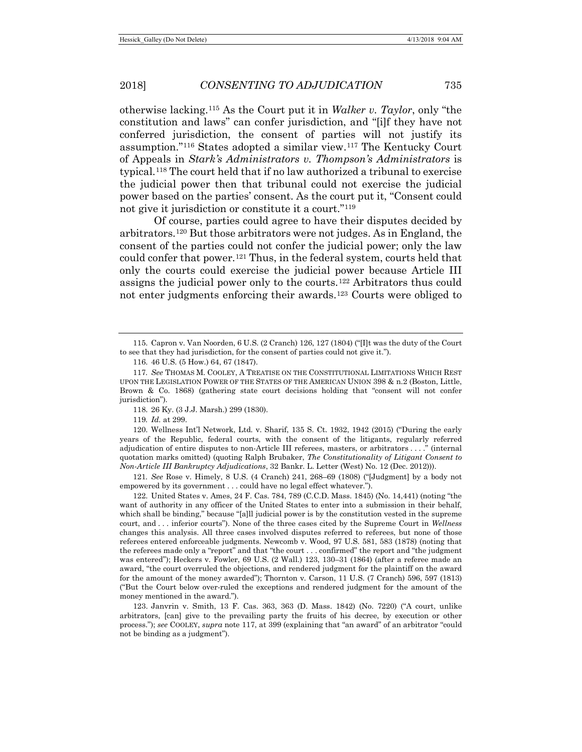otherwise lacking.[115] As the Court put it in *Walker v. Taylor*, only "the constitution and laws" can confer jurisdiction, and "[i]f they have not conferred jurisdiction, the consent of parties will not justify its assumption."[116] States adopted a similar view.[117] The Kentucky Court of Appeals in *Stark's Administrators v. Thompson's Administrators* is typical.[118] The court held that if no law authorized a tribunal to exercise the judicial power then that tribunal could not exercise the judicial power based on the parties' consent. As the court put it, "Consent could not give it jurisdiction or constitute it a court."[119]

Of course, parties could agree to have their disputes decided by arbitrators.[120] But those arbitrators were not judges. As in England, the consent of the parties could not confer the judicial power; only the law could confer that power.[121] Thus, in the federal system, courts held that only the courts could exercise the judicial power because Article III assigns the judicial power only to the courts.[122] Arbitrators thus could not enter judgments enforcing their awards.[123] Courts were obliged to

---

115. Capron v. Van Noorden, 6 U.S. (2 Cranch) 126, 127 (1804) ("[I]t was the duty of the Court to see that they had jurisdiction, for the consent of parties could not give it.").

116. 46 U.S. (5 How.) 64, 67 (1847).

117. *See* THOMAS M. COOLEY, A TREATISE ON THE CONSTITUTIONAL LIMITATIONS WHICH REST UPON THE LEGISLATIVE POWER OF THE STATES OF THE AMERICAN UNION 398 & n.2 (Boston, Little, Brown & Co. 1868) (gathering state court decisions holding that "consent will not confer jurisdiction").

118. 26 Ky. (3 J.J. Marsh.) 299 (1830).

119. *Id.* at 299.

120. Wellness Int'l Network, Ltd. v. Sharif, 135 S. Ct. 1932, 1942 (2015) ("During the early years of the Republic, federal courts, with the consent of the litigants, regularly referred adjudication of entire disputes to non-Article III referees, masters, or arbitrators . . . ." (internal quotation marks omitted) (quoting Ralph Brubaker, *The Constitutionality of Litigant Consent to Non-Article III Bankruptcy Adjudications*, 32 Bankr. L. Letter (West) No. 12 (Dec. 2012))).

121. *See* Rose v. Himely, 8 U.S. (4 Cranch) 241, 268–69 (1808) ("[Judgment] by a body not empowered by its government . . . could have no legal effect whatever.").

122. United States v. Ames, 24 F. Cas. 784, 789 (C.C.D. Mass. 1845) (No. 14,441) (noting "the want of authority in any officer of the United States to enter into a submission in their behalf, which shall be binding," because "[a]ll judicial power is by the constitution vested in the supreme court, and . . . inferior courts"). None of the three cases cited by the Supreme Court in *Wellness* changes this analysis. All three cases involved disputes referred to referees, but none of those referees entered enforceable judgments. Newcomb v. Wood, 97 U.S. 581, 583 (1878) (noting that the referees made only a "report" and that "the court . . . confirmed" the report and "the judgment was entered"); Heckers v. Fowler, 69 U.S. (2 Wall.) 123, 130–31 (1864) (after a referee made an award, "the court overruled the objections, and rendered judgment for the plaintiff on the award for the amount of the money awarded"); Thornton v. Carson, 11 U.S. (7 Cranch) 596, 597 (1813) ("But the Court below over-ruled the exceptions and rendered judgment for the amount of the money mentioned in the award.").

123. Janvrin v. Smith, 13 F. Cas. 363, 363 (D. Mass. 1842) (No. 7220) ("A court, unlike arbitrators, [can] give to the prevailing party the fruits of his decree, by execution or other process."); *see* COOLEY, *supra* note 117, at 399 (explaining that "an award" of an arbitrator "could not be binding as a judgment").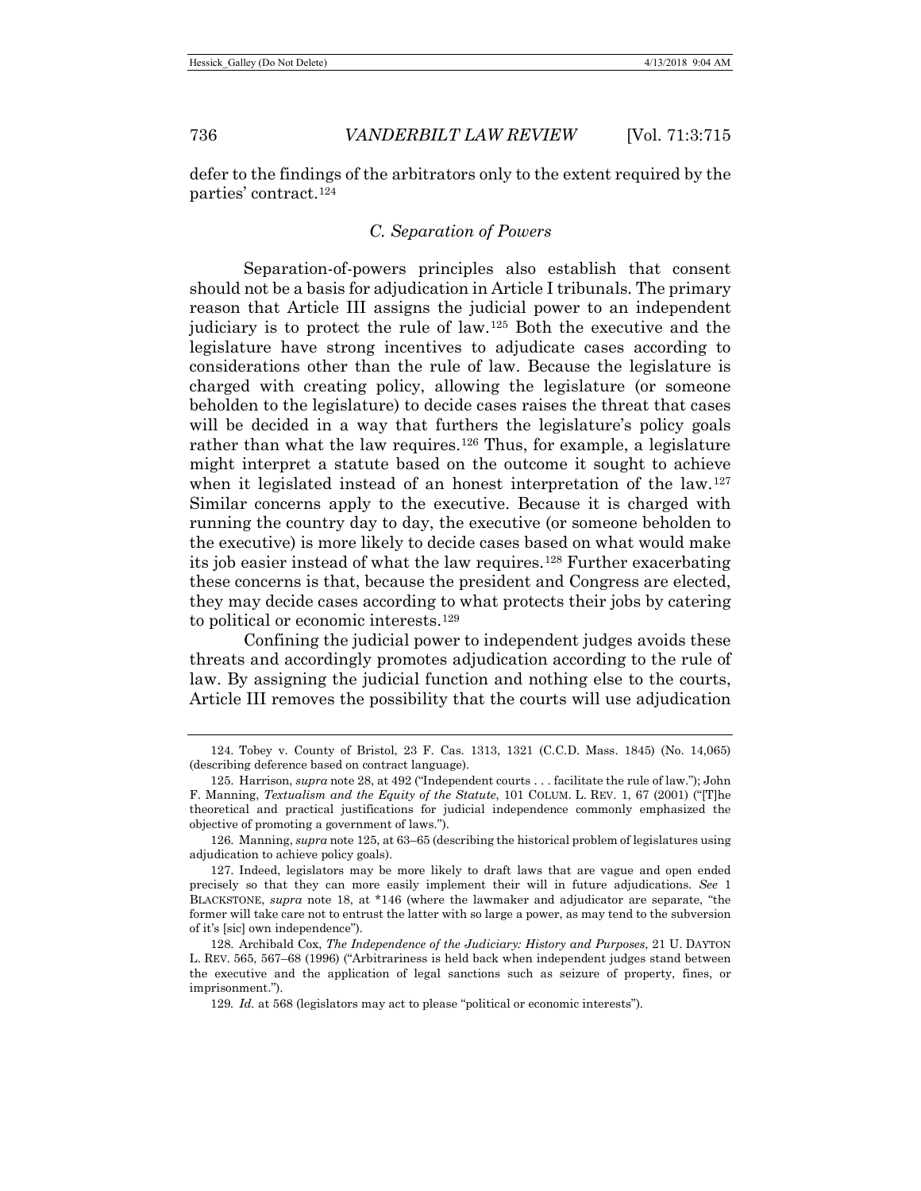defer to the findings of the arbitrators only to the extent required by the parties' contract.[124]

### *C. Separation of Powers*

Separation-of-powers principles also establish that consent should not be a basis for adjudication in Article I tribunals. The primary reason that Article III assigns the judicial power to an independent judiciary is to protect the rule of law.[125] Both the executive and the legislature have strong incentives to adjudicate cases according to considerations other than the rule of law. Because the legislature is charged with creating policy, allowing the legislature (or someone beholden to the legislature) to decide cases raises the threat that cases will be decided in a way that furthers the legislature's policy goals rather than what the law requires.[126] Thus, for example, a legislature might interpret a statute based on the outcome it sought to achieve when it legislated instead of an honest interpretation of the law.[127] Similar concerns apply to the executive. Because it is charged with running the country day to day, the executive (or someone beholden to the executive) is more likely to decide cases based on what would make its job easier instead of what the law requires.[128] Further exacerbating these concerns is that, because the president and Congress are elected, they may decide cases according to what protects their jobs by catering to political or economic interests.[129]

Confining the judicial power to independent judges avoids these threats and accordingly promotes adjudication according to the rule of law. By assigning the judicial function and nothing else to the courts, Article III removes the possibility that the courts will use adjudication

---

124. Tobey v. County of Bristol, 23 F. Cas. 1313, 1321 (C.C.D. Mass. 1845) (No. 14,065) (describing deference based on contract language).

125. Harrison, *supra* note 28, at 492 ("Independent courts . . . facilitate the rule of law."); John F. Manning, *Textualism and the Equity of the Statute*, 101 COLUM. L. REV. 1, 67 (2001) ("[T]he theoretical and practical justifications for judicial independence commonly emphasized the objective of promoting a government of laws.").

126. Manning, *supra* note 125, at 63–65 (describing the historical problem of legislatures using adjudication to achieve policy goals).

127. Indeed, legislators may be more likely to draft laws that are vague and open ended precisely so that they can more easily implement their will in future adjudications. *See* 1 BLACKSTONE, *supra* note 18, at *146 (where the lawmaker and adjudicator are separate, "the former will take care not to entrust the latter with so large a power, as may tend to the subversion of it's [sic] own independence").

128. Archibald Cox, *The Independence of the Judiciary: History and Purposes*, 21 U. DAYTON L. REV. 565, 567–68 (1996) ("Arbitrariness is held back when independent judges stand between the executive and the application of legal sanctions such as seizure of property, fines, or imprisonment.").

129. *Id.* at 568 (legislators may act to please "political or economic interests").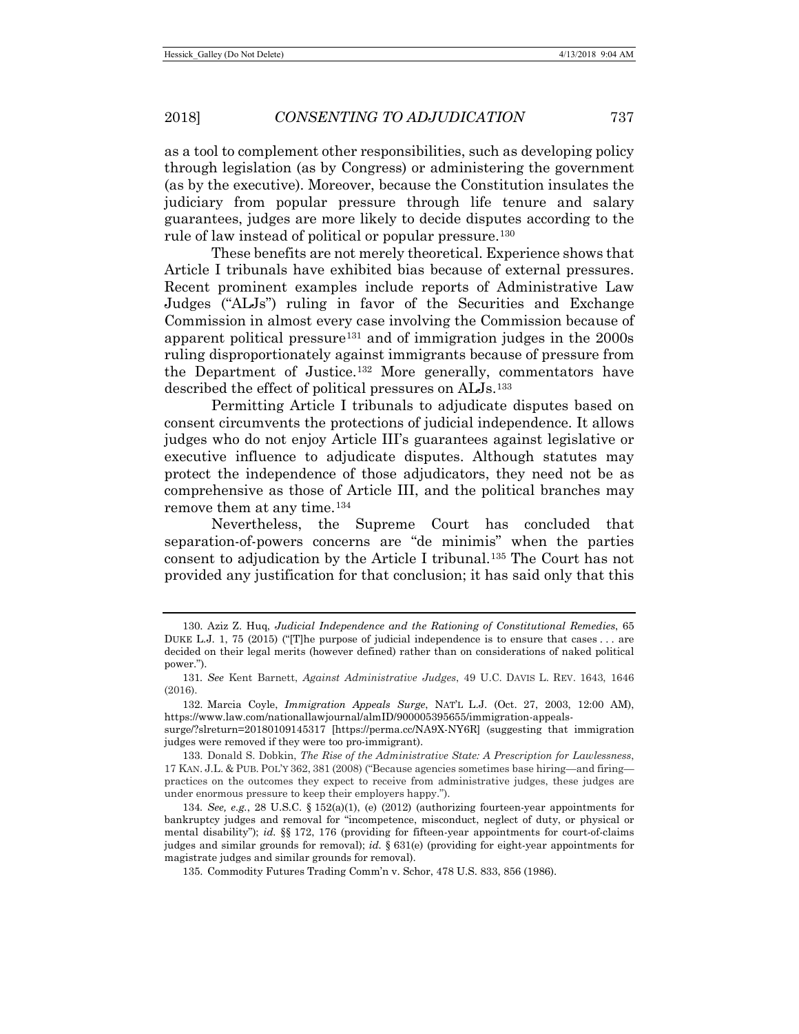as a tool to complement other responsibilities, such as developing policy through legislation (as by Congress) or administering the government (as by the executive). Moreover, because the Constitution insulates the judiciary from popular pressure through life tenure and salary guarantees, judges are more likely to decide disputes according to the rule of law instead of political or popular pressure.[130]

These benefits are not merely theoretical. Experience shows that Article I tribunals have exhibited bias because of external pressures. Recent prominent examples include reports of Administrative Law Judges ("ALJs") ruling in favor of the Securities and Exchange Commission in almost every case involving the Commission because of apparent political pressure[131] and of immigration judges in the 2000s ruling disproportionately against immigrants because of pressure from the Department of Justice.[132] More generally, commentators have described the effect of political pressures on ALJs.[133]

Permitting Article I tribunals to adjudicate disputes based on consent circumvents the protections of judicial independence. It allows judges who do not enjoy Article III's guarantees against legislative or executive influence to adjudicate disputes. Although statutes may protect the independence of those adjudicators, they need not be as comprehensive as those of Article III, and the political branches may remove them at any time.[134]

Nevertheless, the Supreme Court has concluded that separation-of-powers concerns are "de minimis" when the parties consent to adjudication by the Article I tribunal.[135] The Court has not provided any justification for that conclusion; it has said only that this

---

130. Aziz Z. Huq, *Judicial Independence and the Rationing of Constitutional Remedies*, 65 DUKE L.J. 1, 75 (2015) ("[T]he purpose of judicial independence is to ensure that cases . . . are decided on their legal merits (however defined) rather than on considerations of naked political power.").

131. *See* Kent Barnett, *Against Administrative Judges*, 49 U.C. DAVIS L. REV. 1643, 1646 (2016).

132. Marcia Coyle, *Immigration Appeals Surge*, NAT'L L.J. (Oct. 27, 2003, 12:00 AM), https://www.law.com/nationallawjournal/almID/900005395655/immigration-appeals-surge/?slreturn=20180109145317 [https://perma.cc/NA9X-NY6R] (suggesting that immigration judges were removed if they were too pro-immigrant).

133. Donald S. Dobkin, *The Rise of the Administrative State: A Prescription for Lawlessness*, 17 KAN. J.L. & PUB. POL'Y 362, 381 (2008) ("Because agencies sometimes base hiring—and firing—practices on the outcomes they expect to receive from administrative judges, these judges are under enormous pressure to keep their employers happy.").

134. *See, e.g.*, 28 U.S.C. § 152(a)(1), (e) (2012) (authorizing fourteen-year appointments for bankruptcy judges and removal for "incompetence, misconduct, neglect of duty, or physical or mental disability"); *id.* §§ 172, 176 (providing for fifteen-year appointments for court-of-claims judges and similar grounds for removal); *id.* § 631(e) (providing for eight-year appointments for magistrate judges and similar grounds for removal).

135. Commodity Futures Trading Comm'n v. Schor, 478 U.S. 833, 856 (1986).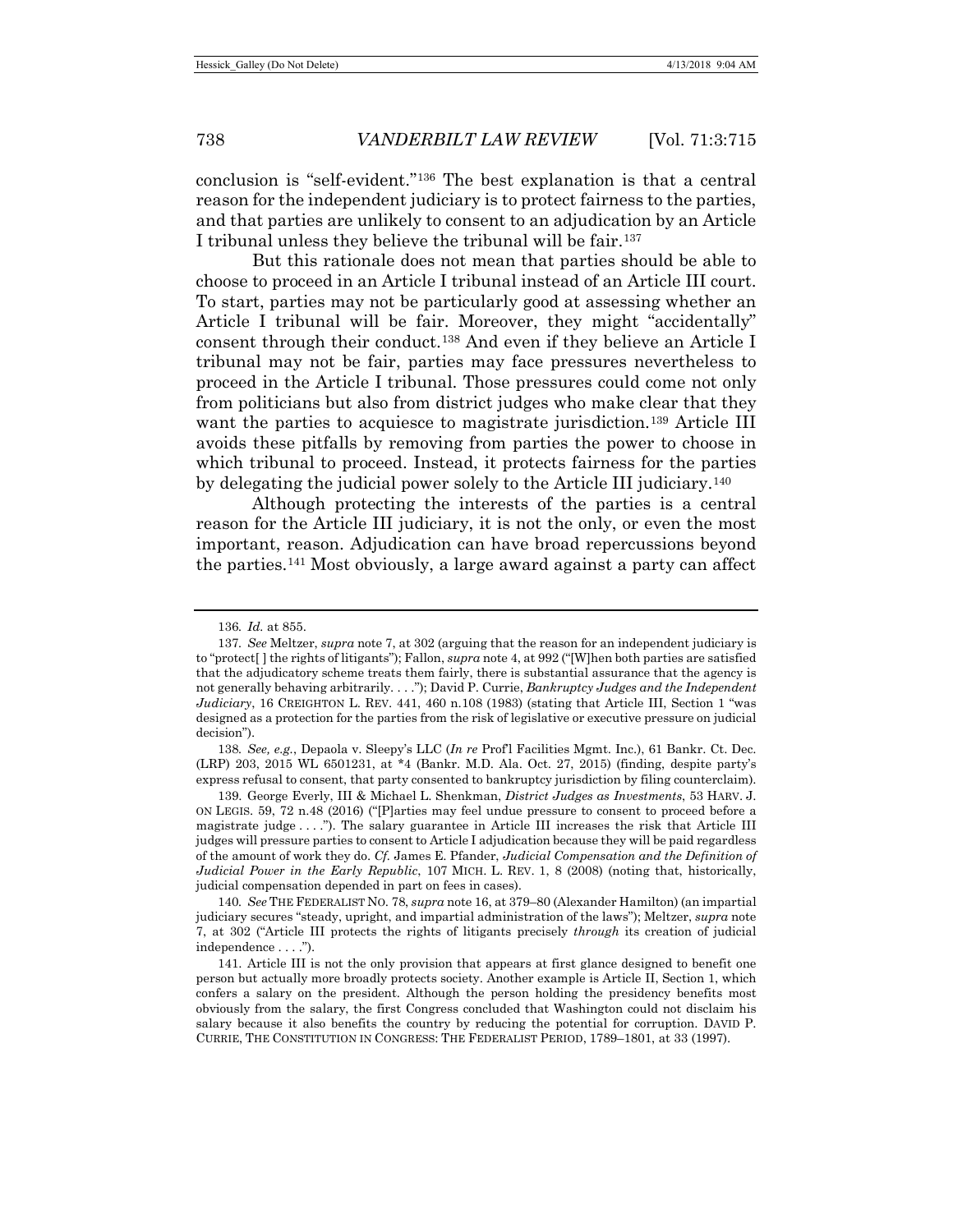conclusion is "self-evident."[136] The best explanation is that a central reason for the independent judiciary is to protect fairness to the parties, and that parties are unlikely to consent to an adjudication by an Article I tribunal unless they believe the tribunal will be fair.[137]

But this rationale does not mean that parties should be able to choose to proceed in an Article I tribunal instead of an Article III court. To start, parties may not be particularly good at assessing whether an Article I tribunal will be fair. Moreover, they might "accidentally" consent through their conduct.[138] And even if they believe an Article I tribunal may not be fair, parties may face pressures nevertheless to proceed in the Article I tribunal. Those pressures could come not only from politicians but also from district judges who make clear that they want the parties to acquiesce to magistrate jurisdiction.[139] Article III avoids these pitfalls by removing from parties the power to choose in which tribunal to proceed. Instead, it protects fairness for the parties by delegating the judicial power solely to the Article III judiciary.[140]

Although protecting the interests of the parties is a central reason for the Article III judiciary, it is not the only, or even the most important, reason. Adjudication can have broad repercussions beyond the parties.[141] Most obviously, a large award against a party can affect

---

136. *Id.* at 855.

137. *See* Meltzer, *supra* note 7, at 302 (arguing that the reason for an independent judiciary is to "protect[ ] the rights of litigants"); Fallon, *supra* note 4, at 992 ("[W]hen both parties are satisfied that the adjudicatory scheme treats them fairly, there is substantial assurance that the agency is not generally behaving arbitrarily. . . ."); David P. Currie, *Bankruptcy Judges and the Independent Judiciary*, 16 CREIGHTON L. REV. 441, 460 n.108 (1983) (stating that Article III, Section 1 "was designed as a protection for the parties from the risk of legislative or executive pressure on judicial decision").

138. *See, e.g.*, Depaola v. Sleepy's LLC (*In re* Prof'l Facilities Mgmt. Inc.), 61 Bankr. Ct. Dec. (LRP) 203, 2015 WL 6501231, at *4 (Bankr. M.D. Ala. Oct. 27, 2015) (finding, despite party's express refusal to consent, that party consented to bankruptcy jurisdiction by filing counterclaim).

139. George Everly, III & Michael L. Shenkman, *District Judges as Investments*, 53 HARV. J. ON LEGIS. 59, 72 n.48 (2016) ("[P]arties may feel undue pressure to consent to proceed before a magistrate judge . . . ."). The salary guarantee in Article III increases the risk that Article III judges will pressure parties to consent to Article I adjudication because they will be paid regardless of the amount of work they do. *Cf.* James E. Pfander, *Judicial Compensation and the Definition of Judicial Power in the Early Republic*, 107 MICH. L. REV. 1, 8 (2008) (noting that, historically, judicial compensation depended in part on fees in cases).

140. *See* THE FEDERALIST NO. 78, *supra* note 16, at 379–80 (Alexander Hamilton) (an impartial judiciary secures "steady, upright, and impartial administration of the laws"); Meltzer, *supra* note 7, at 302 ("Article III protects the rights of litigants precisely *through* its creation of judicial independence . . . .").

141. Article III is not the only provision that appears at first glance designed to benefit one person but actually more broadly protects society. Another example is Article II, Section 1, which confers a salary on the president. Although the person holding the presidency benefits most obviously from the salary, the first Congress concluded that Washington could not disclaim his salary because it also benefits the country by reducing the potential for corruption. DAVID P. CURRIE, THE CONSTITUTION IN CONGRESS: THE FEDERALIST PERIOD, 1789–1801, at 33 (1997).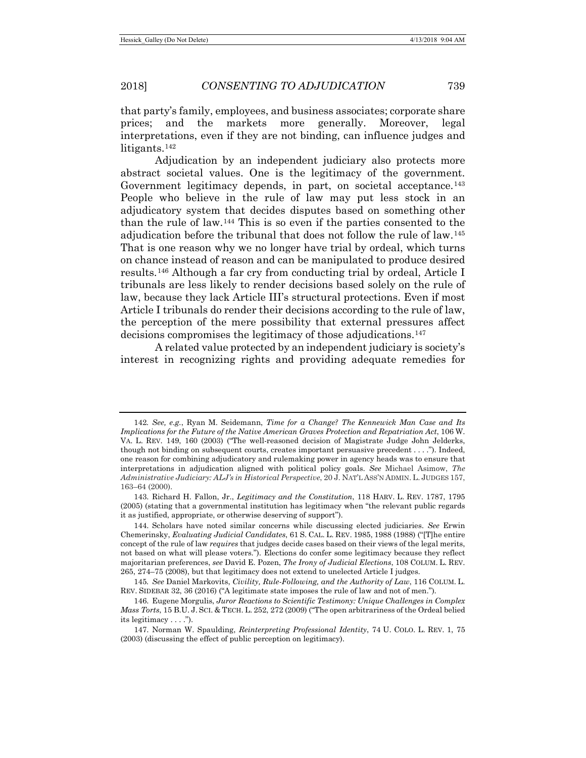that party's family, employees, and business associates; corporate share prices; and the markets more generally. Moreover, legal interpretations, even if they are not binding, can influence judges and litigants.[142]

Adjudication by an independent judiciary also protects more abstract societal values. One is the legitimacy of the government. Government legitimacy depends, in part, on societal acceptance.[143] People who believe in the rule of law may put less stock in an adjudicatory system that decides disputes based on something other than the rule of law.[144] This is so even if the parties consented to the adjudication before the tribunal that does not follow the rule of law.[145] That is one reason why we no longer have trial by ordeal, which turns on chance instead of reason and can be manipulated to produce desired results.[146] Although a far cry from conducting trial by ordeal, Article I tribunals are less likely to render decisions based solely on the rule of law, because they lack Article III's structural protections. Even if most Article I tribunals do render their decisions according to the rule of law, the perception of the mere possibility that external pressures affect decisions compromises the legitimacy of those adjudications.[147]

A related value protected by an independent judiciary is society's interest in recognizing rights and providing adequate remedies for

---

142. *See, e.g.*, Ryan M. Seidemann, *Time for a Change? The Kennewick Man Case and Its Implications for the Future of the Native American Graves Protection and Repatriation Act*, 106 W. VA. L. REV. 149, 160 (2003) ("The well-reasoned decision of Magistrate Judge John Jelderks, though not binding on subsequent courts, creates important persuasive precedent . . . ."). Indeed, one reason for combining adjudicatory and rulemaking power in agency heads was to ensure that interpretations in adjudication aligned with political policy goals. *See* Michael Asimow, *The Administrative Judiciary: ALJ's in Historical Perspective*, 20 J. NAT'L ASS'N ADMIN. L. JUDGES 157, 163–64 (2000).

143. Richard H. Fallon, Jr., *Legitimacy and the Constitution*, 118 HARV. L. REV. 1787, 1795 (2005) (stating that a governmental institution has legitimacy when "the relevant public regards it as justified, appropriate, or otherwise deserving of support").

144. Scholars have noted similar concerns while discussing elected judiciaries. *See* Erwin Chemerinsky, *Evaluating Judicial Candidates*, 61 S. CAL. L. REV. 1985, 1988 (1988) ("[T]he entire concept of the rule of law *requires* that judges decide cases based on their views of the legal merits, not based on what will please voters."). Elections do confer some legitimacy because they reflect majoritarian preferences, *see* David E. Pozen, *The Irony of Judicial Elections*, 108 COLUM. L. REV. 265, 274–75 (2008), but that legitimacy does not extend to unelected Article I judges.

145. *See* Daniel Markovits, *Civility, Rule-Following, and the Authority of Law*, 116 COLUM. L. REV. SIDEBAR 32, 36 (2016) ("A legitimate state imposes the rule of law and not of men.").

146. Eugene Morgulis, *Juror Reactions to Scientific Testimony: Unique Challenges in Complex Mass Torts*, 15 B.U. J. SCI. & TECH. L. 252, 272 (2009) ("The open arbitrariness of the Ordeal belied its legitimacy . . . .").

147. Norman W. Spaulding, *Reinterpreting Professional Identity*, 74 U. COLO. L. REV. 1, 75 (2003) (discussing the effect of public perception on legitimacy).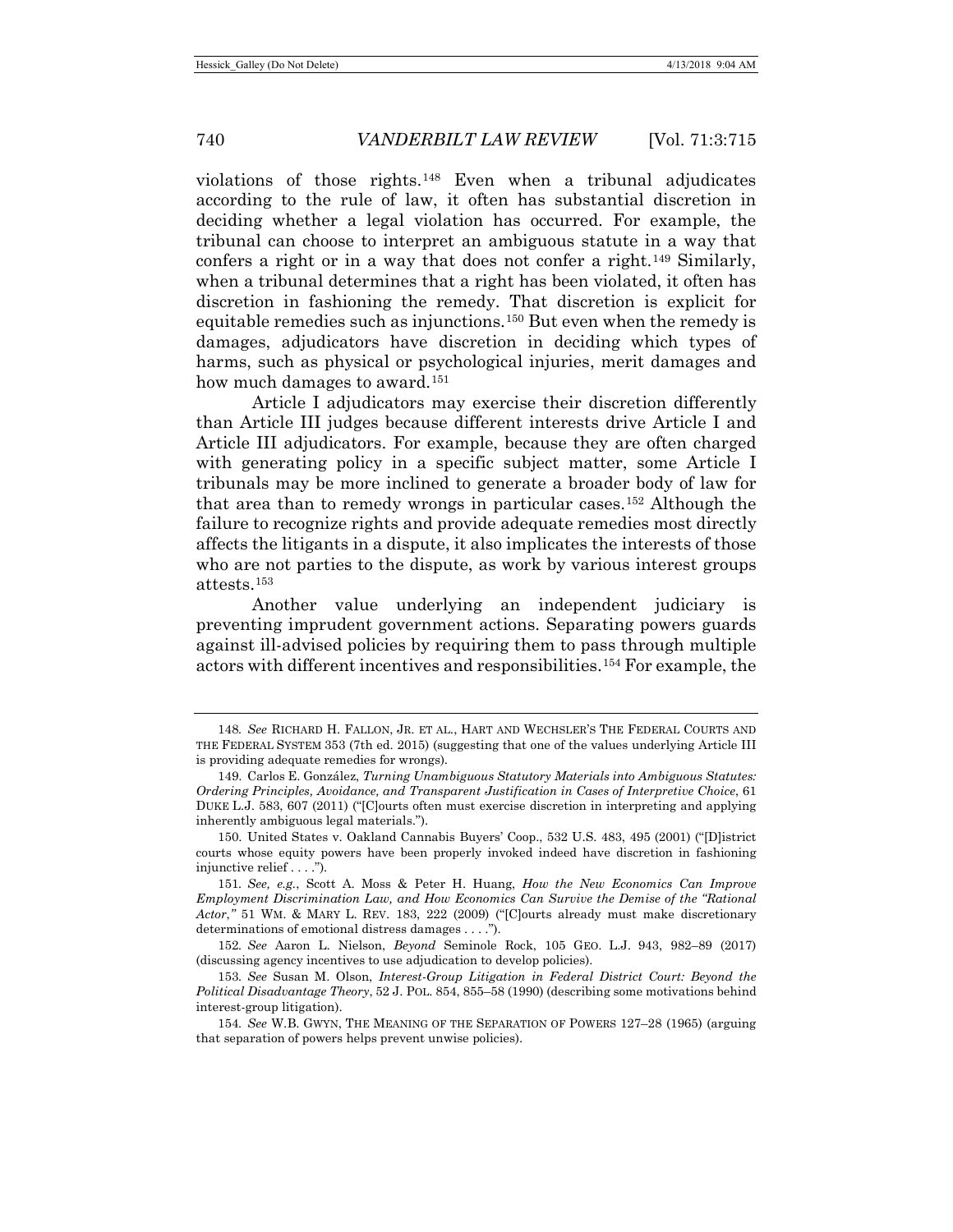violations of those rights.[148] Even when a tribunal adjudicates according to the rule of law, it often has substantial discretion in deciding whether a legal violation has occurred. For example, the tribunal can choose to interpret an ambiguous statute in a way that confers a right or in a way that does not confer a right.[149] Similarly, when a tribunal determines that a right has been violated, it often has discretion in fashioning the remedy. That discretion is explicit for equitable remedies such as injunctions.[150] But even when the remedy is damages, adjudicators have discretion in deciding which types of harms, such as physical or psychological injuries, merit damages and how much damages to award.[151]

Article I adjudicators may exercise their discretion differently than Article III judges because different interests drive Article I and Article III adjudicators. For example, because they are often charged with generating policy in a specific subject matter, some Article I tribunals may be more inclined to generate a broader body of law for that area than to remedy wrongs in particular cases.[152] Although the failure to recognize rights and provide adequate remedies most directly affects the litigants in a dispute, it also implicates the interests of those who are not parties to the dispute, as work by various interest groups attests.[153]

Another value underlying an independent judiciary is preventing imprudent government actions. Separating powers guards against ill-advised policies by requiring them to pass through multiple actors with different incentives and responsibilities.[154] For example, the

---

148. *See* RICHARD H. FALLON, JR. ET AL., HART AND WECHSLER'S THE FEDERAL COURTS AND THE FEDERAL SYSTEM 353 (7th ed. 2015) (suggesting that one of the values underlying Article III is providing adequate remedies for wrongs).

149. Carlos E. González, *Turning Unambiguous Statutory Materials into Ambiguous Statutes: Ordering Principles, Avoidance, and Transparent Justification in Cases of Interpretive Choice*, 61 DUKE L.J. 583, 607 (2011) ("[C]ourts often must exercise discretion in interpreting and applying inherently ambiguous legal materials.").

150. United States v. Oakland Cannabis Buyers' Coop., 532 U.S. 483, 495 (2001) ("[D]istrict courts whose equity powers have been properly invoked indeed have discretion in fashioning injunctive relief . . . .").

151. *See, e.g.*, Scott A. Moss & Peter H. Huang, *How the New Economics Can Improve Employment Discrimination Law, and How Economics Can Survive the Demise of the "Rational Actor*,*"* 51 WM. & MARY L. REV. 183, 222 (2009) ("[C]ourts already must make discretionary determinations of emotional distress damages . . . .").

152. *See* Aaron L. Nielson, *Beyond* Seminole Rock, 105 GEO. L.J. 943, 982–89 (2017) (discussing agency incentives to use adjudication to develop policies).

153. *See* Susan M. Olson, *Interest-Group Litigation in Federal District Court: Beyond the Political Disadvantage Theory*, 52 J. POL. 854, 855–58 (1990) (describing some motivations behind interest-group litigation).

154. *See* W.B. GWYN, THE MEANING OF THE SEPARATION OF POWERS 127–28 (1965) (arguing that separation of powers helps prevent unwise policies).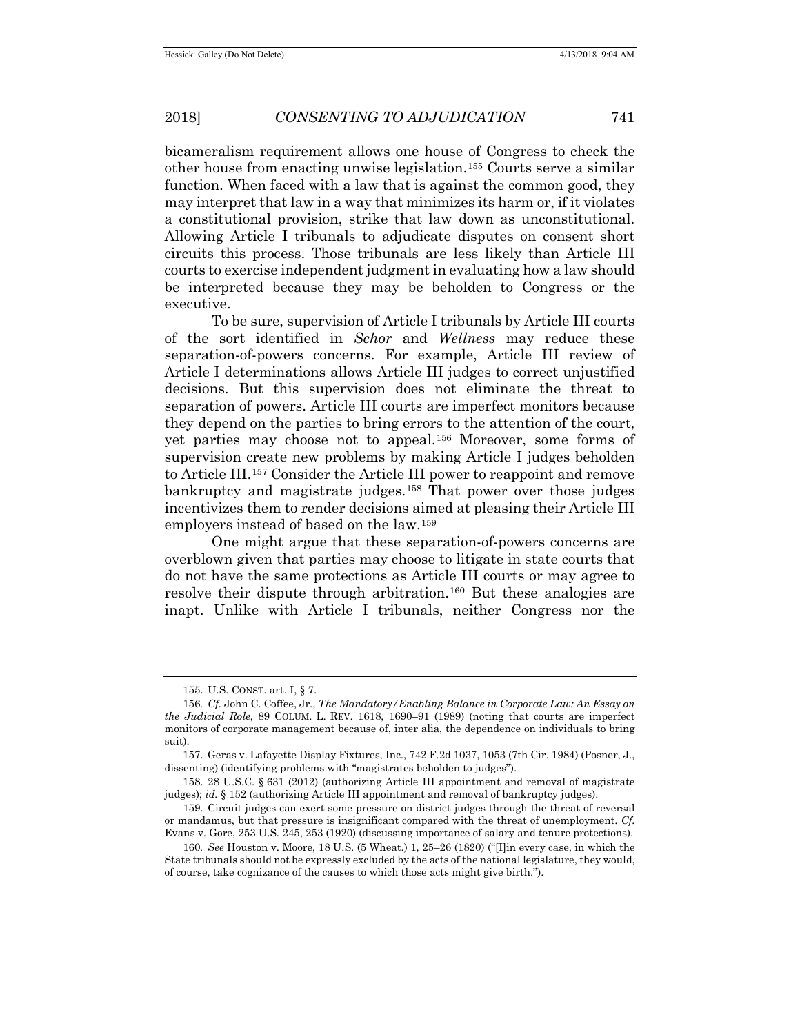bicameralism requirement allows one house of Congress to check the other house from enacting unwise legislation.[155] Courts serve a similar function. When faced with a law that is against the common good, they may interpret that law in a way that minimizes its harm or, if it violates a constitutional provision, strike that law down as unconstitutional. Allowing Article I tribunals to adjudicate disputes on consent short circuits this process. Those tribunals are less likely than Article III courts to exercise independent judgment in evaluating how a law should be interpreted because they may be beholden to Congress or the executive.

To be sure, supervision of Article I tribunals by Article III courts of the sort identified in *Schor* and *Wellness* may reduce these separation-of-powers concerns. For example, Article III review of Article I determinations allows Article III judges to correct unjustified decisions. But this supervision does not eliminate the threat to separation of powers. Article III courts are imperfect monitors because they depend on the parties to bring errors to the attention of the court, yet parties may choose not to appeal.[156] Moreover, some forms of supervision create new problems by making Article I judges beholden to Article III.[157] Consider the Article III power to reappoint and remove bankruptcy and magistrate judges.[158] That power over those judges incentivizes them to render decisions aimed at pleasing their Article III employers instead of based on the law.[159]

One might argue that these separation-of-powers concerns are overblown given that parties may choose to litigate in state courts that do not have the same protections as Article III courts or may agree to resolve their dispute through arbitration.[160] But these analogies are inapt. Unlike with Article I tribunals, neither Congress nor the

---

155. U.S. CONST. art. I, § 7.

156. *Cf.* John C. Coffee, Jr., *The Mandatory/Enabling Balance in Corporate Law: An Essay on the Judicial Role*, 89 COLUM. L. REV. 1618, 1690–91 (1989) (noting that courts are imperfect monitors of corporate management because of, inter alia, the dependence on individuals to bring suit).

157. Geras v. Lafayette Display Fixtures, Inc., 742 F.2d 1037, 1053 (7th Cir. 1984) (Posner, J., dissenting) (identifying problems with "magistrates beholden to judges").

158. 28 U.S.C. § 631 (2012) (authorizing Article III appointment and removal of magistrate judges); *id.* § 152 (authorizing Article III appointment and removal of bankruptcy judges).

159. Circuit judges can exert some pressure on district judges through the threat of reversal or mandamus, but that pressure is insignificant compared with the threat of unemployment. *Cf.* Evans v. Gore, 253 U.S. 245, 253 (1920) (discussing importance of salary and tenure protections).

160. *See* Houston v. Moore, 18 U.S. (5 Wheat.) 1, 25–26 (1820) ("[I]n every case, in which the State tribunals should not be expressly excluded by the acts of the national legislature, they would, of course, take cognizance of the causes to which those acts might give birth.").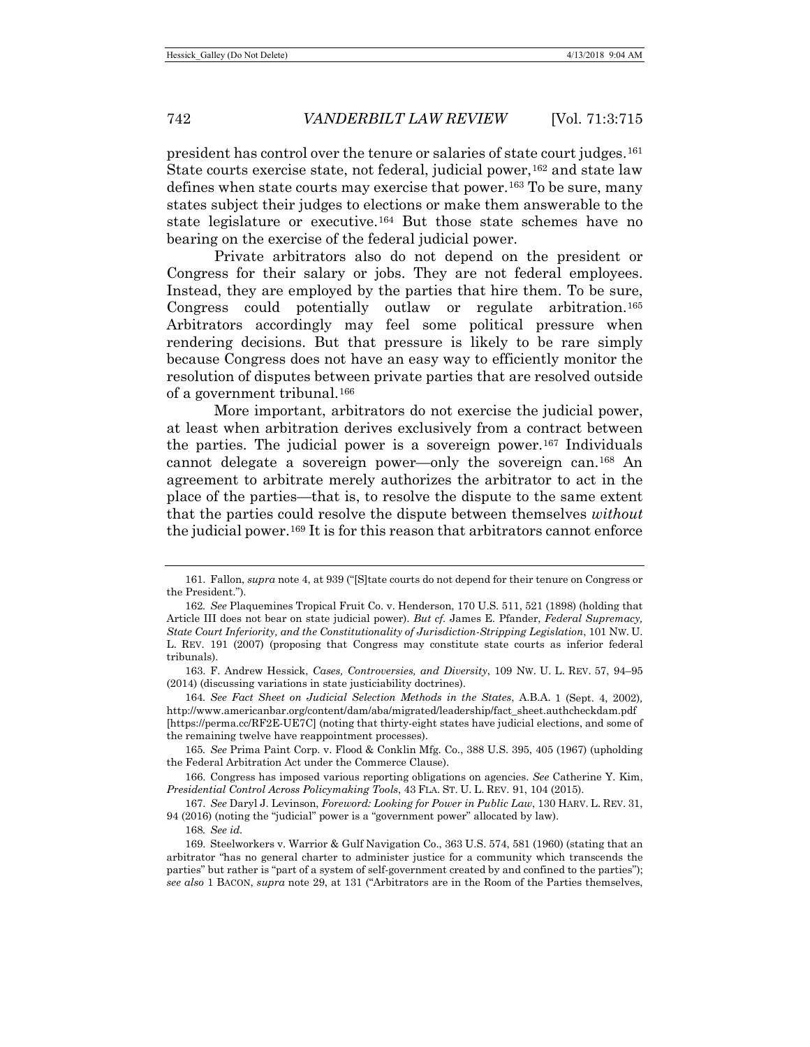president has control over the tenure or salaries of state court judges.[161] State courts exercise state, not federal, judicial power,[162] and state law defines when state courts may exercise that power.[163] To be sure, many states subject their judges to elections or make them answerable to the state legislature or executive.[164] But those state schemes have no bearing on the exercise of the federal judicial power.

Private arbitrators also do not depend on the president or Congress for their salary or jobs. They are not federal employees. Instead, they are employed by the parties that hire them. To be sure, Congress could potentially outlaw or regulate arbitration.[165] Arbitrators accordingly may feel some political pressure when rendering decisions. But that pressure is likely to be rare simply because Congress does not have an easy way to efficiently monitor the resolution of disputes between private parties that are resolved outside of a government tribunal.[166]

More important, arbitrators do not exercise the judicial power, at least when arbitration derives exclusively from a contract between the parties. The judicial power is a sovereign power.[167] Individuals cannot delegate a sovereign power—only the sovereign can.[168] An agreement to arbitrate merely authorizes the arbitrator to act in the place of the parties—that is, to resolve the dispute to the same extent that the parties could resolve the dispute between themselves *without* the judicial power.[169] It is for this reason that arbitrators cannot enforce

---

161. Fallon, *supra* note 4, at 939 ("[S]tate courts do not depend for their tenure on Congress or the President.").

162. *See* Plaquemines Tropical Fruit Co. v. Henderson, 170 U.S. 511, 521 (1898) (holding that Article III does not bear on state judicial power). *But cf.* James E. Pfander, *Federal Supremacy, State Court Inferiority, and the Constitutionality of Jurisdiction-Stripping Legislation*, 101 NW. U. L. REV. 191 (2007) (proposing that Congress may constitute state courts as inferior federal tribunals).

163. F. Andrew Hessick, *Cases, Controversies, and Diversity*, 109 NW. U. L. REV. 57, 94–95 (2014) (discussing variations in state justiciability doctrines).

164. *See Fact Sheet on Judicial Selection Methods in the States*, A.B.A. 1 (Sept. 4, 2002), http://www.americanbar.org/content/dam/aba/migrated/leadership/fact_sheet.authcheckdam.pdf [https://perma.cc/RF2E-UE7C] (noting that thirty-eight states have judicial elections, and some of the remaining twelve have reappointment processes).

165. *See* Prima Paint Corp. v. Flood & Conklin Mfg. Co., 388 U.S. 395, 405 (1967) (upholding the Federal Arbitration Act under the Commerce Clause).

166. Congress has imposed various reporting obligations on agencies. *See* Catherine Y. Kim, *Presidential Control Across Policymaking Tools*, 43 FLA. ST. U. L. REV. 91, 104 (2015).

167. *See* Daryl J. Levinson, *Foreword: Looking for Power in Public Law*, 130 HARV. L. REV. 31, 94 (2016) (noting the "judicial" power is a "government power" allocated by law).

168. *See id.*

169. Steelworkers v. Warrior & Gulf Navigation Co., 363 U.S. 574, 581 (1960) (stating that an arbitrator "has no general charter to administer justice for a community which transcends the parties" but rather is "part of a system of self-government created by and confined to the parties"); *see also* 1 BACON, *supra* note 29, at 131 ("Arbitrators are in the Room of the Parties themselves,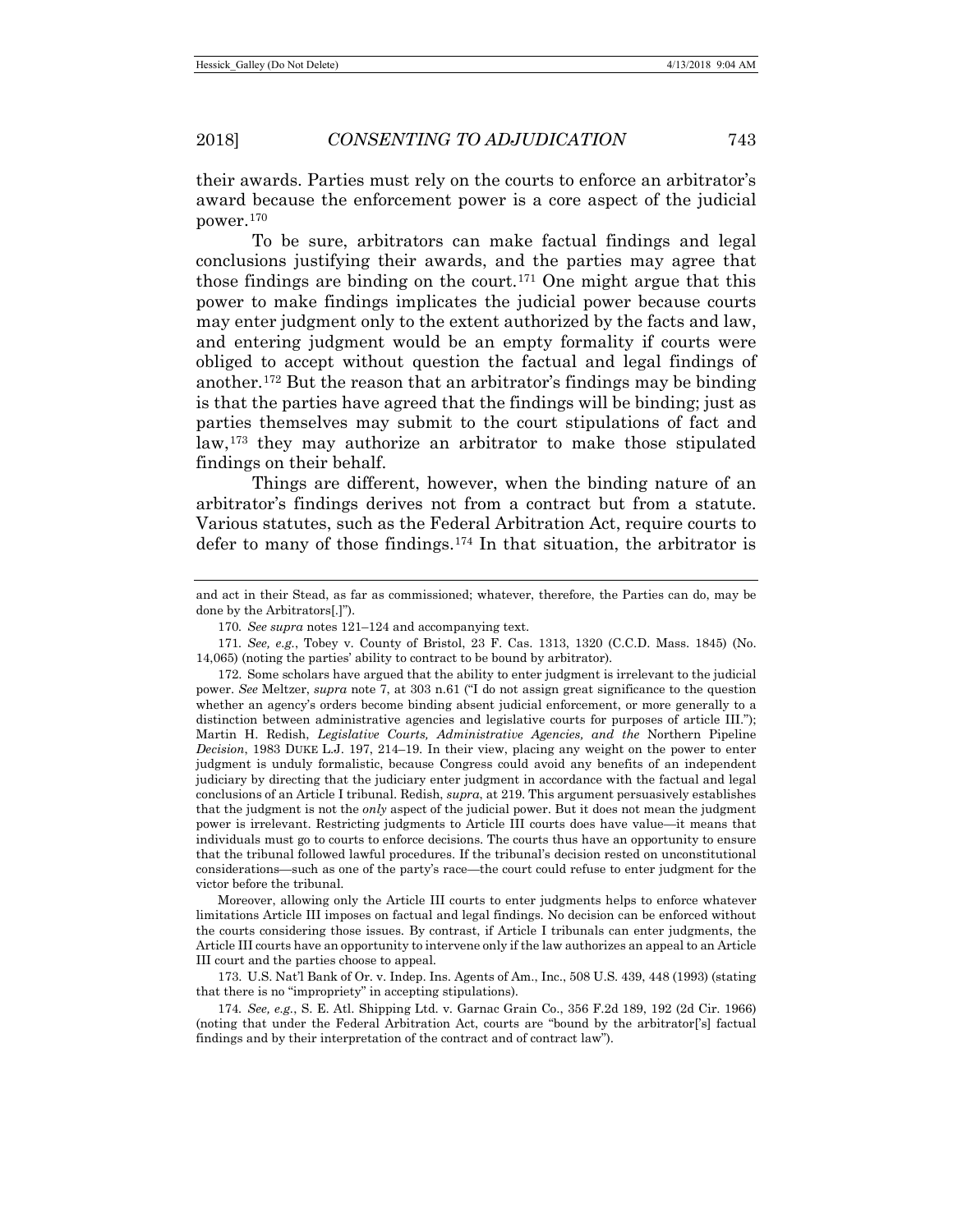their awards. Parties must rely on the courts to enforce an arbitrator's award because the enforcement power is a core aspect of the judicial power.[170]

To be sure, arbitrators can make factual findings and legal conclusions justifying their awards, and the parties may agree that those findings are binding on the court.[171] One might argue that this power to make findings implicates the judicial power because courts may enter judgment only to the extent authorized by the facts and law, and entering judgment would be an empty formality if courts were obliged to accept without question the factual and legal findings of another.[172] But the reason that an arbitrator's findings may be binding is that the parties have agreed that the findings will be binding; just as parties themselves may submit to the court stipulations of fact and law,[173] they may authorize an arbitrator to make those stipulated findings on their behalf.

Things are different, however, when the binding nature of an arbitrator's findings derives not from a contract but from a statute. Various statutes, such as the Federal Arbitration Act, require courts to defer to many of those findings.[174] In that situation, the arbitrator is

---

and act in their Stead, as far as commissioned; whatever, therefore, the Parties can do, may be done by the Arbitrators[.]").

170. *See supra* notes 121–124 and accompanying text.

171. *See, e.g.*, Tobey v. County of Bristol, 23 F. Cas. 1313, 1320 (C.C.D. Mass. 1845) (No. 14,065) (noting the parties' ability to contract to be bound by arbitrator).

172. Some scholars have argued that the ability to enter judgment is irrelevant to the judicial power. *See* Meltzer, *supra* note 7, at 303 n.61 ("I do not assign great significance to the question whether an agency's orders become binding absent judicial enforcement, or more generally to a distinction between administrative agencies and legislative courts for purposes of article III."); Martin H. Redish, *Legislative Courts, Administrative Agencies, and the* Northern Pipeline *Decision*, 1983 DUKE L.J. 197, 214–19. In their view, placing any weight on the power to enter judgment is unduly formalistic, because Congress could avoid any benefits of an independent judiciary by directing that the judiciary enter judgment in accordance with the factual and legal conclusions of an Article I tribunal. Redish, *supra*, at 219. This argument persuasively establishes that the judgment is not the *only* aspect of the judicial power. But it does not mean the judgment power is irrelevant. Restricting judgments to Article III courts does have value—it means that individuals must go to courts to enforce decisions. The courts thus have an opportunity to ensure that the tribunal followed lawful procedures. If the tribunal's decision rested on unconstitutional considerations—such as one of the party's race—the court could refuse to enter judgment for the victor before the tribunal.

Moreover, allowing only the Article III courts to enter judgments helps to enforce whatever limitations Article III imposes on factual and legal findings. No decision can be enforced without the courts considering those issues. By contrast, if Article I tribunals can enter judgments, the Article III courts have an opportunity to intervene only if the law authorizes an appeal to an Article III court and the parties choose to appeal.

173. U.S. Nat'l Bank of Or. v. Indep. Ins. Agents of Am., Inc., 508 U.S. 439, 448 (1993) (stating that there is no "impropriety" in accepting stipulations).

174. *See, e.g.*, S. E. Atl. Shipping Ltd. v. Garnac Grain Co., 356 F.2d 189, 192 (2d Cir. 1966) (noting that under the Federal Arbitration Act, courts are "bound by the arbitrator['s] factual findings and by their interpretation of the contract and of contract law").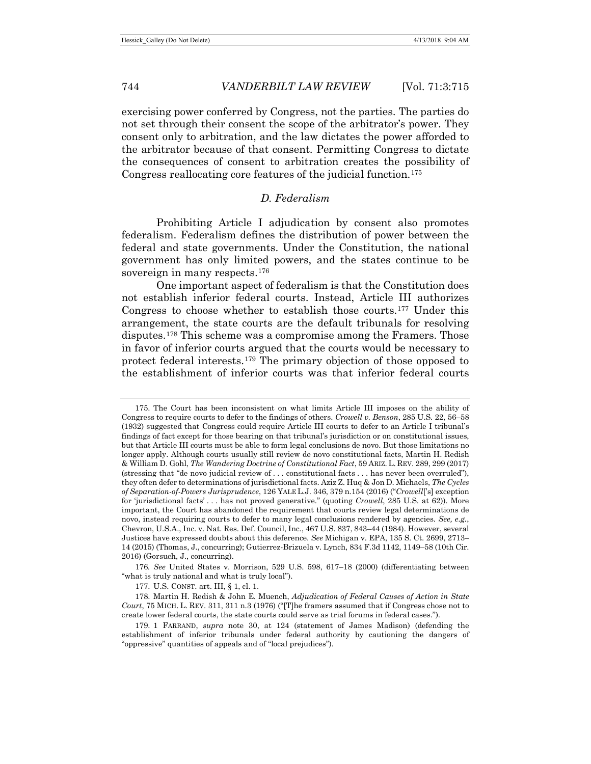exercising power conferred by Congress, not the parties. The parties do not set through their consent the scope of the arbitrator's power. They consent only to arbitration, and the law dictates the power afforded to the arbitrator because of that consent. Permitting Congress to dictate the consequences of consent to arbitration creates the possibility of Congress reallocating core features of the judicial function.[175]

### *D. Federalism*

Prohibiting Article I adjudication by consent also promotes federalism. Federalism defines the distribution of power between the federal and state governments. Under the Constitution, the national government has only limited powers, and the states continue to be sovereign in many respects.[176]

One important aspect of federalism is that the Constitution does not establish inferior federal courts. Instead, Article III authorizes Congress to choose whether to establish those courts.[177] Under this arrangement, the state courts are the default tribunals for resolving disputes.[178] This scheme was a compromise among the Framers. Those in favor of inferior courts argued that the courts would be necessary to protect federal interests.[179] The primary objection of those opposed to the establishment of inferior courts was that inferior federal courts

---

175. The Court has been inconsistent on what limits Article III imposes on the ability of Congress to require courts to defer to the findings of others. *Crowell v. Benson*, 285 U.S. 22, 56–58 (1932) suggested that Congress could require Article III courts to defer to an Article I tribunal's findings of fact except for those bearing on that tribunal's jurisdiction or on constitutional issues, but that Article III courts must be able to form legal conclusions de novo. But those limitations no longer apply. Although courts usually still review de novo constitutional facts, Martin H. Redish & William D. Gohl, *The Wandering Doctrine of Constitutional Fact*, 59 ARIZ. L. REV. 289, 299 (2017) (stressing that "de novo judicial review of . . . constitutional facts . . . has never been overruled"), they often defer to determinations of jurisdictional facts. Aziz Z. Huq & Jon D. Michaels, *The Cycles of Separation-of-Powers Jurisprudence*, 126 YALE L.J. 346, 379 n.154 (2016) ("*Crowell*['s] exception for 'jurisdictional facts' . . . has not proved generative." (quoting *Crowell*, 285 U.S. at 62)). More important, the Court has abandoned the requirement that courts review legal determinations de novo, instead requiring courts to defer to many legal conclusions rendered by agencies. *See, e.g.*, Chevron, U.S.A., Inc. v. Nat. Res. Def. Council, Inc., 467 U.S. 837, 843–44 (1984). However, several Justices have expressed doubts about this deference. *See* Michigan v. EPA, 135 S. Ct. 2699, 2713–14 (2015) (Thomas, J., concurring); Gutierrez-Brizuela v. Lynch, 834 F.3d 1142, 1149–58 (10th Cir. 2016) (Gorsuch, J., concurring).

176. *See* United States v. Morrison, 529 U.S. 598, 617–18 (2000) (differentiating between "what is truly national and what is truly local").

177. U.S. CONST. art. III, § 1, cl. 1.

178. Martin H. Redish & John E. Muench, *Adjudication of Federal Causes of Action in State Court*, 75 MICH. L. REV. 311, 311 n.3 (1976) ("[T]he framers assumed that if Congress chose not to create lower federal courts, the state courts could serve as trial forums in federal cases.").

179. 1 FARRAND, *supra* note 30, at 124 (statement of James Madison) (defending the establishment of inferior tribunals under federal authority by cautioning the dangers of "oppressive" quantities of appeals and of "local prejudices").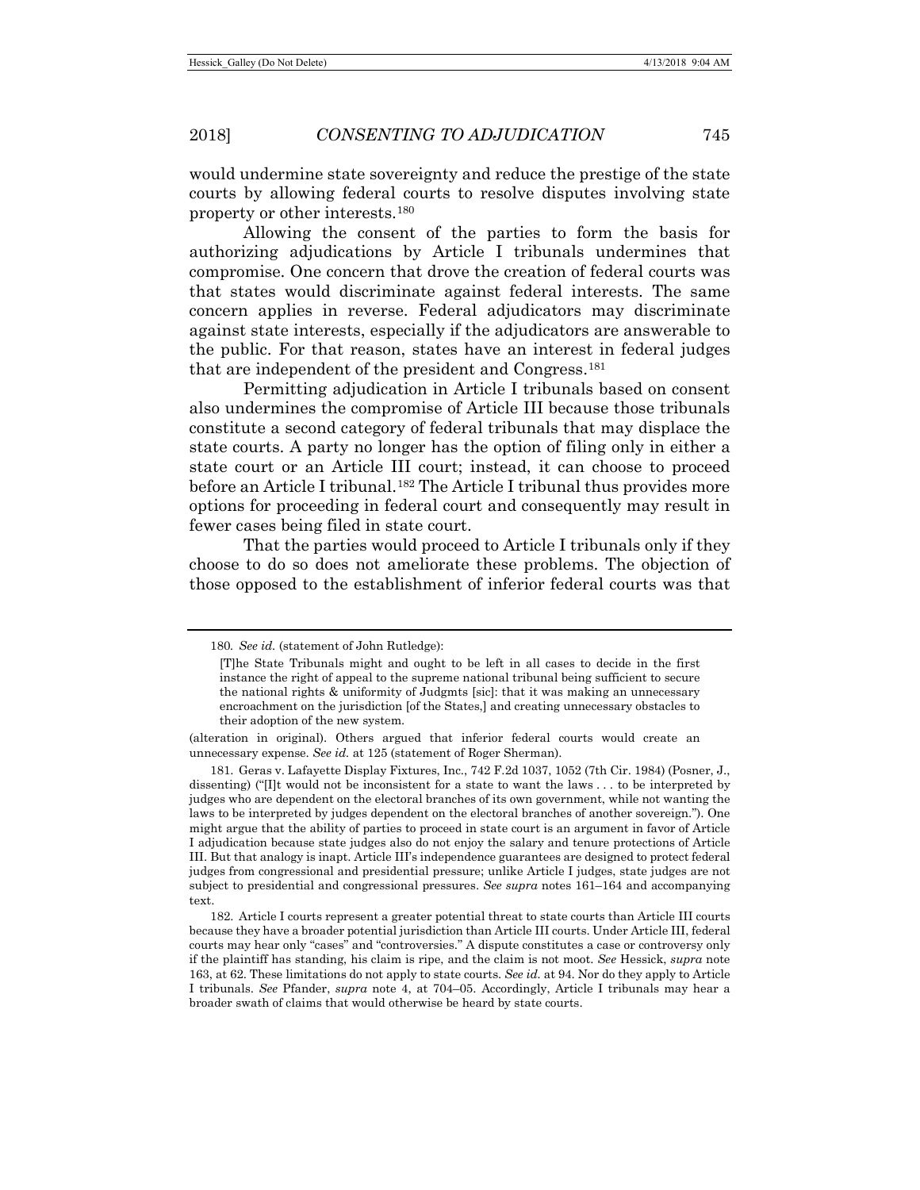would undermine state sovereignty and reduce the prestige of the state courts by allowing federal courts to resolve disputes involving state property or other interests.[180]

Allowing the consent of the parties to form the basis for authorizing adjudications by Article I tribunals undermines that compromise. One concern that drove the creation of federal courts was that states would discriminate against federal interests. The same concern applies in reverse. Federal adjudicators may discriminate against state interests, especially if the adjudicators are answerable to the public. For that reason, states have an interest in federal judges that are independent of the president and Congress.[181]

Permitting adjudication in Article I tribunals based on consent also undermines the compromise of Article III because those tribunals constitute a second category of federal tribunals that may displace the state courts. A party no longer has the option of filing only in either a state court or an Article III court; instead, it can choose to proceed before an Article I tribunal.[182] The Article I tribunal thus provides more options for proceeding in federal court and consequently may result in fewer cases being filed in state court.

That the parties would proceed to Article I tribunals only if they choose to do so does not ameliorate these problems. The objection of those opposed to the establishment of inferior federal courts was that

---

180. *See id.* (statement of John Rutledge):

> [T]he State Tribunals might and ought to be left in all cases to decide in the first instance the right of appeal to the supreme national tribunal being sufficient to secure the national rights & uniformity of Judgmts [sic]: that it was making an unnecessary encroachment on the jurisdiction [of the States,] and creating unnecessary obstacles to their adoption of the new system.

(alteration in original). Others argued that inferior federal courts would create an unnecessary expense. *See id.* at 125 (statement of Roger Sherman).

181. Geras v. Lafayette Display Fixtures, Inc., 742 F.2d 1037, 1052 (7th Cir. 1984) (Posner, J., dissenting) ("[I]t would not be inconsistent for a state to want the laws . . . to be interpreted by judges who are dependent on the electoral branches of its own government, while not wanting the laws to be interpreted by judges dependent on the electoral branches of another sovereign."). One might argue that the ability of parties to proceed in state court is an argument in favor of Article I adjudication because state judges also do not enjoy the salary and tenure protections of Article III. But that analogy is inapt. Article III's independence guarantees are designed to protect federal judges from congressional and presidential pressure; unlike Article I judges, state judges are not subject to presidential and congressional pressures. *See supra* notes 161–164 and accompanying text.

182. Article I courts represent a greater potential threat to state courts than Article III courts because they have a broader potential jurisdiction than Article III courts. Under Article III, federal courts may hear only "cases" and "controversies." A dispute constitutes a case or controversy only if the plaintiff has standing, his claim is ripe, and the claim is not moot. *See* Hessick, *supra* note 163, at 62. These limitations do not apply to state courts. *See id.* at 94. Nor do they apply to Article I tribunals. *See* Pfander, *supra* note 4, at 704–05. Accordingly, Article I tribunals may hear a broader swath of claims that would otherwise be heard by state courts.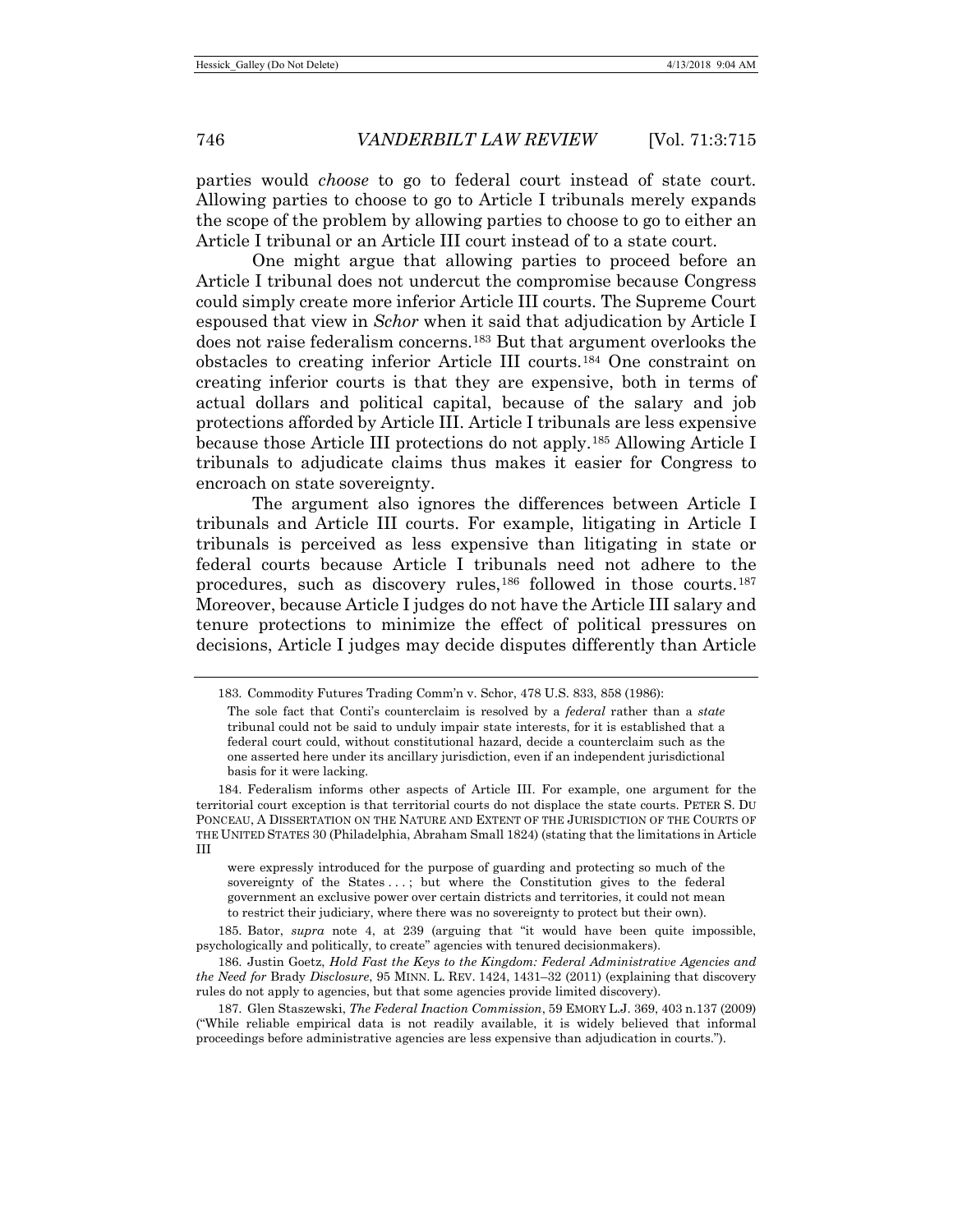parties would *choose* to go to federal court instead of state court. Allowing parties to choose to go to Article I tribunals merely expands the scope of the problem by allowing parties to choose to go to either an Article I tribunal or an Article III court instead of to a state court.

One might argue that allowing parties to proceed before an Article I tribunal does not undercut the compromise because Congress could simply create more inferior Article III courts. The Supreme Court espoused that view in *Schor* when it said that adjudication by Article I does not raise federalism concerns.[183] But that argument overlooks the obstacles to creating inferior Article III courts.[184] One constraint on creating inferior courts is that they are expensive, both in terms of actual dollars and political capital, because of the salary and job protections afforded by Article III. Article I tribunals are less expensive because those Article III protections do not apply.[185] Allowing Article I tribunals to adjudicate claims thus makes it easier for Congress to encroach on state sovereignty.

The argument also ignores the differences between Article I tribunals and Article III courts. For example, litigating in Article I tribunals is perceived as less expensive than litigating in state or federal courts because Article I tribunals need not adhere to the procedures, such as discovery rules,[186] followed in those courts.[187] Moreover, because Article I judges do not have the Article III salary and tenure protections to minimize the effect of political pressures on decisions, Article I judges may decide disputes differently than Article

---

183. Commodity Futures Trading Comm'n v. Schor, 478 U.S. 833, 858 (1986):

> The sole fact that Conti's counterclaim is resolved by a *federal* rather than a *state* tribunal could not be said to unduly impair state interests, for it is established that a federal court could, without constitutional hazard, decide a counterclaim such as the one asserted here under its ancillary jurisdiction, even if an independent jurisdictional basis for it were lacking.

184. Federalism informs other aspects of Article III. For example, one argument for the territorial court exception is that territorial courts do not displace the state courts. PETER S. DU PONCEAU, A DISSERTATION ON THE NATURE AND EXTENT OF THE JURISDICTION OF THE COURTS OF THE UNITED STATES 30 (Philadelphia, Abraham Small 1824) (stating that the limitations in Article III

> were expressly introduced for the purpose of guarding and protecting so much of the sovereignty of the States . . . ; but where the Constitution gives to the federal government an exclusive power over certain districts and territories, it could not mean to restrict their judiciary, where there was no sovereignty to protect but their own).

185. Bator, *supra* note 4, at 239 (arguing that "it would have been quite impossible, psychologically and politically, to create" agencies with tenured decisionmakers).

186. Justin Goetz, *Hold Fast the Keys to the Kingdom: Federal Administrative Agencies and the Need for* Brady *Disclosure*, 95 MINN. L. REV. 1424, 1431–32 (2011) (explaining that discovery rules do not apply to agencies, but that some agencies provide limited discovery).

187. Glen Staszewski, *The Federal Inaction Commission*, 59 EMORY L.J. 369, 403 n.137 (2009) ("While reliable empirical data is not readily available, it is widely believed that informal proceedings before administrative agencies are less expensive than adjudication in courts.").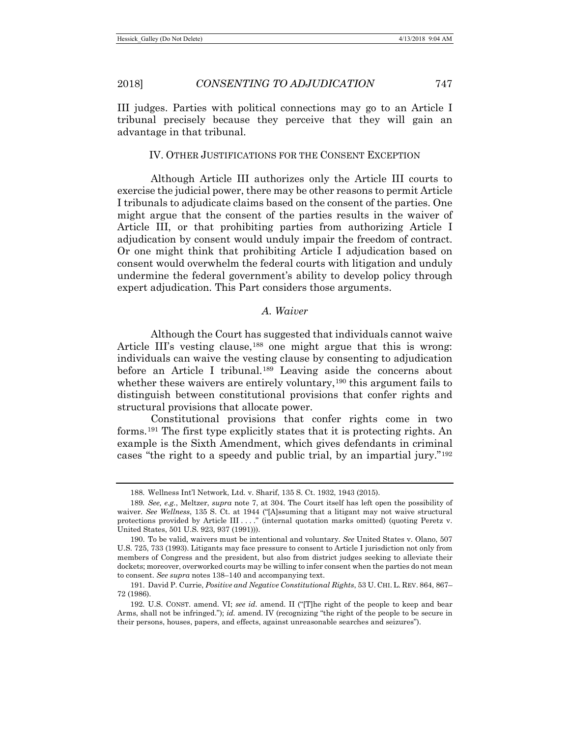III judges. Parties with political connections may go to an Article I tribunal precisely because they perceive that they will gain an advantage in that tribunal.

## IV. OTHER JUSTIFICATIONS FOR THE CONSENT EXCEPTION

Although Article III authorizes only the Article III courts to exercise the judicial power, there may be other reasons to permit Article I tribunals to adjudicate claims based on the consent of the parties. One might argue that the consent of the parties results in the waiver of Article III, or that prohibiting parties from authorizing Article I adjudication by consent would unduly impair the freedom of contract. Or one might think that prohibiting Article I adjudication based on consent would overwhelm the federal courts with litigation and unduly undermine the federal government's ability to develop policy through expert adjudication. This Part considers those arguments.

### *A. Waiver*

Although the Court has suggested that individuals cannot waive Article III's vesting clause,[188] one might argue that this is wrong: individuals can waive the vesting clause by consenting to adjudication before an Article I tribunal.[189] Leaving aside the concerns about whether these waivers are entirely voluntary,[190] this argument fails to distinguish between constitutional provisions that confer rights and structural provisions that allocate power.

Constitutional provisions that confer rights come in two forms.[191] The first type explicitly states that it is protecting rights. An example is the Sixth Amendment, which gives defendants in criminal cases "the right to a speedy and public trial, by an impartial jury."[192]

---

188. Wellness Int'l Network, Ltd. v. Sharif, 135 S. Ct. 1932, 1943 (2015).

189. *See, e.g.*, Meltzer, *supra* note 7, at 304. The Court itself has left open the possibility of waiver. *See Wellness*, 135 S. Ct. at 1944 ("[A]ssuming that a litigant may not waive structural protections provided by Article III . . . ." (internal quotation marks omitted) (quoting Peretz v. United States, 501 U.S. 923, 937 (1991))).

190. To be valid, waivers must be intentional and voluntary. *See* United States v. Olano, 507 U.S. 725, 733 (1993). Litigants may face pressure to consent to Article I jurisdiction not only from members of Congress and the president, but also from district judges seeking to alleviate their dockets; moreover, overworked courts may be willing to infer consent when the parties do not mean to consent. *See supra* notes 138–140 and accompanying text.

191. David P. Currie, *Positive and Negative Constitutional Rights*, 53 U. CHI. L. REV. 864, 867–72 (1986).

192. U.S. CONST. amend. VI; *see id.* amend. II ("[T]he right of the people to keep and bear Arms, shall not be infringed."); *id.* amend. IV (recognizing "the right of the people to be secure in their persons, houses, papers, and effects, against unreasonable searches and seizures").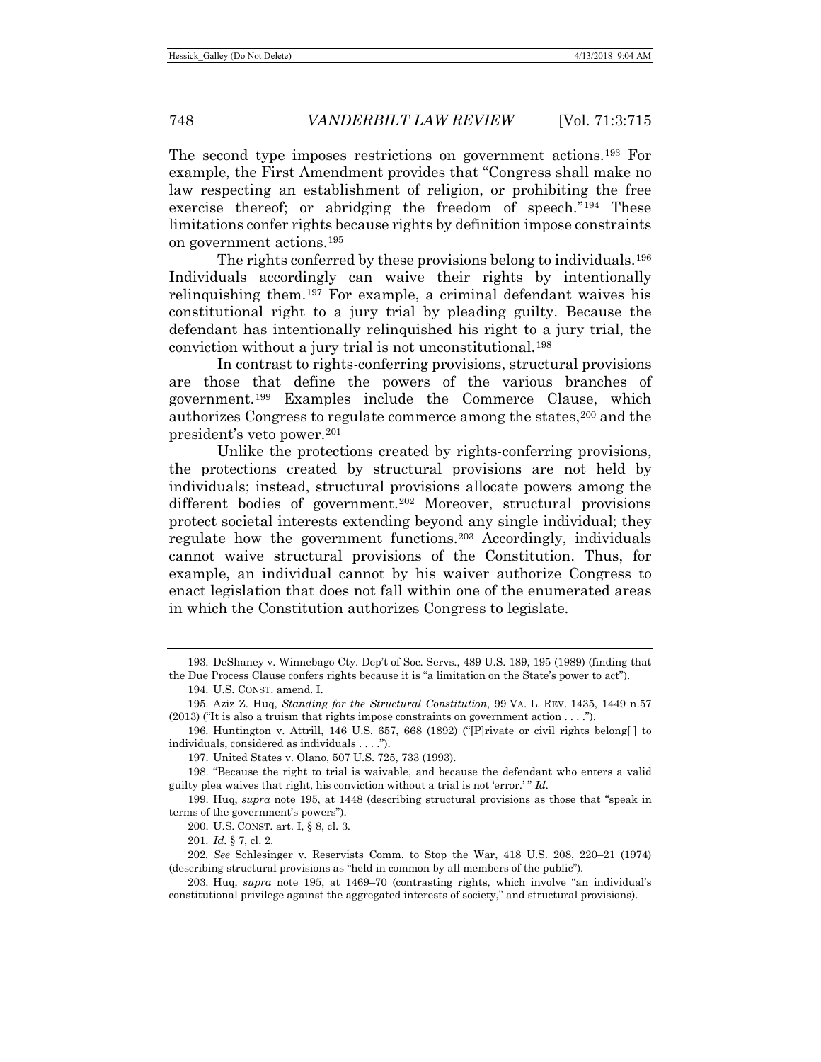The second type imposes restrictions on government actions.[193] For example, the First Amendment provides that "Congress shall make no law respecting an establishment of religion, or prohibiting the free exercise thereof; or abridging the freedom of speech."[194] These limitations confer rights because rights by definition impose constraints on government actions.[195]

The rights conferred by these provisions belong to individuals.[196] Individuals accordingly can waive their rights by intentionally relinquishing them.[197] For example, a criminal defendant waives his constitutional right to a jury trial by pleading guilty. Because the defendant has intentionally relinquished his right to a jury trial, the conviction without a jury trial is not unconstitutional.[198]

In contrast to rights-conferring provisions, structural provisions are those that define the powers of the various branches of government.[199] Examples include the Commerce Clause, which authorizes Congress to regulate commerce among the states,[200] and the president's veto power.[201]

Unlike the protections created by rights-conferring provisions, the protections created by structural provisions are not held by individuals; instead, structural provisions allocate powers among the different bodies of government.[202] Moreover, structural provisions protect societal interests extending beyond any single individual; they regulate how the government functions.[203] Accordingly, individuals cannot waive structural provisions of the Constitution. Thus, for example, an individual cannot by his waiver authorize Congress to enact legislation that does not fall within one of the enumerated areas in which the Constitution authorizes Congress to legislate.

---

193. DeShaney v. Winnebago Cty. Dep't of Soc. Servs., 489 U.S. 189, 195 (1989) (finding that the Due Process Clause confers rights because it is "a limitation on the State's power to act").

194. U.S. CONST. amend. I.

195. Aziz Z. Huq, *Standing for the Structural Constitution*, 99 VA. L. REV. 1435, 1449 n.57 (2013) ("It is also a truism that rights impose constraints on government action . . . .").

196. Huntington v. Attrill, 146 U.S. 657, 668 (1892) ("[P]rivate or civil rights belong[ ] to individuals, considered as individuals . . . .").

197. United States v. Olano, 507 U.S. 725, 733 (1993).

198. "Because the right to trial is waivable, and because the defendant who enters a valid guilty plea waives that right, his conviction without a trial is not 'error.' " *Id.*

199. Huq, *supra* note 195, at 1448 (describing structural provisions as those that "speak in terms of the government's powers").

200. U.S. CONST. art. I, § 8, cl. 3.

201. *Id.* § 7, cl. 2.

202. *See* Schlesinger v. Reservists Comm. to Stop the War, 418 U.S. 208, 220–21 (1974) (describing structural provisions as "held in common by all members of the public").

203. Huq, *supra* note 195, at 1469–70 (contrasting rights, which involve "an individual's constitutional privilege against the aggregated interests of society," and structural provisions).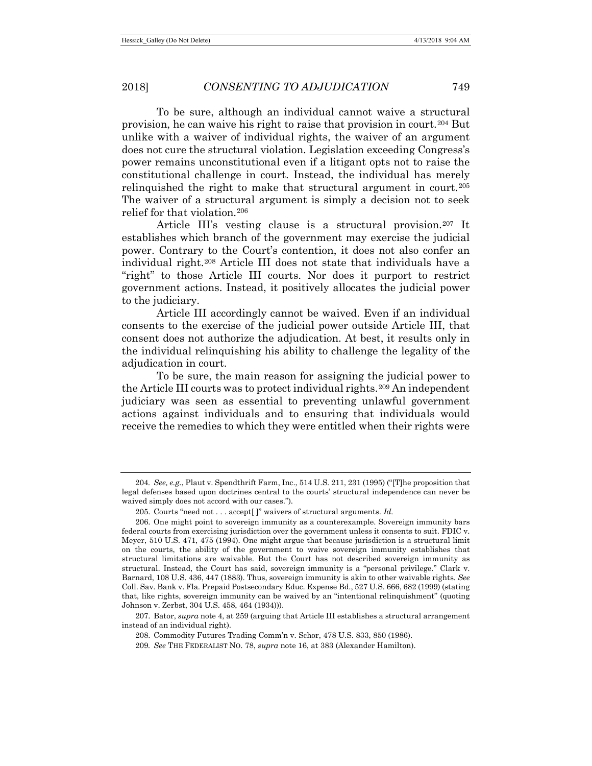To be sure, although an individual cannot waive a structural provision, he can waive his right to raise that provision in court.[204] But unlike with a waiver of individual rights, the waiver of an argument does not cure the structural violation. Legislation exceeding Congress's power remains unconstitutional even if a litigant opts not to raise the constitutional challenge in court. Instead, the individual has merely relinquished the right to make that structural argument in court.[205] The waiver of a structural argument is simply a decision not to seek relief for that violation.[206]

Article III's vesting clause is a structural provision.[207] It establishes which branch of the government may exercise the judicial power. Contrary to the Court's contention, it does not also confer an individual right.[208] Article III does not state that individuals have a "right" to those Article III courts. Nor does it purport to restrict government actions. Instead, it positively allocates the judicial power to the judiciary.

Article III accordingly cannot be waived. Even if an individual consents to the exercise of the judicial power outside Article III, that consent does not authorize the adjudication. At best, it results only in the individual relinquishing his ability to challenge the legality of the adjudication in court.

To be sure, the main reason for assigning the judicial power to the Article III courts was to protect individual rights.[209] An independent judiciary was seen as essential to preventing unlawful government actions against individuals and to ensuring that individuals would receive the remedies to which they were entitled when their rights were

---

204. *See, e.g.*, Plaut v. Spendthrift Farm, Inc., 514 U.S. 211, 231 (1995) ("[T]he proposition that legal defenses based upon doctrines central to the courts' structural independence can never be waived simply does not accord with our cases.").

205. Courts "need not . . . accept[ ]" waivers of structural arguments. *Id.*

206. One might point to sovereign immunity as a counterexample. Sovereign immunity bars federal courts from exercising jurisdiction over the government unless it consents to suit. FDIC v. Meyer, 510 U.S. 471, 475 (1994). One might argue that because jurisdiction is a structural limit on the courts, the ability of the government to waive sovereign immunity establishes that structural limitations are waivable. But the Court has not described sovereign immunity as structural. Instead, the Court has said, sovereign immunity is a "personal privilege." Clark v. Barnard, 108 U.S. 436, 447 (1883). Thus, sovereign immunity is akin to other waivable rights. *See* Coll. Sav. Bank v. Fla. Prepaid Postsecondary Educ. Expense Bd., 527 U.S. 666, 682 (1999) (stating that, like rights, sovereign immunity can be waived by an "intentional relinquishment" (quoting Johnson v. Zerbst, 304 U.S. 458, 464 (1934))).

207. Bator, *supra* note 4, at 259 (arguing that Article III establishes a structural arrangement instead of an individual right).

208. Commodity Futures Trading Comm'n v. Schor, 478 U.S. 833, 850 (1986).

209. *See* THE FEDERALIST NO. 78, *supra* note 16, at 383 (Alexander Hamilton).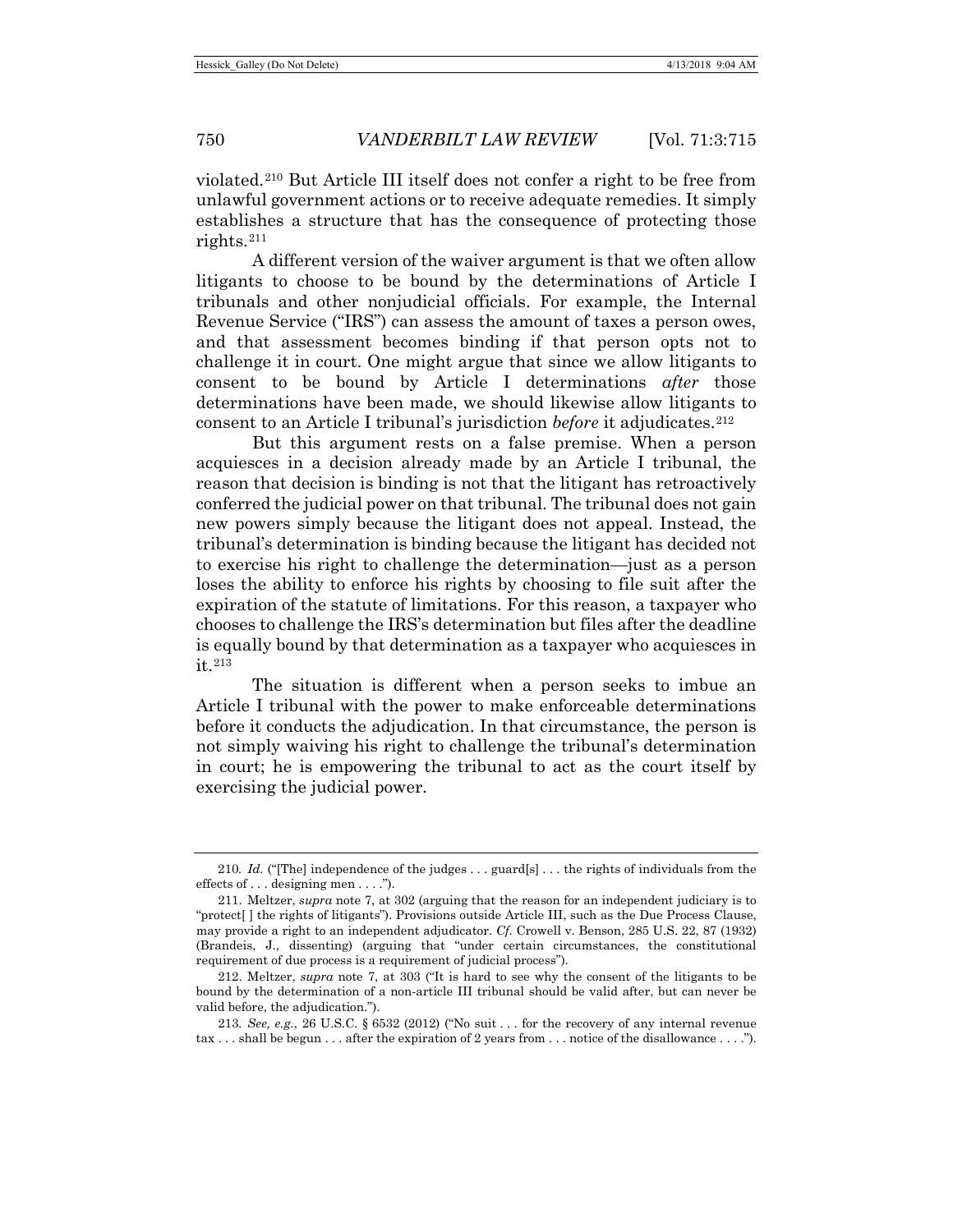violated.[210] But Article III itself does not confer a right to be free from unlawful government actions or to receive adequate remedies. It simply establishes a structure that has the consequence of protecting those rights.[211]

A different version of the waiver argument is that we often allow litigants to choose to be bound by the determinations of Article I tribunals and other nonjudicial officials. For example, the Internal Revenue Service ("IRS") can assess the amount of taxes a person owes, and that assessment becomes binding if that person opts not to challenge it in court. One might argue that since we allow litigants to consent to be bound by Article I determinations *after* those determinations have been made, we should likewise allow litigants to consent to an Article I tribunal's jurisdiction *before* it adjudicates.[212]

But this argument rests on a false premise. When a person acquiesces in a decision already made by an Article I tribunal, the reason that decision is binding is not that the litigant has retroactively conferred the judicial power on that tribunal. The tribunal does not gain new powers simply because the litigant does not appeal. Instead, the tribunal's determination is binding because the litigant has decided not to exercise his right to challenge the determination—just as a person loses the ability to enforce his rights by choosing to file suit after the expiration of the statute of limitations. For this reason, a taxpayer who chooses to challenge the IRS's determination but files after the deadline is equally bound by that determination as a taxpayer who acquiesces in it.[213]

The situation is different when a person seeks to imbue an Article I tribunal with the power to make enforceable determinations before it conducts the adjudication. In that circumstance, the person is not simply waiving his right to challenge the tribunal's determination in court; he is empowering the tribunal to act as the court itself by exercising the judicial power.

---

210. *Id.* ("[The] independence of the judges . . . guard[s] . . . the rights of individuals from the effects of . . . designing men . . . .").

211. Meltzer, *supra* note 7, at 302 (arguing that the reason for an independent judiciary is to "protect[ ] the rights of litigants"). Provisions outside Article III, such as the Due Process Clause, may provide a right to an independent adjudicator. *Cf.* Crowell v. Benson, 285 U.S. 22, 87 (1932) (Brandeis, J., dissenting) (arguing that "under certain circumstances, the constitutional requirement of due process is a requirement of judicial process").

212. Meltzer, *supra* note 7, at 303 ("It is hard to see why the consent of the litigants to be bound by the determination of a non-article III tribunal should be valid after, but can never be valid before, the adjudication.").

213. *See, e.g.*, 26 U.S.C. § 6532 (2012) ("No suit . . . for the recovery of any internal revenue tax . . . shall be begun . . . after the expiration of 2 years from . . . notice of the disallowance . . . .").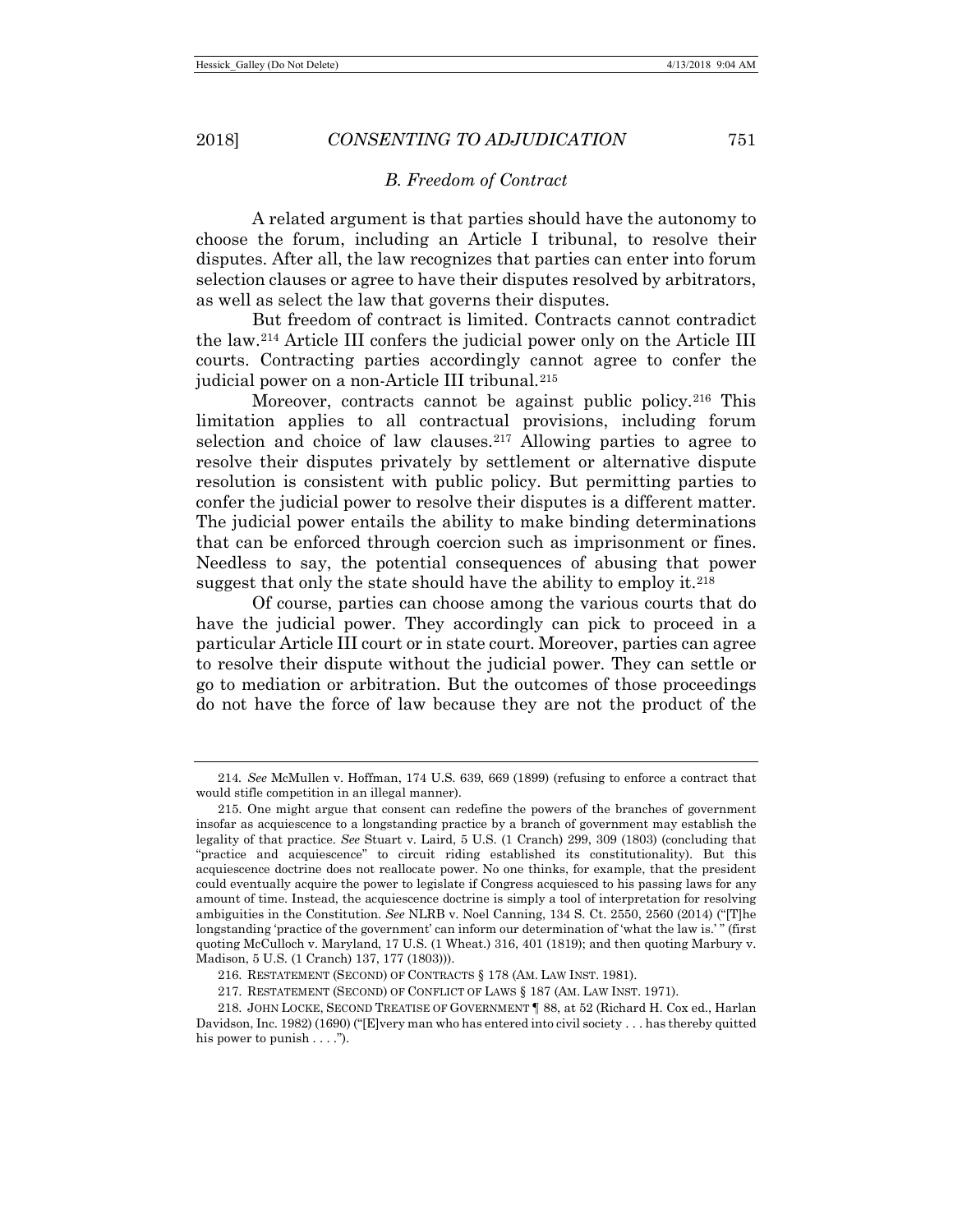### *B. Freedom of Contract*

A related argument is that parties should have the autonomy to choose the forum, including an Article I tribunal, to resolve their disputes. After all, the law recognizes that parties can enter into forum selection clauses or agree to have their disputes resolved by arbitrators, as well as select the law that governs their disputes.

But freedom of contract is limited. Contracts cannot contradict the law.[214] Article III confers the judicial power only on the Article III courts. Contracting parties accordingly cannot agree to confer the judicial power on a non-Article III tribunal.[215]

Moreover, contracts cannot be against public policy.[216] This limitation applies to all contractual provisions, including forum selection and choice of law clauses.[217] Allowing parties to agree to resolve their disputes privately by settlement or alternative dispute resolution is consistent with public policy. But permitting parties to confer the judicial power to resolve their disputes is a different matter. The judicial power entails the ability to make binding determinations that can be enforced through coercion such as imprisonment or fines. Needless to say, the potential consequences of abusing that power suggest that only the state should have the ability to employ it.[218]

Of course, parties can choose among the various courts that do have the judicial power. They accordingly can pick to proceed in a particular Article III court or in state court. Moreover, parties can agree to resolve their dispute without the judicial power. They can settle or go to mediation or arbitration. But the outcomes of those proceedings do not have the force of law because they are not the product of the

---

214. *See* McMullen v. Hoffman, 174 U.S. 639, 669 (1899) (refusing to enforce a contract that would stifle competition in an illegal manner).

215. One might argue that consent can redefine the powers of the branches of government insofar as acquiescence to a longstanding practice by a branch of government may establish the legality of that practice. *See* Stuart v. Laird, 5 U.S. (1 Cranch) 299, 309 (1803) (concluding that "practice and acquiescence" to circuit riding established its constitutionality). But this acquiescence doctrine does not reallocate power. No one thinks, for example, that the president could eventually acquire the power to legislate if Congress acquiesced to his passing laws for any amount of time. Instead, the acquiescence doctrine is simply a tool of interpretation for resolving ambiguities in the Constitution. *See* NLRB v. Noel Canning, 134 S. Ct. 2550, 2560 (2014) ("[T]he longstanding 'practice of the government' can inform our determination of 'what the law is.' " (first quoting McCulloch v. Maryland, 17 U.S. (1 Wheat.) 316, 401 (1819); and then quoting Marbury v. Madison, 5 U.S. (1 Cranch) 137, 177 (1803))).

216. RESTATEMENT (SECOND) OF CONTRACTS § 178 (AM. LAW INST. 1981).

217. RESTATEMENT (SECOND) OF CONFLICT OF LAWS § 187 (AM. LAW INST. 1971).

218. JOHN LOCKE, SECOND TREATISE OF GOVERNMENT ¶ 88, at 52 (Richard H. Cox ed., Harlan Davidson, Inc. 1982) (1690) ("[E]very man who has entered into civil society . . . has thereby quitted his power to punish . . . .").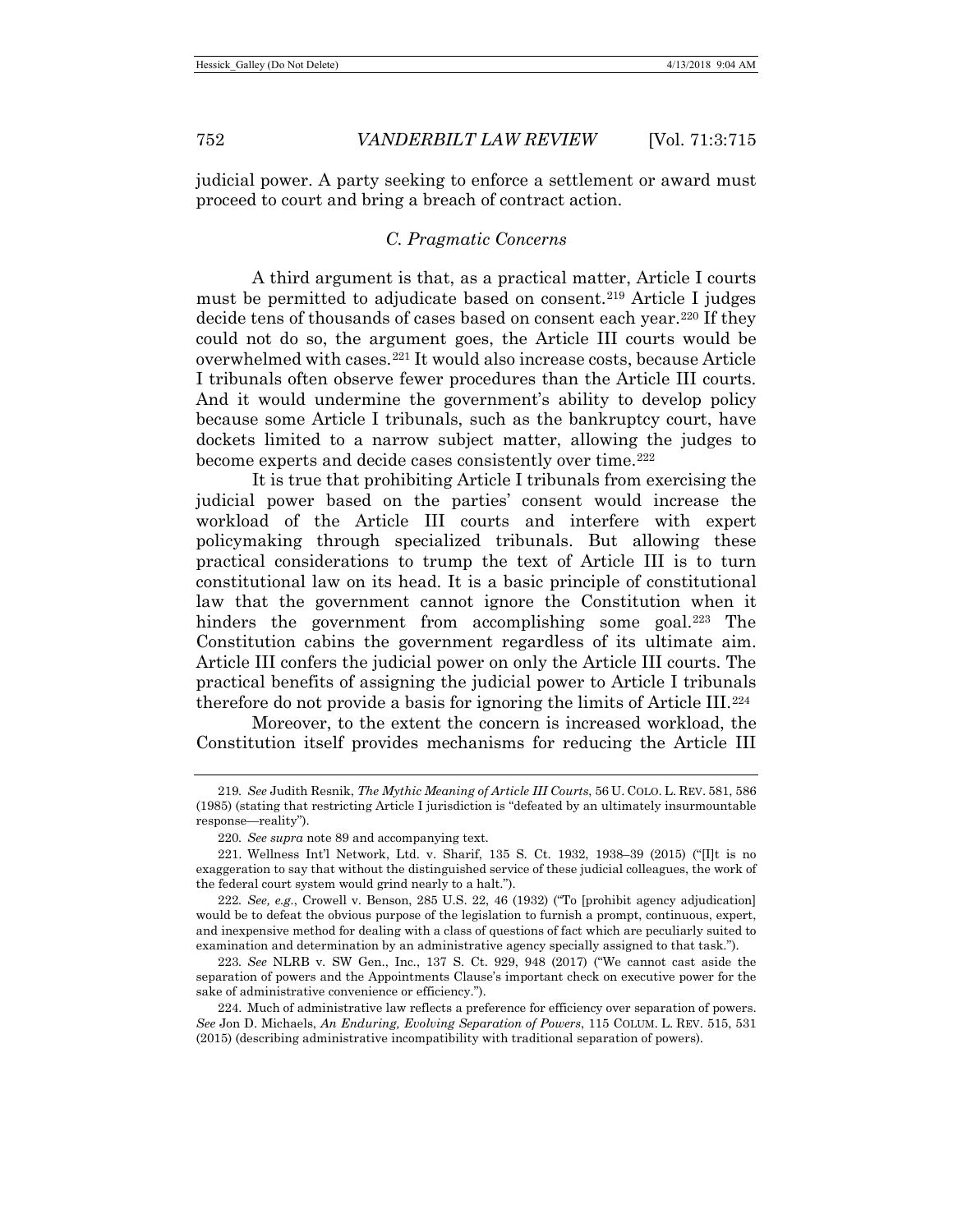judicial power. A party seeking to enforce a settlement or award must proceed to court and bring a breach of contract action.

### *C. Pragmatic Concerns*

A third argument is that, as a practical matter, Article I courts must be permitted to adjudicate based on consent.[219] Article I judges decide tens of thousands of cases based on consent each year.[220] If they could not do so, the argument goes, the Article III courts would be overwhelmed with cases.[221] It would also increase costs, because Article I tribunals often observe fewer procedures than the Article III courts. And it would undermine the government's ability to develop policy because some Article I tribunals, such as the bankruptcy court, have dockets limited to a narrow subject matter, allowing the judges to become experts and decide cases consistently over time.[222]

It is true that prohibiting Article I tribunals from exercising the judicial power based on the parties' consent would increase the workload of the Article III courts and interfere with expert policymaking through specialized tribunals. But allowing these practical considerations to trump the text of Article III is to turn constitutional law on its head. It is a basic principle of constitutional law that the government cannot ignore the Constitution when it hinders the government from accomplishing some goal.[223] The Constitution cabins the government regardless of its ultimate aim. Article III confers the judicial power on only the Article III courts. The practical benefits of assigning the judicial power to Article I tribunals therefore do not provide a basis for ignoring the limits of Article III.[224]

Moreover, to the extent the concern is increased workload, the Constitution itself provides mechanisms for reducing the Article III

---

219. *See* Judith Resnik, *The Mythic Meaning of Article III Courts*, 56 U. COLO. L. REV. 581, 586 (1985) (stating that restricting Article I jurisdiction is "defeated by an ultimately insurmountable response—reality").

220. *See supra* note 89 and accompanying text.

221. Wellness Int'l Network, Ltd. v. Sharif, 135 S. Ct. 1932, 1938–39 (2015) ("[I]t is no exaggeration to say that without the distinguished service of these judicial colleagues, the work of the federal court system would grind nearly to a halt.").

222. *See, e.g.*, Crowell v. Benson, 285 U.S. 22, 46 (1932) ("To [prohibit agency adjudication] would be to defeat the obvious purpose of the legislation to furnish a prompt, continuous, expert, and inexpensive method for dealing with a class of questions of fact which are peculiarly suited to examination and determination by an administrative agency specially assigned to that task.").

223. *See* NLRB v. SW Gen., Inc., 137 S. Ct. 929, 948 (2017) ("We cannot cast aside the separation of powers and the Appointments Clause's important check on executive power for the sake of administrative convenience or efficiency.").

224. Much of administrative law reflects a preference for efficiency over separation of powers. *See* Jon D. Michaels, *An Enduring, Evolving Separation of Powers*, 115 COLUM. L. REV. 515, 531 (2015) (describing administrative incompatibility with traditional separation of powers).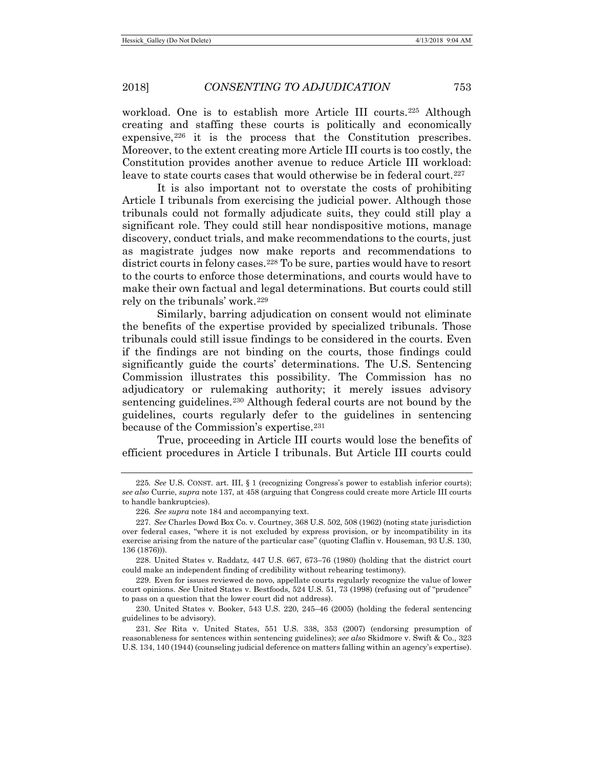workload. One is to establish more Article III courts.[225] Although creating and staffing these courts is politically and economically expensive,[226] it is the process that the Constitution prescribes. Moreover, to the extent creating more Article III courts is too costly, the Constitution provides another avenue to reduce Article III workload: leave to state courts cases that would otherwise be in federal court.[227]

It is also important not to overstate the costs of prohibiting Article I tribunals from exercising the judicial power. Although those tribunals could not formally adjudicate suits, they could still play a significant role. They could still hear nondispositive motions, manage discovery, conduct trials, and make recommendations to the courts, just as magistrate judges now make reports and recommendations to district courts in felony cases.[228] To be sure, parties would have to resort to the courts to enforce those determinations, and courts would have to make their own factual and legal determinations. But courts could still rely on the tribunals' work.[229]

Similarly, barring adjudication on consent would not eliminate the benefits of the expertise provided by specialized tribunals. Those tribunals could still issue findings to be considered in the courts. Even if the findings are not binding on the courts, those findings could significantly guide the courts' determinations. The U.S. Sentencing Commission illustrates this possibility. The Commission has no adjudicatory or rulemaking authority; it merely issues advisory sentencing guidelines.[230] Although federal courts are not bound by the guidelines, courts regularly defer to the guidelines in sentencing because of the Commission's expertise.[231]

True, proceeding in Article III courts would lose the benefits of efficient procedures in Article I tribunals. But Article III courts could

---

225. *See* U.S. CONST. art. III, § 1 (recognizing Congress's power to establish inferior courts); *see also* Currie, *supra* note 137, at 458 (arguing that Congress could create more Article III courts to handle bankruptcies).

226. *See supra* note 184 and accompanying text.

227. *See* Charles Dowd Box Co. v. Courtney, 368 U.S. 502, 508 (1962) (noting state jurisdiction over federal cases, "where it is not excluded by express provision, or by incompatibility in its exercise arising from the nature of the particular case" (quoting Claflin v. Houseman, 93 U.S. 130, 136 (1876))).

228. United States v. Raddatz, 447 U.S. 667, 673–76 (1980) (holding that the district court could make an independent finding of credibility without rehearing testimony).

229. Even for issues reviewed de novo, appellate courts regularly recognize the value of lower court opinions. *See* United States v. Bestfoods, 524 U.S. 51, 73 (1998) (refusing out of "prudence" to pass on a question that the lower court did not address).

230. United States v. Booker, 543 U.S. 220, 245–46 (2005) (holding the federal sentencing guidelines to be advisory).

231. *See* Rita v. United States, 551 U.S. 338, 353 (2007) (endorsing presumption of reasonableness for sentences within sentencing guidelines); *see also* Skidmore v. Swift & Co., 323 U.S. 134, 140 (1944) (counseling judicial deference on matters falling within an agency's expertise).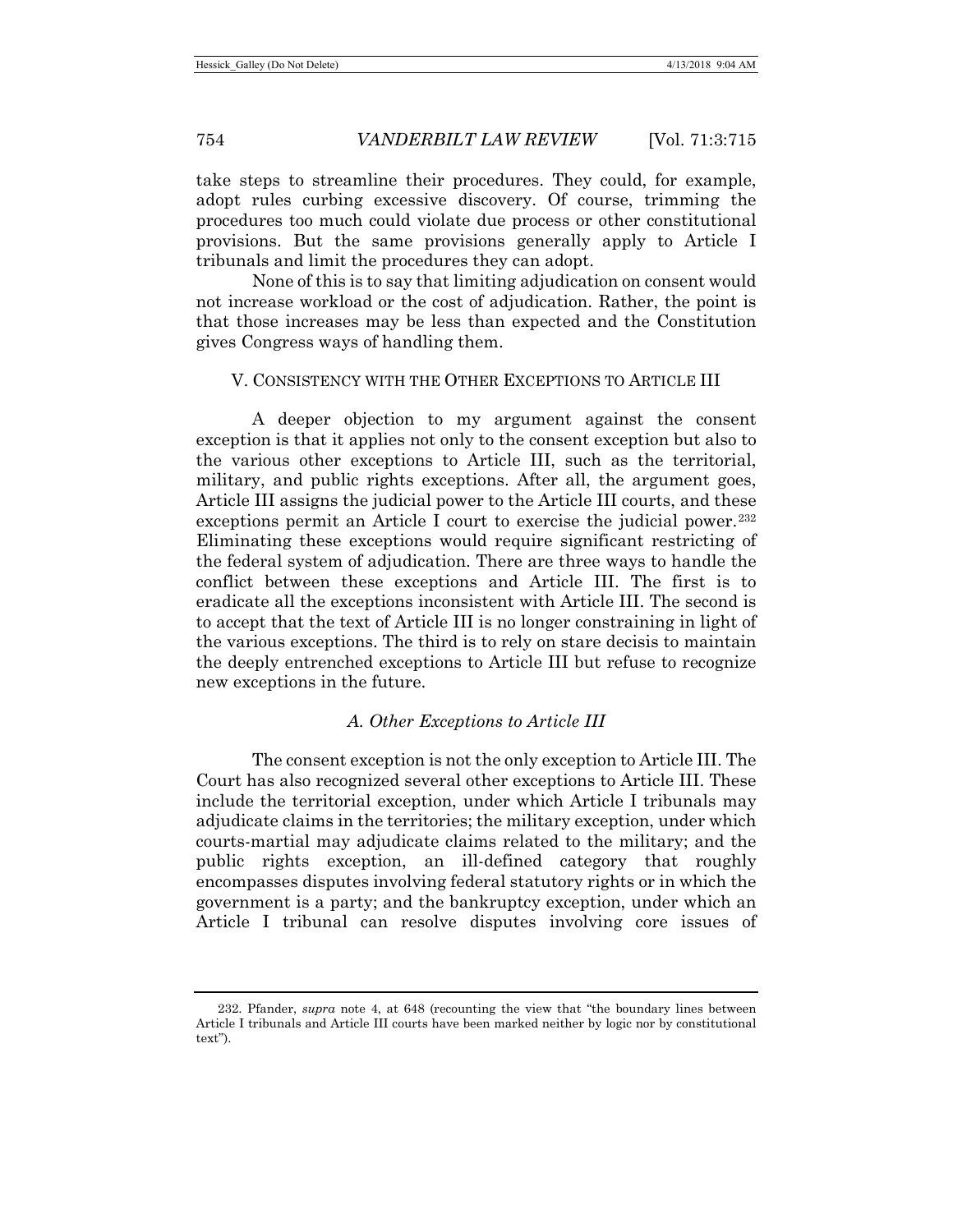take steps to streamline their procedures. They could, for example, adopt rules curbing excessive discovery. Of course, trimming the procedures too much could violate due process or other constitutional provisions. But the same provisions generally apply to Article I tribunals and limit the procedures they can adopt.

None of this is to say that limiting adjudication on consent would not increase workload or the cost of adjudication. Rather, the point is that those increases may be less than expected and the Constitution gives Congress ways of handling them.

## V. CONSISTENCY WITH THE OTHER EXCEPTIONS TO ARTICLE III

A deeper objection to my argument against the consent exception is that it applies not only to the consent exception but also to the various other exceptions to Article III, such as the territorial, military, and public rights exceptions. After all, the argument goes, Article III assigns the judicial power to the Article III courts, and these exceptions permit an Article I court to exercise the judicial power.[232] Eliminating these exceptions would require significant restricting of the federal system of adjudication. There are three ways to handle the conflict between these exceptions and Article III. The first is to eradicate all the exceptions inconsistent with Article III. The second is to accept that the text of Article III is no longer constraining in light of the various exceptions. The third is to rely on stare decisis to maintain the deeply entrenched exceptions to Article III but refuse to recognize new exceptions in the future.

### *A. Other Exceptions to Article III*

The consent exception is not the only exception to Article III. The Court has also recognized several other exceptions to Article III. These include the territorial exception, under which Article I tribunals may adjudicate claims in the territories; the military exception, under which courts-martial may adjudicate claims related to the military; and the public rights exception, an ill-defined category that roughly encompasses disputes involving federal statutory rights or in which the government is a party; and the bankruptcy exception, under which an Article I tribunal can resolve disputes involving core issues of

---

232. Pfander, *supra* note 4, at 648 (recounting the view that "the boundary lines between Article I tribunals and Article III courts have been marked neither by logic nor by constitutional text").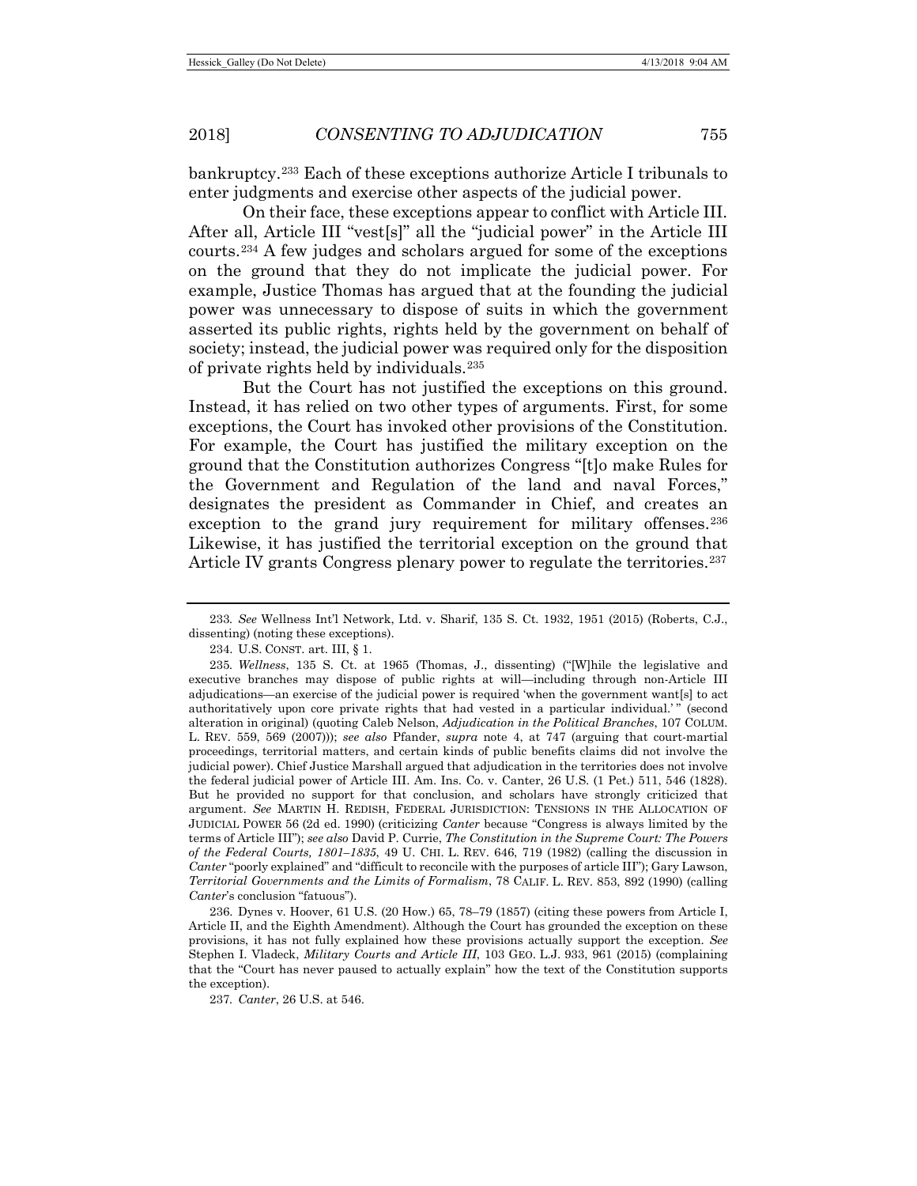bankruptcy.[233] Each of these exceptions authorize Article I tribunals to enter judgments and exercise other aspects of the judicial power.

On their face, these exceptions appear to conflict with Article III. After all, Article III "vest[s]" all the "judicial power" in the Article III courts.[234] A few judges and scholars argued for some of the exceptions on the ground that they do not implicate the judicial power. For example, Justice Thomas has argued that at the founding the judicial power was unnecessary to dispose of suits in which the government asserted its public rights, rights held by the government on behalf of society; instead, the judicial power was required only for the disposition of private rights held by individuals.[235]

But the Court has not justified the exceptions on this ground. Instead, it has relied on two other types of arguments. First, for some exceptions, the Court has invoked other provisions of the Constitution. For example, the Court has justified the military exception on the ground that the Constitution authorizes Congress "[t]o make Rules for the Government and Regulation of the land and naval Forces," designates the president as Commander in Chief, and creates an exception to the grand jury requirement for military offenses.[236] Likewise, it has justified the territorial exception on the ground that Article IV grants Congress plenary power to regulate the territories.[237]

---

233. *See* Wellness Int'l Network, Ltd. v. Sharif, 135 S. Ct. 1932, 1951 (2015) (Roberts, C.J., dissenting) (noting these exceptions).

234. U.S. CONST. art. III, § 1.

235. *Wellness*, 135 S. Ct. at 1965 (Thomas, J., dissenting) ("[W]hile the legislative and executive branches may dispose of public rights at will—including through non-Article III adjudications—an exercise of the judicial power is required 'when the government want[s] to act authoritatively upon core private rights that had vested in a particular individual.' " (second alteration in original) (quoting Caleb Nelson, *Adjudication in the Political Branches*, 107 COLUM. L. REV. 559, 569 (2007))); *see also* Pfander, *supra* note 4, at 747 (arguing that court-martial proceedings, territorial matters, and certain kinds of public benefits claims did not involve the judicial power). Chief Justice Marshall argued that adjudication in the territories does not involve the federal judicial power of Article III. Am. Ins. Co. v. Canter, 26 U.S. (1 Pet.) 511, 546 (1828). But he provided no support for that conclusion, and scholars have strongly criticized that argument. *See* MARTIN H. REDISH, FEDERAL JURISDICTION: TENSIONS IN THE ALLOCATION OF JUDICIAL POWER 56 (2d ed. 1990) (criticizing *Canter* because "Congress is always limited by the terms of Article III"); *see also* David P. Currie, *The Constitution in the Supreme Court: The Powers of the Federal Courts, 1801–1835*, 49 U. CHI. L. REV. 646, 719 (1982) (calling the discussion in *Canter* "poorly explained" and "difficult to reconcile with the purposes of article III"); Gary Lawson, *Territorial Governments and the Limits of Formalism*, 78 CALIF. L. REV. 853, 892 (1990) (calling *Canter*'s conclusion "fatuous").

236. Dynes v. Hoover, 61 U.S. (20 How.) 65, 78–79 (1857) (citing these powers from Article I, Article II, and the Eighth Amendment). Although the Court has grounded the exception on these provisions, it has not fully explained how these provisions actually support the exception. *See* Stephen I. Vladeck, *Military Courts and Article III*, 103 GEO. L.J. 933, 961 (2015) (complaining that the "Court has never paused to actually explain" how the text of the Constitution supports the exception).

237. *Canter*, 26 U.S. at 546.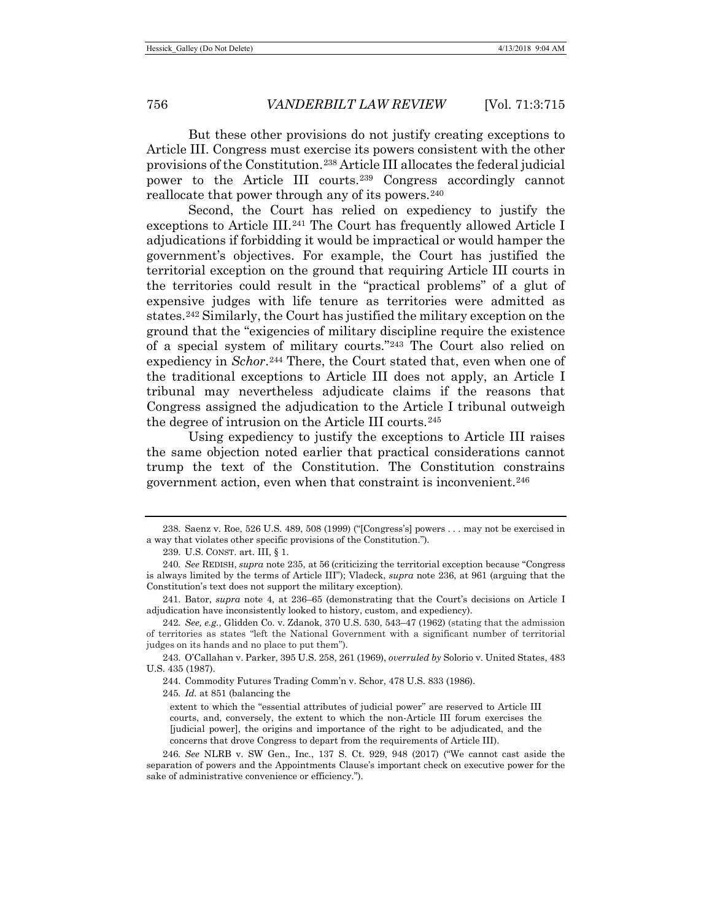But these other provisions do not justify creating exceptions to Article III. Congress must exercise its powers consistent with the other provisions of the Constitution.[238] Article III allocates the federal judicial power to the Article III courts.[239] Congress accordingly cannot reallocate that power through any of its powers.[240]

Second, the Court has relied on expediency to justify the exceptions to Article III.[241] The Court has frequently allowed Article I adjudications if forbidding it would be impractical or would hamper the government's objectives. For example, the Court has justified the territorial exception on the ground that requiring Article III courts in the territories could result in the "practical problems" of a glut of expensive judges with life tenure as territories were admitted as states.[242] Similarly, the Court has justified the military exception on the ground that the "exigencies of military discipline require the existence of a special system of military courts."[243] The Court also relied on expediency in *Schor*.[244] There, the Court stated that, even when one of the traditional exceptions to Article III does not apply, an Article I tribunal may nevertheless adjudicate claims if the reasons that Congress assigned the adjudication to the Article I tribunal outweigh the degree of intrusion on the Article III courts.[245]

Using expediency to justify the exceptions to Article III raises the same objection noted earlier that practical considerations cannot trump the text of the Constitution. The Constitution constrains government action, even when that constraint is inconvenient.[246]

---

238. Saenz v. Roe, 526 U.S. 489, 508 (1999) ("[Congress's] powers . . . may not be exercised in a way that violates other specific provisions of the Constitution.").

239. U.S. CONST. art. III, § 1.

240. *See* REDISH, *supra* note 235, at 56 (criticizing the territorial exception because "Congress is always limited by the terms of Article III"); Vladeck, *supra* note 236, at 961 (arguing that the Constitution's text does not support the military exception).

241. Bator, *supra* note 4, at 236–65 (demonstrating that the Court's decisions on Article I adjudication have inconsistently looked to history, custom, and expediency).

242. *See, e.g.*, Glidden Co. v. Zdanok, 370 U.S. 530, 543–47 (1962) (stating that the admission of territories as states "left the National Government with a significant number of territorial judges on its hands and no place to put them").

243. O'Callahan v. Parker, 395 U.S. 258, 261 (1969), *overruled by* Solorio v. United States, 483 U.S. 435 (1987).

244. Commodity Futures Trading Comm'n v. Schor, 478 U.S. 833 (1986).

245. *Id.* at 851 (balancing the

> extent to which the "essential attributes of judicial power" are reserved to Article III courts, and, conversely, the extent to which the non-Article III forum exercises the [judicial power], the origins and importance of the right to be adjudicated, and the concerns that drove Congress to depart from the requirements of Article III).

246. *See* NLRB v. SW Gen., Inc., 137 S. Ct. 929, 948 (2017) ("We cannot cast aside the separation of powers and the Appointments Clause's important check on executive power for the sake of administrative convenience or efficiency.").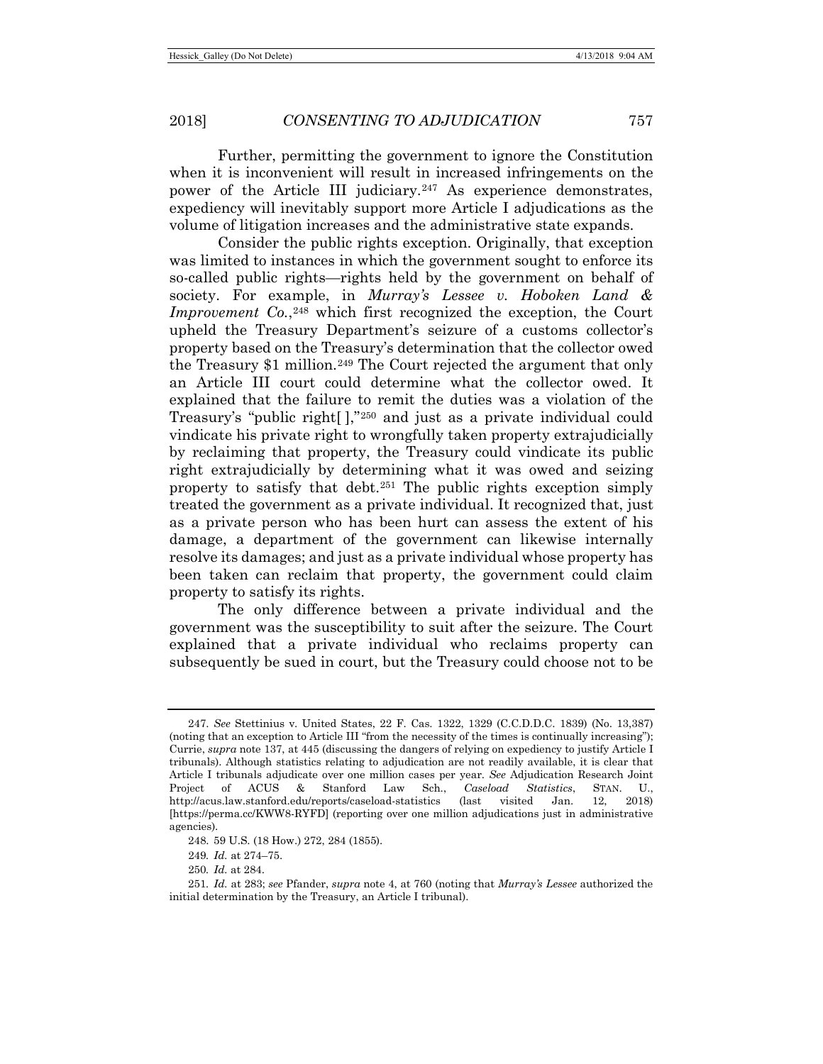Further, permitting the government to ignore the Constitution when it is inconvenient will result in increased infringements on the power of the Article III judiciary.[247] As experience demonstrates, expediency will inevitably support more Article I adjudications as the volume of litigation increases and the administrative state expands.

Consider the public rights exception. Originally, that exception was limited to instances in which the government sought to enforce its so-called public rights—rights held by the government on behalf of society. For example, in *Murray's Lessee v. Hoboken Land & Improvement Co.*,[248] which first recognized the exception, the Court upheld the Treasury Department's seizure of a customs collector's property based on the Treasury's determination that the collector owed the Treasury $1 million.[249] The Court rejected the argument that only an Article III court could determine what the collector owed. It explained that the failure to remit the duties was a violation of the Treasury's "public right[ ],"[250] and just as a private individual could vindicate his private right to wrongfully taken property extrajudicially by reclaiming that property, the Treasury could vindicate its public right extrajudicially by determining what it was owed and seizing property to satisfy that debt.[251] The public rights exception simply treated the government as a private individual. It recognized that, just as a private person who has been hurt can assess the extent of his damage, a department of the government can likewise internally resolve its damages; and just as a private individual whose property has been taken can reclaim that property, the government could claim property to satisfy its rights.

The only difference between a private individual and the government was the susceptibility to suit after the seizure. The Court explained that a private individual who reclaims property can subsequently be sued in court, but the Treasury could choose not to be

---

247. *See* Stettinius v. United States, 22 F. Cas. 1322, 1329 (C.C.D.D.C. 1839) (No. 13,387) (noting that an exception to Article III "from the necessity of the times is continually increasing"); Currie, *supra* note 137, at 445 (discussing the dangers of relying on expediency to justify Article I tribunals). Although statistics relating to adjudication are not readily available, it is clear that Article I tribunals adjudicate over one million cases per year. *See* Adjudication Research Joint Project of ACUS & Stanford Law Sch., *Caseload Statistics*, STAN. U., http://acus.law.stanford.edu/reports/caseload-statistics (last visited Jan. 12, 2018) [https://perma.cc/KWW8-RYFD] (reporting over one million adjudications just in administrative agencies).

248. 59 U.S. (18 How.) 272, 284 (1855).

249. *Id.* at 274–75.

250. *Id.* at 284.

251. *Id.* at 283; *see* Pfander, *supra* note 4, at 760 (noting that *Murray's Lessee* authorized the initial determination by the Treasury, an Article I tribunal).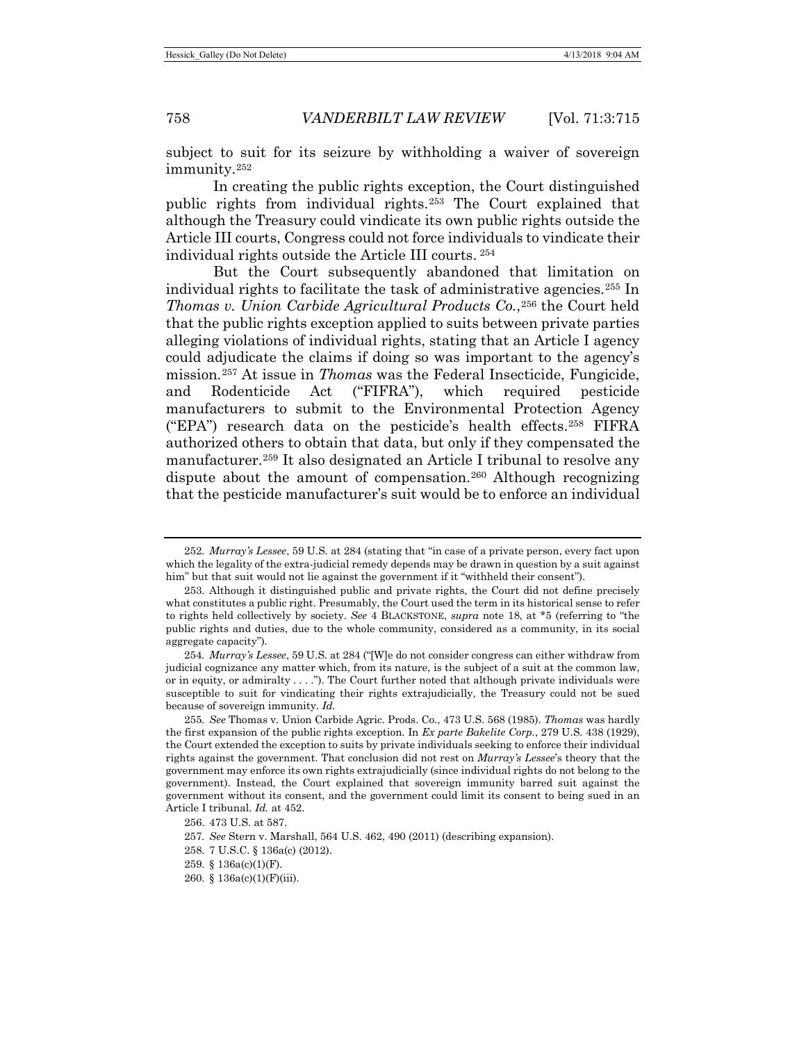subject to suit for its seizure by withholding a waiver of sovereign immunity.[252]

In creating the public rights exception, the Court distinguished public rights from individual rights.[253] The Court explained that although the Treasury could vindicate its own public rights outside the Article III courts, Congress could not force individuals to vindicate their individual rights outside the Article III courts.[254]

But the Court subsequently abandoned that limitation on individual rights to facilitate the task of administrative agencies.[255] In *Thomas v. Union Carbide Agricultural Products Co.*,[256] the Court held that the public rights exception applied to suits between private parties alleging violations of individual rights, stating that an Article I agency could adjudicate the claims if doing so was important to the agency's mission.[257] At issue in *Thomas* was the Federal Insecticide, Fungicide, and Rodenticide Act ("FIFRA"), which required pesticide manufacturers to submit to the Environmental Protection Agency ("EPA") research data on the pesticide's health effects.[258] FIFRA authorized others to obtain that data, but only if they compensated the manufacturer.[259] It also designated an Article I tribunal to resolve any dispute about the amount of compensation.[260] Although recognizing that the pesticide manufacturer's suit would be to enforce an individual

---

252. *Murray's Lessee*, 59 U.S. at 284 (stating that "in case of a private person, every fact upon which the legality of the extra-judicial remedy depends may be drawn in question by a suit against him" but that suit would not lie against the government if it "withheld their consent").

253. Although it distinguished public and private rights, the Court did not define precisely what constitutes a public right. Presumably, the Court used the term in its historical sense to refer to rights held collectively by society. *See* 4 BLACKSTONE, *supra* note 18, at *5 (referring to "the public rights and duties, due to the whole community, considered as a community, in its social aggregate capacity").

254. *Murray's Lessee*, 59 U.S. at 284 ("[W]e do not consider congress can either withdraw from judicial cognizance any matter which, from its nature, is the subject of a suit at the common law, or in equity, or admiralty . . . ."). The Court further noted that although private individuals were susceptible to suit for vindicating their rights extrajudicially, the Treasury could not be sued because of sovereign immunity. *Id.*

255. *See* Thomas v. Union Carbide Agric. Prods. Co., 473 U.S. 568 (1985). *Thomas* was hardly the first expansion of the public rights exception. In *Ex parte Bakelite Corp.*, 279 U.S. 438 (1929), the Court extended the exception to suits by private individuals seeking to enforce their individual rights against the government. That conclusion did not rest on *Murray's Lessee*'s theory that the government may enforce its own rights extrajudicially (since individual rights do not belong to the government). Instead, the Court explained that sovereign immunity barred suit against the government without its consent, and the government could limit its consent to being sued in an Article I tribunal. *Id.* at 452.

256. 473 U.S. at 587.

257. *See* Stern v. Marshall, 564 U.S. 462, 490 (2011) (describing expansion).

258. 7 U.S.C. § 136a(c) (2012).

259. § 136a(c)(1)(F).

260. § 136a(c)(1)(F)(iii).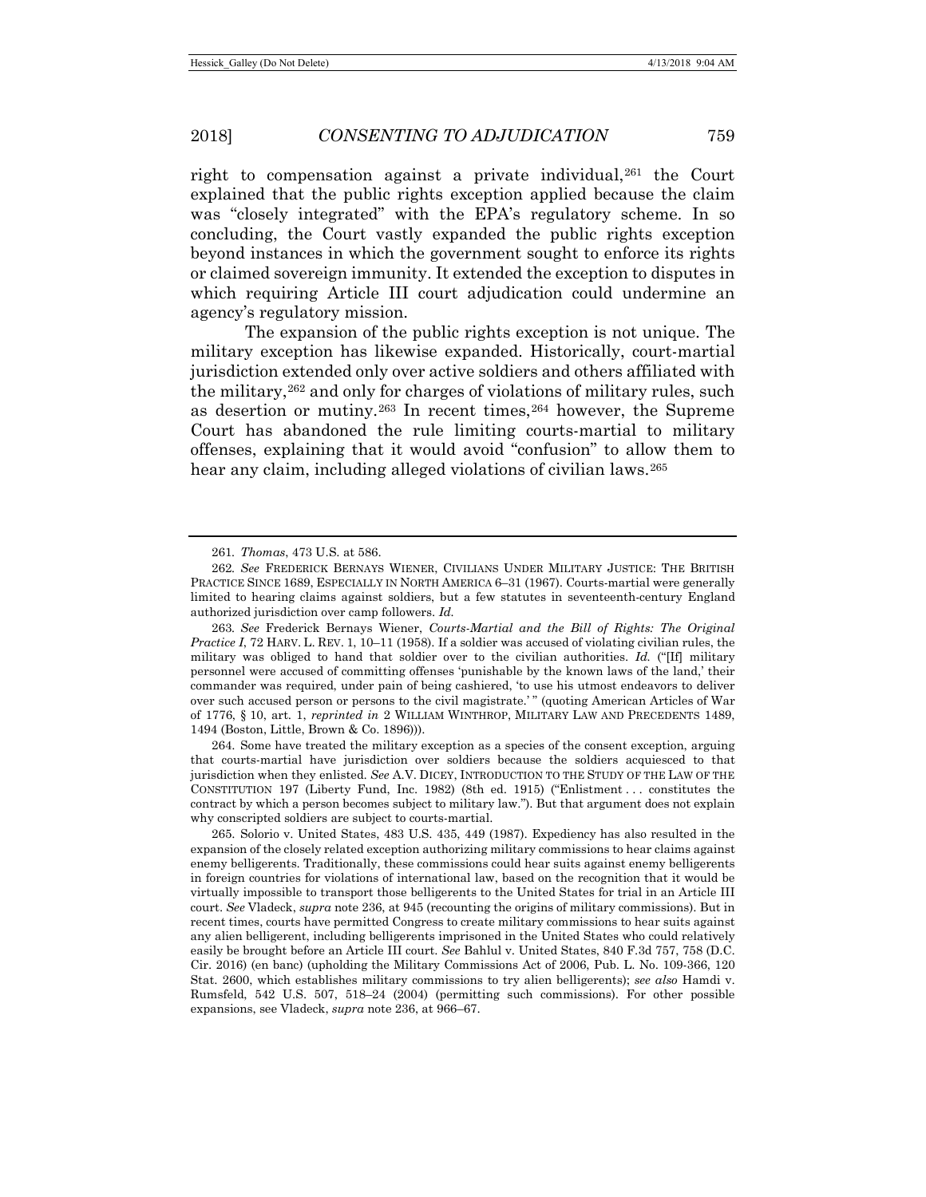right to compensation against a private individual,[261] the Court explained that the public rights exception applied because the claim was "closely integrated" with the EPA's regulatory scheme. In so concluding, the Court vastly expanded the public rights exception beyond instances in which the government sought to enforce its rights or claimed sovereign immunity. It extended the exception to disputes in which requiring Article III court adjudication could undermine an agency's regulatory mission.

The expansion of the public rights exception is not unique. The military exception has likewise expanded. Historically, court-martial jurisdiction extended only over active soldiers and others affiliated with the military,[262] and only for charges of violations of military rules, such as desertion or mutiny.[263] In recent times,[264] however, the Supreme Court has abandoned the rule limiting courts-martial to military offenses, explaining that it would avoid "confusion" to allow them to hear any claim, including alleged violations of civilian laws.[265]

---

261. *Thomas*, 473 U.S. at 586.

262. *See* FREDERICK BERNAYS WIENER, CIVILIANS UNDER MILITARY JUSTICE: THE BRITISH PRACTICE SINCE 1689, ESPECIALLY IN NORTH AMERICA 6–31 (1967). Courts-martial were generally limited to hearing claims against soldiers, but a few statutes in seventeenth-century England authorized jurisdiction over camp followers. *Id.*

263. *See* Frederick Bernays Wiener, *Courts-Martial and the Bill of Rights: The Original Practice I*, 72 HARV. L. REV. 1, 10–11 (1958). If a soldier was accused of violating civilian rules, the military was obliged to hand that soldier over to the civilian authorities. *Id.* ("[If] military personnel were accused of committing offenses 'punishable by the known laws of the land,' their commander was required, under pain of being cashiered, 'to use his utmost endeavors to deliver over such accused person or persons to the civil magistrate.' " (quoting American Articles of War of 1776, § 10, art. 1, *reprinted in* 2 WILLIAM WINTHROP, MILITARY LAW AND PRECEDENTS 1489, 1494 (Boston, Little, Brown & Co. 1896))).

264. Some have treated the military exception as a species of the consent exception, arguing that courts-martial have jurisdiction over soldiers because the soldiers acquiesced to that jurisdiction when they enlisted. *See* A.V. DICEY, INTRODUCTION TO THE STUDY OF THE LAW OF THE CONSTITUTION 197 (Liberty Fund, Inc. 1982) (8th ed. 1915) ("Enlistment . . . constitutes the contract by which a person becomes subject to military law."). But that argument does not explain why conscripted soldiers are subject to courts-martial.

265. Solorio v. United States, 483 U.S. 435, 449 (1987). Expediency has also resulted in the expansion of the closely related exception authorizing military commissions to hear claims against enemy belligerents. Traditionally, these commissions could hear suits against enemy belligerents in foreign countries for violations of international law, based on the recognition that it would be virtually impossible to transport those belligerents to the United States for trial in an Article III court. *See* Vladeck, *supra* note 236, at 945 (recounting the origins of military commissions). But in recent times, courts have permitted Congress to create military commissions to hear suits against any alien belligerent, including belligerents imprisoned in the United States who could relatively easily be brought before an Article III court. *See* Bahlul v. United States, 840 F.3d 757, 758 (D.C. Cir. 2016) (en banc) (upholding the Military Commissions Act of 2006, Pub. L. No. 109-366, 120 Stat. 2600, which establishes military commissions to try alien belligerents); *see also* Hamdi v. Rumsfeld, 542 U.S. 507, 518–24 (2004) (permitting such commissions). For other possible expansions, see Vladeck, *supra* note 236, at 966–67.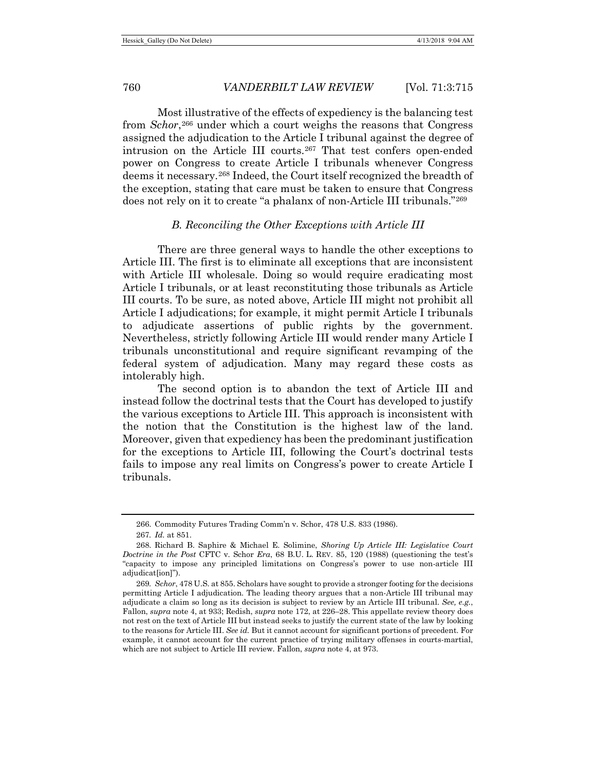Most illustrative of the effects of expediency is the balancing test from *Schor*,[266] under which a court weighs the reasons that Congress assigned the adjudication to the Article I tribunal against the degree of intrusion on the Article III courts.[267] That test confers open-ended power on Congress to create Article I tribunals whenever Congress deems it necessary.[268] Indeed, the Court itself recognized the breadth of the exception, stating that care must be taken to ensure that Congress does not rely on it to create "a phalanx of non-Article III tribunals."[269]

### *B. Reconciling the Other Exceptions with Article III*

There are three general ways to handle the other exceptions to Article III. The first is to eliminate all exceptions that are inconsistent with Article III wholesale. Doing so would require eradicating most Article I tribunals, or at least reconstituting those tribunals as Article III courts. To be sure, as noted above, Article III might not prohibit all Article I adjudications; for example, it might permit Article I tribunals to adjudicate assertions of public rights by the government. Nevertheless, strictly following Article III would render many Article I tribunals unconstitutional and require significant revamping of the federal system of adjudication. Many may regard these costs as intolerably high.

The second option is to abandon the text of Article III and instead follow the doctrinal tests that the Court has developed to justify the various exceptions to Article III. This approach is inconsistent with the notion that the Constitution is the highest law of the land. Moreover, given that expediency has been the predominant justification for the exceptions to Article III, following the Court's doctrinal tests fails to impose any real limits on Congress's power to create Article I tribunals.

---

266. Commodity Futures Trading Comm'n v. Schor, 478 U.S. 833 (1986).

267. *Id.* at 851.

268. Richard B. Saphire & Michael E. Solimine, *Shoring Up Article III: Legislative Court Doctrine in the Post* CFTC v. Schor *Era*, 68 B.U. L. REV. 85, 120 (1988) (questioning the test's "capacity to impose any principled limitations on Congress's power to use non-article III adjudicat[ion]").

269. *Schor*, 478 U.S. at 855. Scholars have sought to provide a stronger footing for the decisions permitting Article I adjudication. The leading theory argues that a non-Article III tribunal may adjudicate a claim so long as its decision is subject to review by an Article III tribunal. *See, e.g.*, Fallon, *supra* note 4, at 933; Redish, *supra* note 172, at 226–28. This appellate review theory does not rest on the text of Article III but instead seeks to justify the current state of the law by looking to the reasons for Article III. *See id.* But it cannot account for significant portions of precedent. For example, it cannot account for the current practice of trying military offenses in courts-martial, which are not subject to Article III review. Fallon, *supra* note 4, at 973.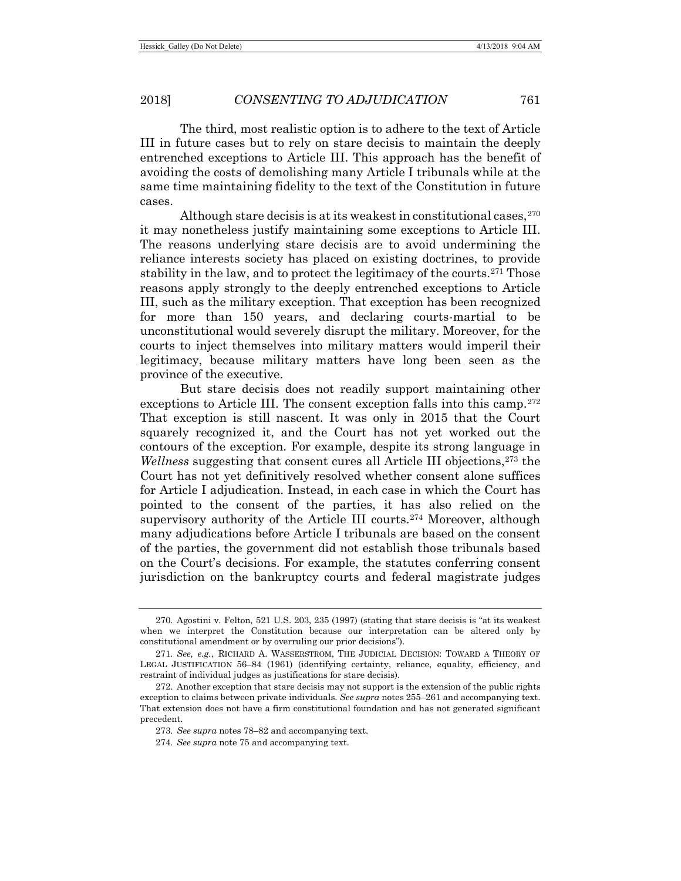The third, most realistic option is to adhere to the text of Article III in future cases but to rely on stare decisis to maintain the deeply entrenched exceptions to Article III. This approach has the benefit of avoiding the costs of demolishing many Article I tribunals while at the same time maintaining fidelity to the text of the Constitution in future cases.

Although stare decisis is at its weakest in constitutional cases,[270] it may nonetheless justify maintaining some exceptions to Article III. The reasons underlying stare decisis are to avoid undermining the reliance interests society has placed on existing doctrines, to provide stability in the law, and to protect the legitimacy of the courts.[271] Those reasons apply strongly to the deeply entrenched exceptions to Article III, such as the military exception. That exception has been recognized for more than 150 years, and declaring courts-martial to be unconstitutional would severely disrupt the military. Moreover, for the courts to inject themselves into military matters would imperil their legitimacy, because military matters have long been seen as the province of the executive.

But stare decisis does not readily support maintaining other exceptions to Article III. The consent exception falls into this camp.[272] That exception is still nascent. It was only in 2015 that the Court squarely recognized it, and the Court has not yet worked out the contours of the exception. For example, despite its strong language in *Wellness* suggesting that consent cures all Article III objections,[273] the Court has not yet definitively resolved whether consent alone suffices for Article I adjudication. Instead, in each case in which the Court has pointed to the consent of the parties, it has also relied on the supervisory authority of the Article III courts.[274] Moreover, although many adjudications before Article I tribunals are based on the consent of the parties, the government did not establish those tribunals based on the Court's decisions. For example, the statutes conferring consent jurisdiction on the bankruptcy courts and federal magistrate judges

---

270. Agostini v. Felton, 521 U.S. 203, 235 (1997) (stating that stare decisis is "at its weakest when we interpret the Constitution because our interpretation can be altered only by constitutional amendment or by overruling our prior decisions").

271. *See, e.g.*, RICHARD A. WASSERSTROM, THE JUDICIAL DECISION: TOWARD A THEORY OF LEGAL JUSTIFICATION 56–84 (1961) (identifying certainty, reliance, equality, efficiency, and restraint of individual judges as justifications for stare decisis).

272. Another exception that stare decisis may not support is the extension of the public rights exception to claims between private individuals. *See supra* notes 255–261 and accompanying text. That extension does not have a firm constitutional foundation and has not generated significant precedent.

273. *See supra* notes 78–82 and accompanying text.

274. *See supra* note 75 and accompanying text.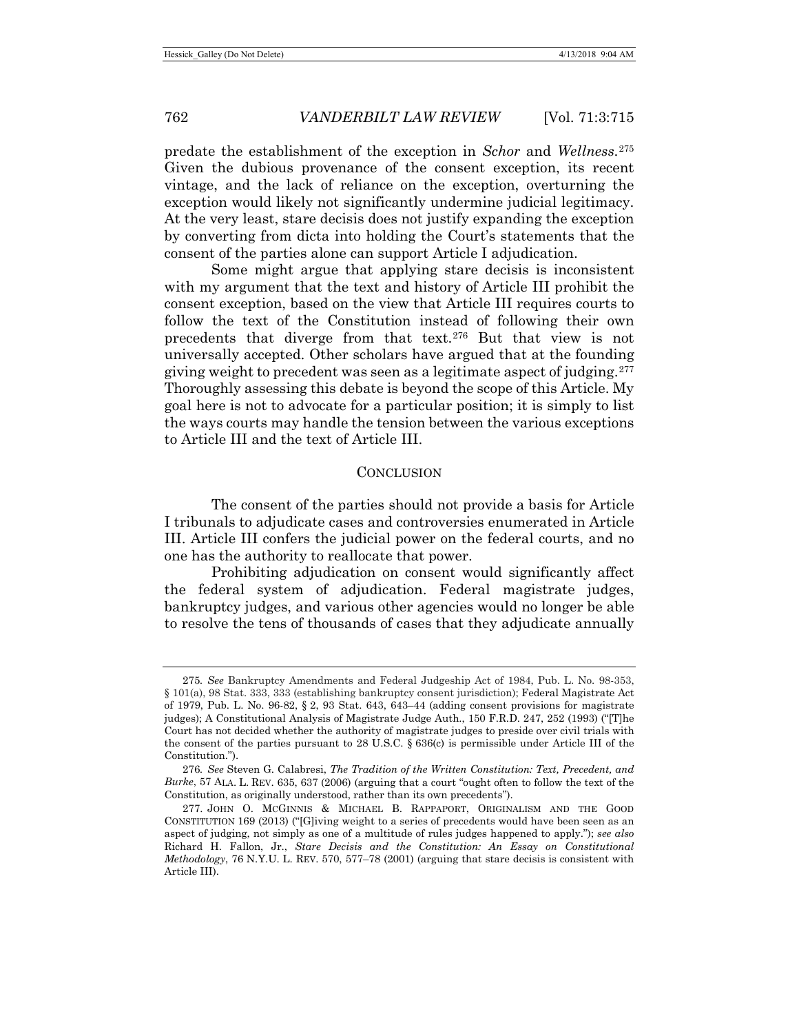predate the establishment of the exception in *Schor* and *Wellness*.[275] Given the dubious provenance of the consent exception, its recent vintage, and the lack of reliance on the exception, overturning the exception would likely not significantly undermine judicial legitimacy. At the very least, stare decisis does not justify expanding the exception by converting from dicta into holding the Court's statements that the consent of the parties alone can support Article I adjudication.

Some might argue that applying stare decisis is inconsistent with my argument that the text and history of Article III prohibit the consent exception, based on the view that Article III requires courts to follow the text of the Constitution instead of following their own precedents that diverge from that text.[276] But that view is not universally accepted. Other scholars have argued that at the founding giving weight to precedent was seen as a legitimate aspect of judging.[277] Thoroughly assessing this debate is beyond the scope of this Article. My goal here is not to advocate for a particular position; it is simply to list the ways courts may handle the tension between the various exceptions to Article III and the text of Article III.

## CONCLUSION

The consent of the parties should not provide a basis for Article I tribunals to adjudicate cases and controversies enumerated in Article III. Article III confers the judicial power on the federal courts, and no one has the authority to reallocate that power.

Prohibiting adjudication on consent would significantly affect the federal system of adjudication. Federal magistrate judges, bankruptcy judges, and various other agencies would no longer be able to resolve the tens of thousands of cases that they adjudicate annually

---

275. *See* Bankruptcy Amendments and Federal Judgeship Act of 1984, Pub. L. No. 98-353, § 101(a), 98 Stat. 333, 333 (establishing bankruptcy consent jurisdiction); Federal Magistrate Act of 1979, Pub. L. No. 96-82, § 2, 93 Stat. 643, 643–44 (adding consent provisions for magistrate judges); A Constitutional Analysis of Magistrate Judge Auth., 150 F.R.D. 247, 252 (1993) ("[T]he Court has not decided whether the authority of magistrate judges to preside over civil trials with the consent of the parties pursuant to 28 U.S.C. § 636(c) is permissible under Article III of the Constitution.").

276. *See* Steven G. Calabresi, *The Tradition of the Written Constitution: Text, Precedent, and Burke*, 57 ALA. L. REV. 635, 637 (2006) (arguing that a court "ought often to follow the text of the Constitution, as originally understood, rather than its own precedents").

277. JOHN O. MCGINNIS & MICHAEL B. RAPPAPORT, ORIGINALISM AND THE GOOD CONSTITUTION 169 (2013) ("[G]iving weight to a series of precedents would have been seen as an aspect of judging, not simply as one of a multitude of rules judges happened to apply."); *see also* Richard H. Fallon, Jr., *Stare Decisis and the Constitution: An Essay on Constitutional Methodology*, 76 N.Y.U. L. REV. 570, 577–78 (2001) (arguing that stare decisis is consistent with Article III).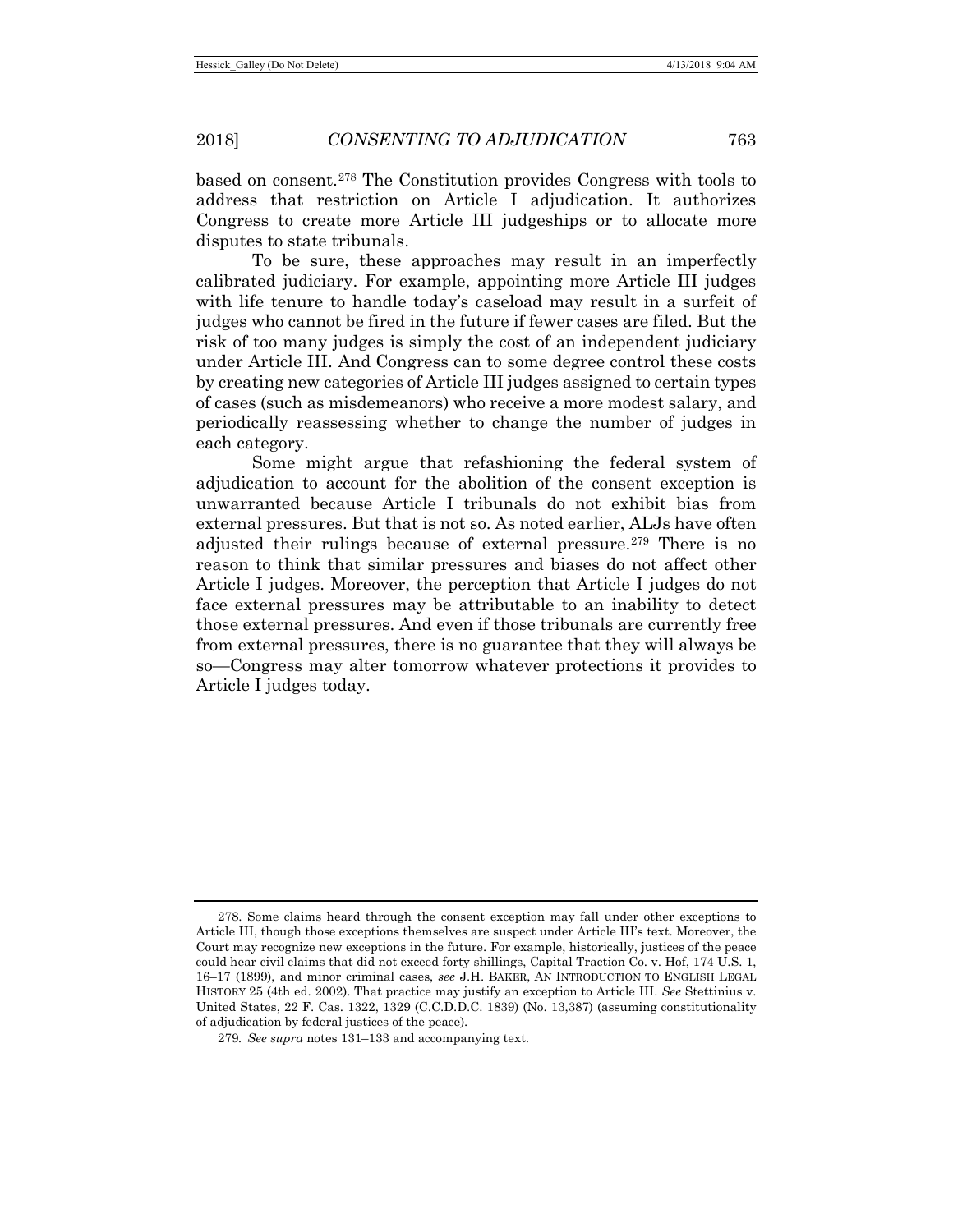based on consent.[278] The Constitution provides Congress with tools to address that restriction on Article I adjudication. It authorizes Congress to create more Article III judgeships or to allocate more disputes to state tribunals.

To be sure, these approaches may result in an imperfectly calibrated judiciary. For example, appointing more Article III judges with life tenure to handle today's caseload may result in a surfeit of judges who cannot be fired in the future if fewer cases are filed. But the risk of too many judges is simply the cost of an independent judiciary under Article III. And Congress can to some degree control these costs by creating new categories of Article III judges assigned to certain types of cases (such as misdemeanors) who receive a more modest salary, and periodically reassessing whether to change the number of judges in each category.

Some might argue that refashioning the federal system of adjudication to account for the abolition of the consent exception is unwarranted because Article I tribunals do not exhibit bias from external pressures. But that is not so. As noted earlier, ALJs have often adjusted their rulings because of external pressure.[279] There is no reason to think that similar pressures and biases do not affect other Article I judges. Moreover, the perception that Article I judges do not face external pressures may be attributable to an inability to detect those external pressures. And even if those tribunals are currently free from external pressures, there is no guarantee that they will always be so—Congress may alter tomorrow whatever protections it provides to Article I judges today.

---

278. Some claims heard through the consent exception may fall under other exceptions to Article III, though those exceptions themselves are suspect under Article III's text. Moreover, the Court may recognize new exceptions in the future. For example, historically, justices of the peace could hear civil claims that did not exceed forty shillings, Capital Traction Co. v. Hof, 174 U.S. 1, 16–17 (1899), and minor criminal cases, *see* J.H. BAKER, AN INTRODUCTION TO ENGLISH LEGAL HISTORY 25 (4th ed. 2002). That practice may justify an exception to Article III. *See* Stettinius v. United States, 22 F. Cas. 1322, 1329 (C.C.D.D.C. 1839) (No. 13,387) (assuming constitutionality of adjudication by federal justices of the peace).

279. *See supra* notes 131–133 and accompanying text.